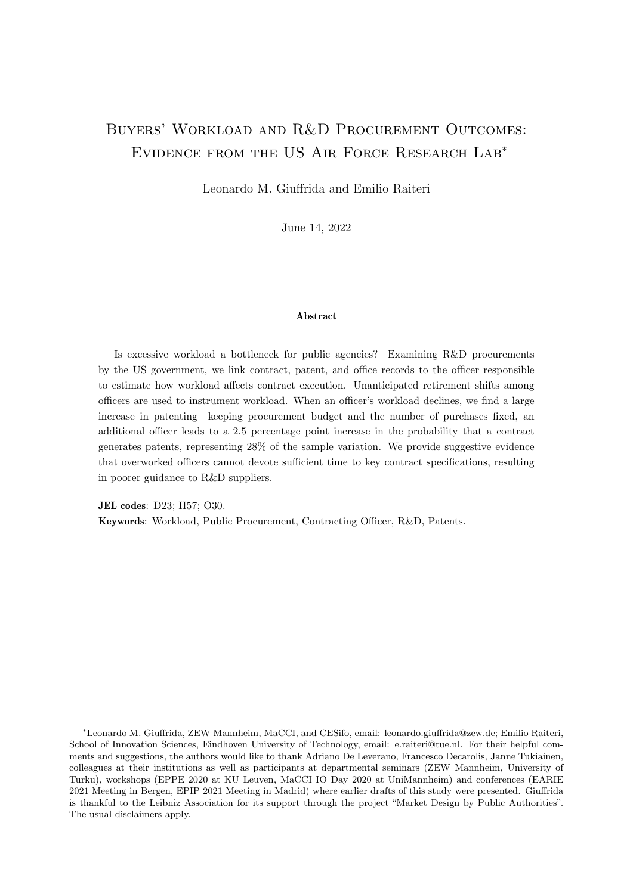# Buyers' Workload and R&D Procurement Outcomes: Evidence from the US Air Force Research Lab*

Leonardo M. Giuffrida and Emilio Raiteri

June 14, 2022

**Abstract**

Is excessive workload a bottleneck for public agencies? Examining R&D procurements by the US government, we link contract, patent, and office records to the officer responsible to estimate how workload affects contract execution. Unanticipated retirement shifts among officers are used to instrument workload. When an officer's workload declines, we find a large increase in patenting—keeping procurement budget and the number of purchases fixed, an additional officer leads to a 2.5 percentage point increase in the probability that a contract generates patents, representing 28% of the sample variation. We provide suggestive evidence that overworked officers cannot devote sufficient time to key contract specifications, resulting in poorer guidance to R&D suppliers.

**JEL codes**: D23; H57; O30.

**Keywords**: Workload, Public Procurement, Contracting Officer, R&D, Patents.

---

*Leonardo M. Giuffrida, ZEW Mannheim, MaCCI, and CESifo, email: leonardo.giuffrida@zew.de; Emilio Raiteri, School of Innovation Sciences, Eindhoven University of Technology, email: e.raiteri@tue.nl. For their helpful comments and suggestions, the authors would like to thank Adriano De Leverano, Francesco Decarolis, Janne Tukiainen, colleagues at their institutions as well as participants at departmental seminars (ZEW Mannheim, University of Turku), workshops (EPPE 2020 at KU Leuven, MaCCI IO Day 2020 at UniMannheim) and conferences (EARIE 2021 Meeting in Bergen, EPIP 2021 Meeting in Madrid) where earlier drafts of this study were presented. Giuffrida is thankful to the Leibniz Association for its support through the project "Market Design by Public Authorities". The usual disclaimers apply.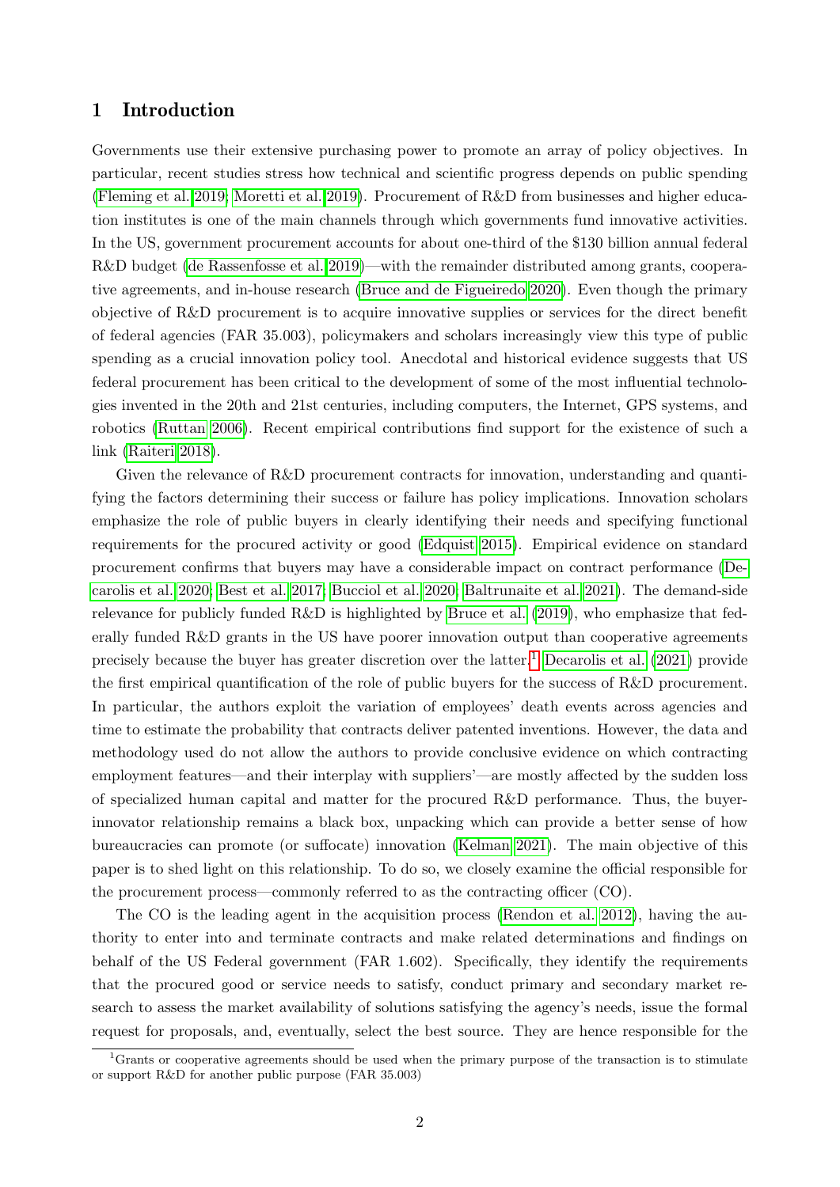# 1 Introduction

Governments use their extensive purchasing power to promote an array of policy objectives. In particular, recent studies stress how technical and scientific progress depends on public spending (Fleming et al. 2019; Moretti et al. 2019). Procurement of R&D from businesses and higher education institutes is one of the main channels through which governments fund innovative activities. In the US, government procurement accounts for about one-third of the $130 billion annual federal R&D budget (de Rassenfosse et al. 2019)—with the remainder distributed among grants, cooperative agreements, and in-house research (Bruce and de Figueiredo 2020). Even though the primary objective of R&D procurement is to acquire innovative supplies or services for the direct benefit of federal agencies (FAR 35.003), policymakers and scholars increasingly view this type of public spending as a crucial innovation policy tool. Anecdotal and historical evidence suggests that US federal procurement has been critical to the development of some of the most influential technologies invented in the 20th and 21st centuries, including computers, the Internet, GPS systems, and robotics (Ruttan 2006). Recent empirical contributions find support for the existence of such a link (Raiteri 2018).

Given the relevance of R&D procurement contracts for innovation, understanding and quantifying the factors determining their success or failure has policy implications. Innovation scholars emphasize the role of public buyers in clearly identifying their needs and specifying functional requirements for the procured activity or good (Edquist 2015). Empirical evidence on standard procurement confirms that buyers may have a considerable impact on contract performance (Decarolis et al. 2020; Best et al. 2017; Bucciol et al. 2020; Baltrunaite et al. 2021). The demand-side relevance for publicly funded R&D is highlighted by Bruce et al. (2019), who emphasize that federally funded R&D grants in the US have poorer innovation output than cooperative agreements precisely because the buyer has greater discretion over the latter.[1] Decarolis et al. (2021) provide the first empirical quantification of the role of public buyers for the success of R&D procurement. In particular, the authors exploit the variation of employees' death events across agencies and time to estimate the probability that contracts deliver patented inventions. However, the data and methodology used do not allow the authors to provide conclusive evidence on which contracting employment features—and their interplay with suppliers'—are mostly affected by the sudden loss of specialized human capital and matter for the procured R&D performance. Thus, the buyer-innovator relationship remains a black box, unpacking which can provide a better sense of how bureaucracies can promote (or suffocate) innovation (Kelman 2021). The main objective of this paper is to shed light on this relationship. To do so, we closely examine the official responsible for the procurement process—commonly referred to as the contracting officer (CO).

The CO is the leading agent in the acquisition process (Rendon et al. 2012), having the authority to enter into and terminate contracts and make related determinations and findings on behalf of the US Federal government (FAR 1.602). Specifically, they identify the requirements that the procured good or service needs to satisfy, conduct primary and secondary market research to assess the market availability of solutions satisfying the agency's needs, issue the formal request for proposals, and, eventually, select the best source. They are hence responsible for the

[1] Grants or cooperative agreements should be used when the primary purpose of the transaction is to stimulate or support R&D for another public purpose (FAR 35.003)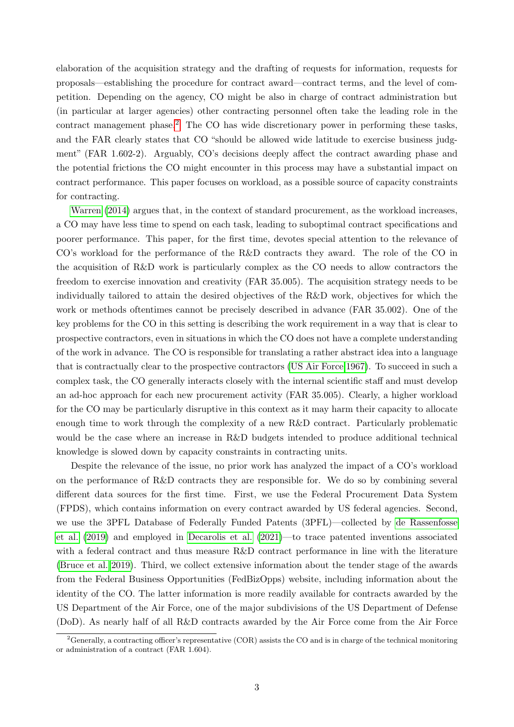elaboration of the acquisition strategy and the drafting of requests for information, requests for proposals—establishing the procedure for contract award—contract terms, and the level of competition. Depending on the agency, CO might be also in charge of contract administration but (in particular at larger agencies) other contracting personnel often take the leading role in the contract management phase.[2] The CO has wide discretionary power in performing these tasks, and the FAR clearly states that CO "should be allowed wide latitude to exercise business judgment" (FAR 1.602-2). Arguably, CO's decisions deeply affect the contract awarding phase and the potential frictions the CO might encounter in this process may have a substantial impact on contract performance. This paper focuses on workload, as a possible source of capacity constraints for contracting.

Warren (2014) argues that, in the context of standard procurement, as the workload increases, a CO may have less time to spend on each task, leading to suboptimal contract specifications and poorer performance. This paper, for the first time, devotes special attention to the relevance of CO's workload for the performance of the R&D contracts they award. The role of the CO in the acquisition of R&D work is particularly complex as the CO needs to allow contractors the freedom to exercise innovation and creativity (FAR 35.005). The acquisition strategy needs to be individually tailored to attain the desired objectives of the R&D work, objectives for which the work or methods oftentimes cannot be precisely described in advance (FAR 35.002). One of the key problems for the CO in this setting is describing the work requirement in a way that is clear to prospective contractors, even in situations in which the CO does not have a complete understanding of the work in advance. The CO is responsible for translating a rather abstract idea into a language that is contractually clear to the prospective contractors (US Air Force 1967). To succeed in such a complex task, the CO generally interacts closely with the internal scientific staff and must develop an ad-hoc approach for each new procurement activity (FAR 35.005). Clearly, a higher workload for the CO may be particularly disruptive in this context as it may harm their capacity to allocate enough time to work through the complexity of a new R&D contract. Particularly problematic would be the case where an increase in R&D budgets intended to produce additional technical knowledge is slowed down by capacity constraints in contracting units.

Despite the relevance of the issue, no prior work has analyzed the impact of a CO's workload on the performance of R&D contracts they are responsible for. We do so by combining several different data sources for the first time. First, we use the Federal Procurement Data System (FPDS), which contains information on every contract awarded by US federal agencies. Second, we use the 3PFL Database of Federally Funded Patents (3PFL)—collected by de Rassenfosse et al. (2019) and employed in Decarolis et al. (2021)—to trace patented inventions associated with a federal contract and thus measure R&D contract performance in line with the literature (Bruce et al. 2019). Third, we collect extensive information about the tender stage of the awards from the Federal Business Opportunities (FedBizOpps) website, including information about the identity of the CO. The latter information is more readily available for contracts awarded by the US Department of the Air Force, one of the major subdivisions of the US Department of Defense (DoD). As nearly half of all R&D contracts awarded by the Air Force come from the Air Force

[2] Generally, a contracting officer's representative (COR) assists the CO and is in charge of the technical monitoring or administration of a contract (FAR 1.604).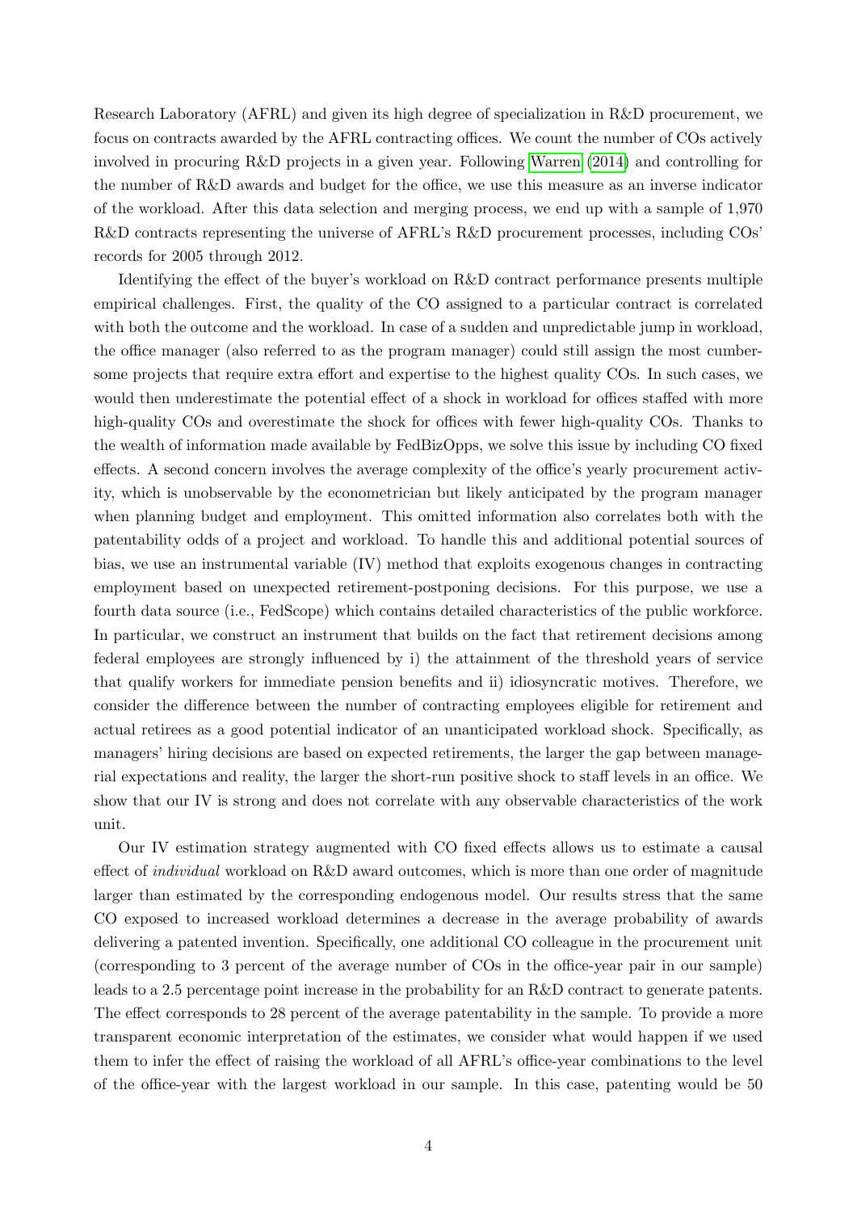Research Laboratory (AFRL) and given its high degree of specialization in R&D procurement, we focus on contracts awarded by the AFRL contracting offices. We count the number of COs actively involved in procuring R&D projects in a given year. Following Warren (2014) and controlling for the number of R&D awards and budget for the office, we use this measure as an inverse indicator of the workload. After this data selection and merging process, we end up with a sample of 1,970 R&D contracts representing the universe of AFRL's R&D procurement processes, including COs' records for 2005 through 2012.

Identifying the effect of the buyer's workload on R&D contract performance presents multiple empirical challenges. First, the quality of the CO assigned to a particular contract is correlated with both the outcome and the workload. In case of a sudden and unpredictable jump in workload, the office manager (also referred to as the program manager) could still assign the most cumbersome projects that require extra effort and expertise to the highest quality COs. In such cases, we would then underestimate the potential effect of a shock in workload for offices staffed with more high-quality COs and overestimate the shock for offices with fewer high-quality COs. Thanks to the wealth of information made available by FedBizOpps, we solve this issue by including CO fixed effects. A second concern involves the average complexity of the office's yearly procurement activity, which is unobservable by the econometrician but likely anticipated by the program manager when planning budget and employment. This omitted information also correlates both with the patentability odds of a project and workload. To handle this and additional potential sources of bias, we use an instrumental variable (IV) method that exploits exogenous changes in contracting employment based on unexpected retirement-postponing decisions. For this purpose, we use a fourth data source (i.e., FedScope) which contains detailed characteristics of the public workforce. In particular, we construct an instrument that builds on the fact that retirement decisions among federal employees are strongly influenced by i) the attainment of the threshold years of service that qualify workers for immediate pension benefits and ii) idiosyncratic motives. Therefore, we consider the difference between the number of contracting employees eligible for retirement and actual retirees as a good potential indicator of an unanticipated workload shock. Specifically, as managers' hiring decisions are based on expected retirements, the larger the gap between managerial expectations and reality, the larger the short-run positive shock to staff levels in an office. We show that our IV is strong and does not correlate with any observable characteristics of the work unit.

Our IV estimation strategy augmented with CO fixed effects allows us to estimate a causal effect of *individual* workload on R&D award outcomes, which is more than one order of magnitude larger than estimated by the corresponding endogenous model. Our results stress that the same CO exposed to increased workload determines a decrease in the average probability of awards delivering a patented invention. Specifically, one additional CO colleague in the procurement unit (corresponding to 3 percent of the average number of COs in the office-year pair in our sample) leads to a 2.5 percentage point increase in the probability for an R&D contract to generate patents. The effect corresponds to 28 percent of the average patentability in the sample. To provide a more transparent economic interpretation of the estimates, we consider what would happen if we used them to infer the effect of raising the workload of all AFRL's office-year combinations to the level of the office-year with the largest workload in our sample. In this case, patenting would be 50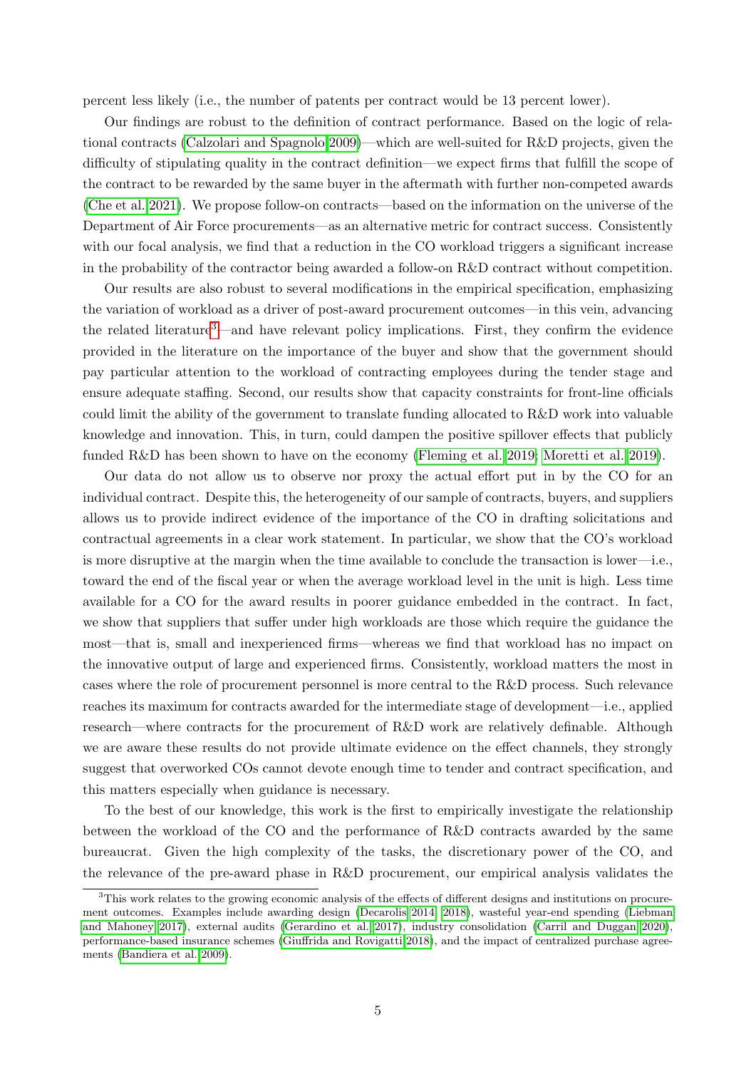percent less likely (i.e., the number of patents per contract would be 13 percent lower).

Our findings are robust to the definition of contract performance. Based on the logic of relational contracts (Calzolari and Spagnolo 2009)—which are well-suited for R&D projects, given the difficulty of stipulating quality in the contract definition—we expect firms that fulfill the scope of the contract to be rewarded by the same buyer in the aftermath with further non-competed awards (Che et al. 2021). We propose follow-on contracts—based on the information on the universe of the Department of Air Force procurements—as an alternative metric for contract success. Consistently with our focal analysis, we find that a reduction in the CO workload triggers a significant increase in the probability of the contractor being awarded a follow-on R&D contract without competition.

Our results are also robust to several modifications in the empirical specification, emphasizing the variation of workload as a driver of post-award procurement outcomes—in this vein, advancing the related literature[3]—and have relevant policy implications. First, they confirm the evidence provided in the literature on the importance of the buyer and show that the government should pay particular attention to the workload of contracting employees during the tender stage and ensure adequate staffing. Second, our results show that capacity constraints for front-line officials could limit the ability of the government to translate funding allocated to R&D work into valuable knowledge and innovation. This, in turn, could dampen the positive spillover effects that publicly funded R&D has been shown to have on the economy (Fleming et al. 2019; Moretti et al. 2019).

Our data do not allow us to observe nor proxy the actual effort put in by the CO for an individual contract. Despite this, the heterogeneity of our sample of contracts, buyers, and suppliers allows us to provide indirect evidence of the importance of the CO in drafting solicitations and contractual agreements in a clear work statement. In particular, we show that the CO's workload is more disruptive at the margin when the time available to conclude the transaction is lower—i.e., toward the end of the fiscal year or when the average workload level in the unit is high. Less time available for a CO for the award results in poorer guidance embedded in the contract. In fact, we show that suppliers that suffer under high workloads are those which require the guidance the most—that is, small and inexperienced firms—whereas we find that workload has no impact on the innovative output of large and experienced firms. Consistently, workload matters the most in cases where the role of procurement personnel is more central to the R&D process. Such relevance reaches its maximum for contracts awarded for the intermediate stage of development—i.e., applied research—where contracts for the procurement of R&D work are relatively definable. Although we are aware these results do not provide ultimate evidence on the effect channels, they strongly suggest that overworked COs cannot devote enough time to tender and contract specification, and this matters especially when guidance is necessary.

To the best of our knowledge, this work is the first to empirically investigate the relationship between the workload of the CO and the performance of R&D contracts awarded by the same bureaucrat. Given the high complexity of the tasks, the discretionary power of the CO, and the relevance of the pre-award phase in R&D procurement, our empirical analysis validates the

[3] This work relates to the growing economic analysis of the effects of different designs and institutions on procurement outcomes. Examples include awarding design (Decarolis 2014, 2018), wasteful year-end spending (Liebman and Mahoney 2017), external audits (Gerardino et al. 2017), industry consolidation (Carril and Duggan 2020), performance-based insurance schemes (Giuffrida and Rovigatti 2018), and the impact of centralized purchase agreements (Bandiera et al. 2009).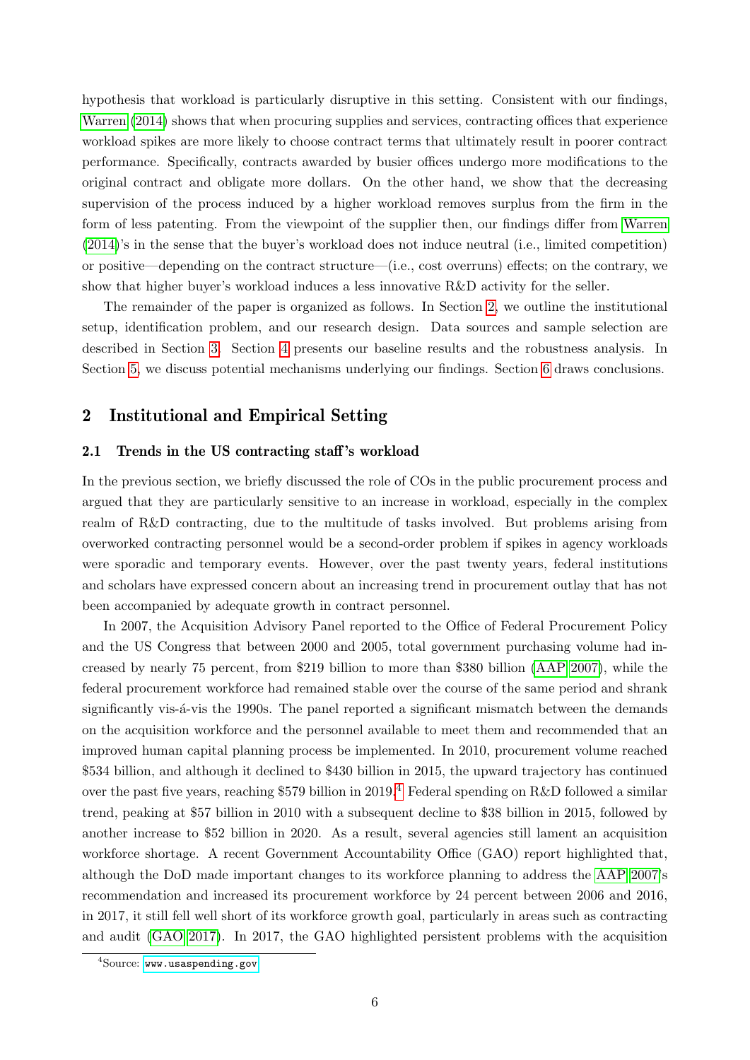hypothesis that workload is particularly disruptive in this setting. Consistent with our findings, Warren (2014) shows that when procuring supplies and services, contracting offices that experience workload spikes are more likely to choose contract terms that ultimately result in poorer contract performance. Specifically, contracts awarded by busier offices undergo more modifications to the original contract and obligate more dollars. On the other hand, we show that the decreasing supervision of the process induced by a higher workload removes surplus from the firm in the form of less patenting. From the viewpoint of the supplier then, our findings differ from Warren (2014)'s in the sense that the buyer's workload does not induce neutral (i.e., limited competition) or positive—depending on the contract structure—(i.e., cost overruns) effects; on the contrary, we show that higher buyer's workload induces a less innovative R&D activity for the seller.

The remainder of the paper is organized as follows. In Section 2, we outline the institutional setup, identification problem, and our research design. Data sources and sample selection are described in Section 3. Section 4 presents our baseline results and the robustness analysis. In Section 5, we discuss potential mechanisms underlying our findings. Section 6 draws conclusions.

## 2 Institutional and Empirical Setting

### 2.1 Trends in the US contracting staff's workload

In the previous section, we briefly discussed the role of COs in the public procurement process and argued that they are particularly sensitive to an increase in workload, especially in the complex realm of R&D contracting, due to the multitude of tasks involved. But problems arising from overworked contracting personnel would be a second-order problem if spikes in agency workloads were sporadic and temporary events. However, over the past twenty years, federal institutions and scholars have expressed concern about an increasing trend in procurement outlay that has not been accompanied by adequate growth in contract personnel.

In 2007, the Acquisition Advisory Panel reported to the Office of Federal Procurement Policy and the US Congress that between 2000 and 2005, total government purchasing volume had increased by nearly 75 percent, from \$219 billion to more than \$380 billion (AAP 2007), while the federal procurement workforce had remained stable over the course of the same period and shrank significantly vis-á-vis the 1990s. The panel reported a significant mismatch between the demands on the acquisition workforce and the personnel available to meet them and recommended that an improved human capital planning process be implemented. In 2010, procurement volume reached \$534 billion, and although it declined to \$430 billion in 2015, the upward trajectory has continued over the past five years, reaching \$579 billion in 2019.[4] Federal spending on R&D followed a similar trend, peaking at \$57 billion in 2010 with a subsequent decline to \$38 billion in 2015, followed by another increase to \$52 billion in 2020. As a result, several agencies still lament an acquisition workforce shortage. A recent Government Accountability Office (GAO) report highlighted that, although the DoD made important changes to its workforce planning to address the AAP 2007's recommendation and increased its procurement workforce by 24 percent between 2006 and 2016, in 2017, it still fell well short of its workforce growth goal, particularly in areas such as contracting and audit (GAO 2017). In 2017, the GAO highlighted persistent problems with the acquisition

[4] Source: www.usaspending.gov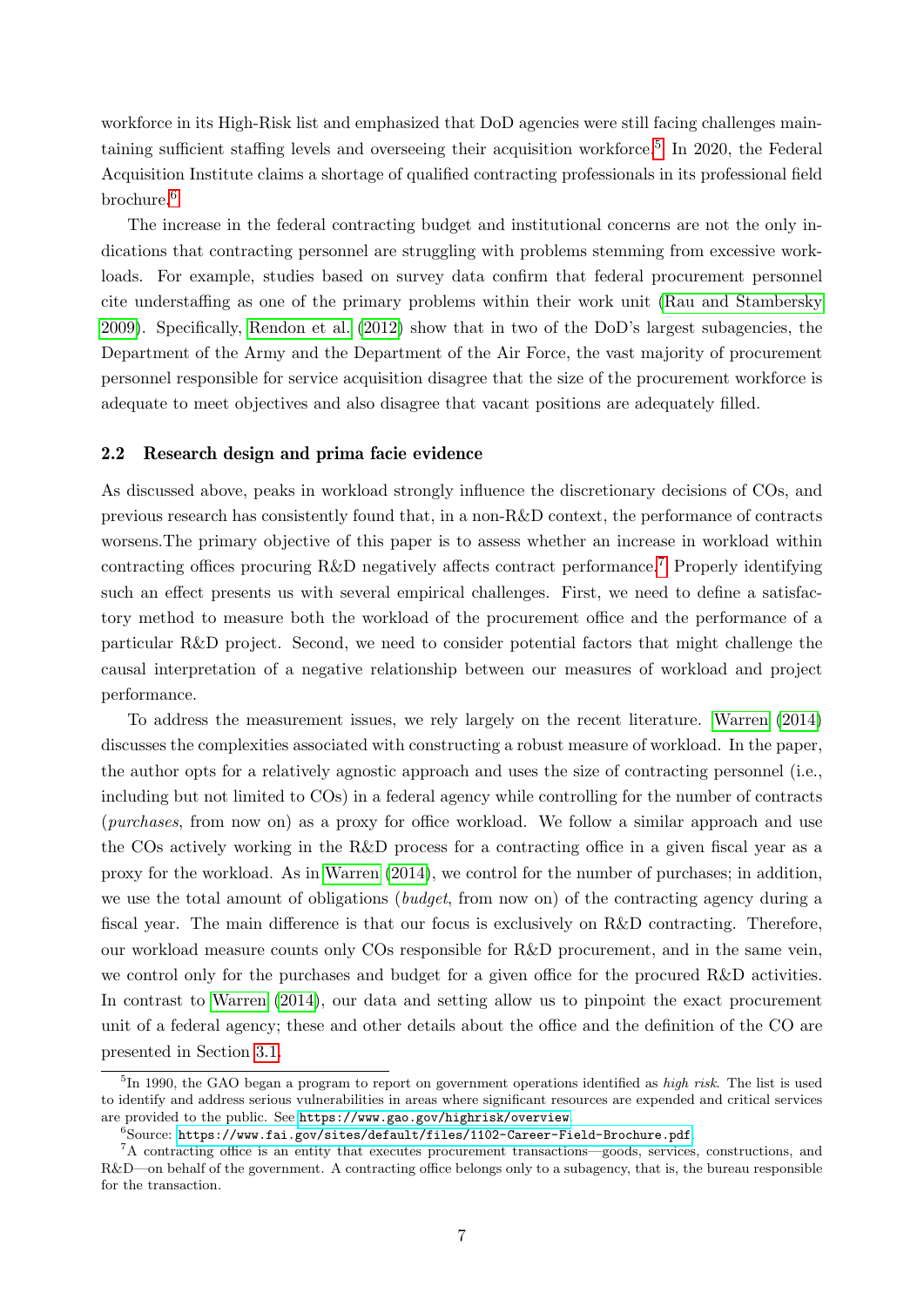workforce in its High-Risk list and emphasized that DoD agencies were still facing challenges maintaining sufficient staffing levels and overseeing their acquisition workforce.[5] In 2020, the Federal Acquisition Institute claims a shortage of qualified contracting professionals in its professional field brochure.[6]

The increase in the federal contracting budget and institutional concerns are not the only indications that contracting personnel are struggling with problems stemming from excessive workloads. For example, studies based on survey data confirm that federal procurement personnel cite understaffing as one of the primary problems within their work unit (Rau and Stambersky 2009). Specifically, Rendon et al. (2012) show that in two of the DoD's largest subagencies, the Department of the Army and the Department of the Air Force, the vast majority of procurement personnel responsible for service acquisition disagree that the size of the procurement workforce is adequate to meet objectives and also disagree that vacant positions are adequately filled.

### 2.2 Research design and prima facie evidence

As discussed above, peaks in workload strongly influence the discretionary decisions of COs, and previous research has consistently found that, in a non-R&D context, the performance of contracts worsens.The primary objective of this paper is to assess whether an increase in workload within contracting offices procuring R&D negatively affects contract performance.[7] Properly identifying such an effect presents us with several empirical challenges. First, we need to define a satisfactory method to measure both the workload of the procurement office and the performance of a particular R&D project. Second, we need to consider potential factors that might challenge the causal interpretation of a negative relationship between our measures of workload and project performance.

To address the measurement issues, we rely largely on the recent literature. Warren (2014) discusses the complexities associated with constructing a robust measure of workload. In the paper, the author opts for a relatively agnostic approach and uses the size of contracting personnel (i.e., including but not limited to COs) in a federal agency while controlling for the number of contracts (*purchases*, from now on) as a proxy for office workload. We follow a similar approach and use the COs actively working in the R&D process for a contracting office in a given fiscal year as a proxy for the workload. As in Warren (2014), we control for the number of purchases; in addition, we use the total amount of obligations (*budget*, from now on) of the contracting agency during a fiscal year. The main difference is that our focus is exclusively on R&D contracting. Therefore, our workload measure counts only COs responsible for R&D procurement, and in the same vein, we control only for the purchases and budget for a given office for the procured R&D activities. In contrast to Warren (2014), our data and setting allow us to pinpoint the exact procurement unit of a federal agency; these and other details about the office and the definition of the CO are presented in Section 3.1.

[5] In 1990, the GAO began a program to report on government operations identified as *high risk*. The list is used to identify and address serious vulnerabilities in areas where significant resources are expended and critical services are provided to the public. See https://www.gao.gov/highrisk/overview.

[6] Source: https://www.fai.gov/sites/default/files/1102-Career-Field-Brochure.pdf.

[7] A contracting office is an entity that executes procurement transactions—goods, services, constructions, and R&D—on behalf of the government. A contracting office belongs only to a subagency, that is, the bureau responsible for the transaction.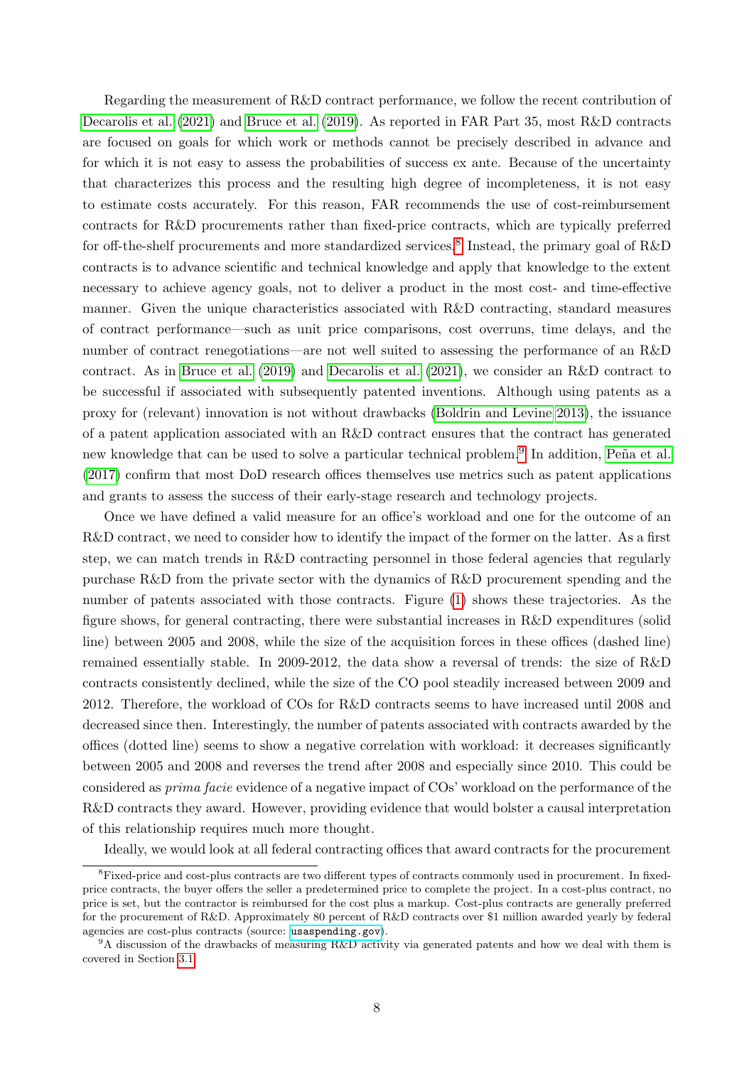Regarding the measurement of R&D contract performance, we follow the recent contribution of Decarolis et al. (2021) and Bruce et al. (2019). As reported in FAR Part 35, most R&D contracts are focused on goals for which work or methods cannot be precisely described in advance and for which it is not easy to assess the probabilities of success ex ante. Because of the uncertainty that characterizes this process and the resulting high degree of incompleteness, it is not easy to estimate costs accurately. For this reason, FAR recommends the use of cost-reimbursement contracts for R&D procurements rather than fixed-price contracts, which are typically preferred for off-the-shelf procurements and more standardized services.[8] Instead, the primary goal of R&D contracts is to advance scientific and technical knowledge and apply that knowledge to the extent necessary to achieve agency goals, not to deliver a product in the most cost- and time-effective manner. Given the unique characteristics associated with R&D contracting, standard measures of contract performance—such as unit price comparisons, cost overruns, time delays, and the number of contract renegotiations—are not well suited to assessing the performance of an R&D contract. As in Bruce et al. (2019) and Decarolis et al. (2021), we consider an R&D contract to be successful if associated with subsequently patented inventions. Although using patents as a proxy for (relevant) innovation is not without drawbacks (Boldrin and Levine 2013), the issuance of a patent application associated with an R&D contract ensures that the contract has generated new knowledge that can be used to solve a particular technical problem.[9] In addition, Peña et al. (2017) confirm that most DoD research offices themselves use metrics such as patent applications and grants to assess the success of their early-stage research and technology projects.

Once we have defined a valid measure for an office's workload and one for the outcome of an R&D contract, we need to consider how to identify the impact of the former on the latter. As a first step, we can match trends in R&D contracting personnel in those federal agencies that regularly purchase R&D from the private sector with the dynamics of R&D procurement spending and the number of patents associated with those contracts. Figure (1) shows these trajectories. As the figure shows, for general contracting, there were substantial increases in R&D expenditures (solid line) between 2005 and 2008, while the size of the acquisition forces in these offices (dashed line) remained essentially stable. In 2009-2012, the data show a reversal of trends: the size of R&D contracts consistently declined, while the size of the CO pool steadily increased between 2009 and 2012. Therefore, the workload of COs for R&D contracts seems to have increased until 2008 and decreased since then. Interestingly, the number of patents associated with contracts awarded by the offices (dotted line) seems to show a negative correlation with workload: it decreases significantly between 2005 and 2008 and reverses the trend after 2008 and especially since 2010. This could be considered as *prima facie* evidence of a negative impact of COs' workload on the performance of the R&D contracts they award. However, providing evidence that would bolster a causal interpretation of this relationship requires much more thought.

Ideally, we would look at all federal contracting offices that award contracts for the procurement

[8] Fixed-price and cost-plus contracts are two different types of contracts commonly used in procurement. In fixed-price contracts, the buyer offers the seller a predetermined price to complete the project. In a cost-plus contract, no price is set, but the contractor is reimbursed for the cost plus a markup. Cost-plus contracts are generally preferred for the procurement of R&D. Approximately 80 percent of R&D contracts over $1 million awarded yearly by federal agencies are cost-plus contracts (source: `usaspending.gov`).

[9] A discussion of the drawbacks of measuring R&D activity via generated patents and how we deal with them is covered in Section 3.1.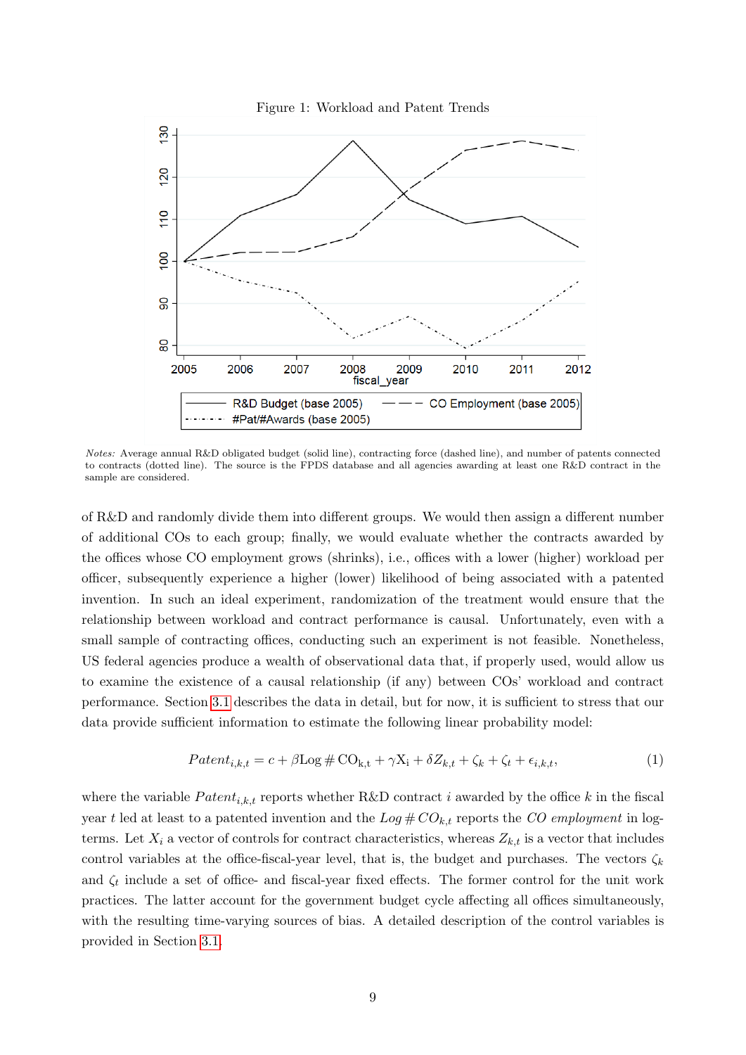Figure 1: Workload and Patent Trends

*Notes:* Average annual R&D obligated budget (solid line), contracting force (dashed line), and number of patents connected to contracts (dotted line). The source is the FPDS database and all agencies awarding at least one R&D contract in the sample are considered.

of R&D and randomly divide them into different groups. We would then assign a different number of additional COs to each group; finally, we would evaluate whether the contracts awarded by the offices whose CO employment grows (shrinks), i.e., offices with a lower (higher) workload per officer, subsequently experience a higher (lower) likelihood of being associated with a patented invention. In such an ideal experiment, randomization of the treatment would ensure that the relationship between workload and contract performance is causal. Unfortunately, even with a small sample of contracting offices, conducting such an experiment is not feasible. Nonetheless, US federal agencies produce a wealth of observational data that, if properly used, would allow us to examine the existence of a causal relationship (if any) between COs' workload and contract performance. Section 3.1 describes the data in detail, but for now, it is sufficient to stress that our data provide sufficient information to estimate the following linear probability model:

$$Patent_{i,k,t} = c + \beta \mathrm{Log}\,\#\,\mathrm{CO_{k,t}} + \gamma \mathrm{X_i} + \delta Z_{k,t} + \zeta_k + \zeta_t + \epsilon_{i,k,t}, \tag{1}$$

where the variable $Patent_{i,k,t}$ reports whether R&D contract $i$ awarded by the office $k$ in the fiscal year $t$ led at least to a patented invention and the $Log\,\#\,CO_{k,t}$ reports the *CO employment* in log-terms. Let $X_i$ a vector of controls for contract characteristics, whereas $Z_{k,t}$ is a vector that includes control variables at the office-fiscal-year level, that is, the budget and purchases. The vectors $\zeta_k$ and $\zeta_t$ include a set of office- and fiscal-year fixed effects. The former control for the unit work practices. The latter account for the government budget cycle affecting all offices simultaneously, with the resulting time-varying sources of bias. A detailed description of the control variables is provided in Section 3.1.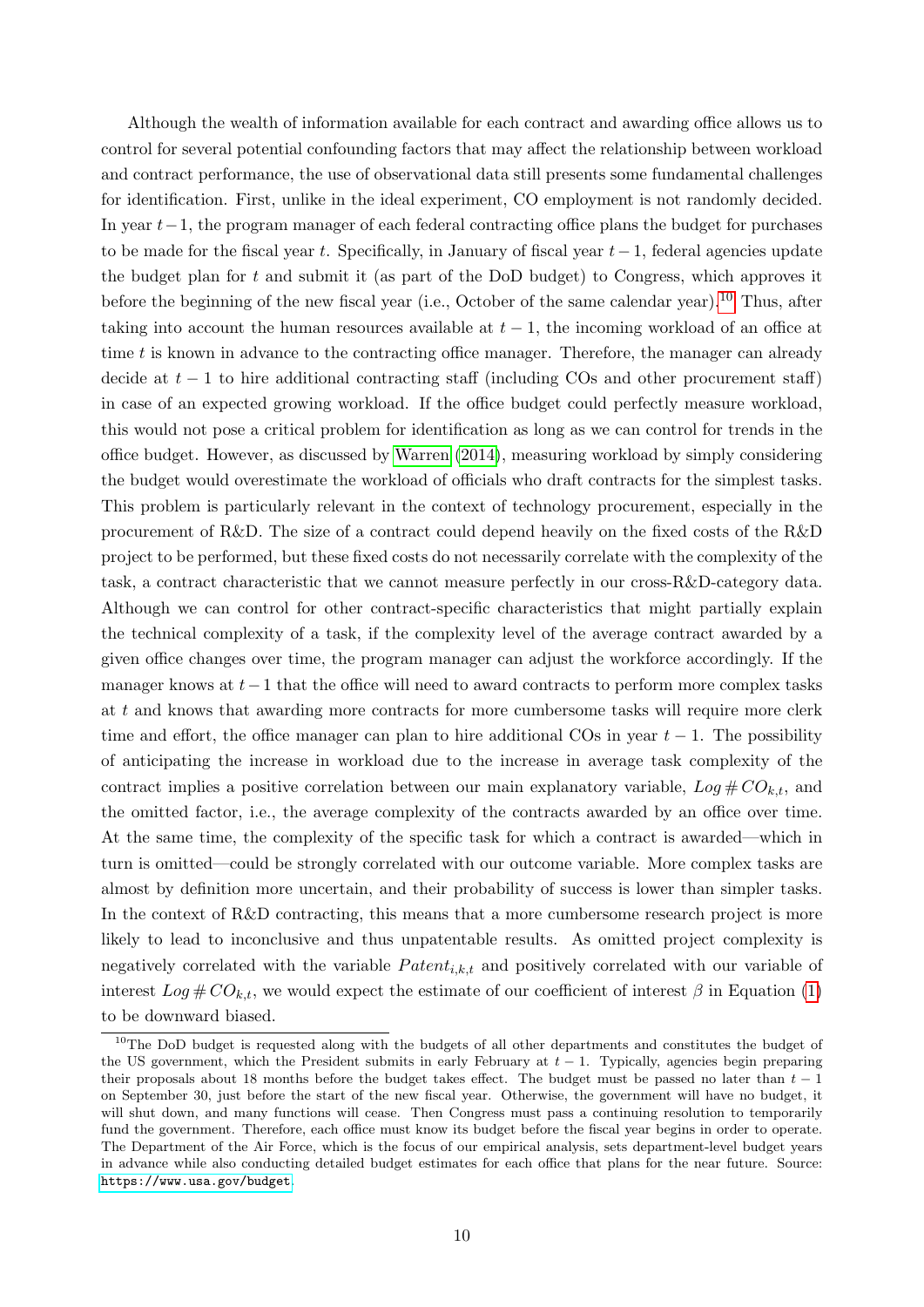Although the wealth of information available for each contract and awarding office allows us to control for several potential confounding factors that may affect the relationship between workload and contract performance, the use of observational data still presents some fundamental challenges for identification. First, unlike in the ideal experiment, CO employment is not randomly decided. In year $t-1$, the program manager of each federal contracting office plans the budget for purchases to be made for the fiscal year $t$. Specifically, in January of fiscal year $t-1$, federal agencies update the budget plan for $t$ and submit it (as part of the DoD budget) to Congress, which approves it before the beginning of the new fiscal year (i.e., October of the same calendar year).[10] Thus, after taking into account the human resources available at $t-1$, the incoming workload of an office at time $t$ is known in advance to the contracting office manager. Therefore, the manager can already decide at $t-1$ to hire additional contracting staff (including COs and other procurement staff) in case of an expected growing workload. If the office budget could perfectly measure workload, this would not pose a critical problem for identification as long as we can control for trends in the office budget. However, as discussed by Warren (2014), measuring workload by simply considering the budget would overestimate the workload of officials who draft contracts for the simplest tasks. This problem is particularly relevant in the context of technology procurement, especially in the procurement of R&D. The size of a contract could depend heavily on the fixed costs of the R&D project to be performed, but these fixed costs do not necessarily correlate with the complexity of the task, a contract characteristic that we cannot measure perfectly in our cross-R&D-category data. Although we can control for other contract-specific characteristics that might partially explain the technical complexity of a task, if the complexity level of the average contract awarded by a given office changes over time, the program manager can adjust the workforce accordingly. If the manager knows at $t-1$ that the office will need to award contracts to perform more complex tasks at $t$ and knows that awarding more contracts for more cumbersome tasks will require more clerk time and effort, the office manager can plan to hire additional COs in year $t-1$. The possibility of anticipating the increase in workload due to the increase in average task complexity of the contract implies a positive correlation between our main explanatory variable, $Log\,\#\,CO_{k,t}$, and the omitted factor, i.e., the average complexity of the contracts awarded by an office over time. At the same time, the complexity of the specific task for which a contract is awarded—which in turn is omitted—could be strongly correlated with our outcome variable. More complex tasks are almost by definition more uncertain, and their probability of success is lower than simpler tasks. In the context of R&D contracting, this means that a more cumbersome research project is more likely to lead to inconclusive and thus unpatentable results. As omitted project complexity is negatively correlated with the variable $Patent_{i,k,t}$ and positively correlated with our variable of interest $Log\,\#\,CO_{k,t}$, we would expect the estimate of our coefficient of interest $\beta$ in Equation (1) to be downward biased.

[10] The DoD budget is requested along with the budgets of all other departments and constitutes the budget of the US government, which the President submits in early February at $t-1$. Typically, agencies begin preparing their proposals about 18 months before the budget takes effect. The budget must be passed no later than $t-1$ on September 30, just before the start of the new fiscal year. Otherwise, the government will have no budget, it will shut down, and many functions will cease. Then Congress must pass a continuing resolution to temporarily fund the government. Therefore, each office must know its budget before the fiscal year begins in order to operate. The Department of the Air Force, which is the focus of our empirical analysis, sets department-level budget years in advance while also conducting detailed budget estimates for each office that plans for the near future. Source: https://www.usa.gov/budget.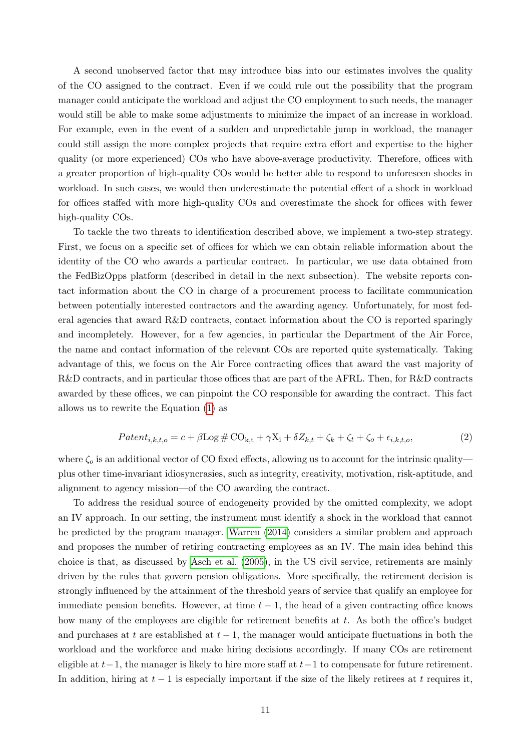A second unobserved factor that may introduce bias into our estimates involves the quality of the CO assigned to the contract. Even if we could rule out the possibility that the program manager could anticipate the workload and adjust the CO employment to such needs, the manager would still be able to make some adjustments to minimize the impact of an increase in workload. For example, even in the event of a sudden and unpredictable jump in workload, the manager could still assign the more complex projects that require extra effort and expertise to the higher quality (or more experienced) COs who have above-average productivity. Therefore, offices with a greater proportion of high-quality COs would be better able to respond to unforeseen shocks in workload. In such cases, we would then underestimate the potential effect of a shock in workload for offices staffed with more high-quality COs and overestimate the shock for offices with fewer high-quality COs.

To tackle the two threats to identification described above, we implement a two-step strategy. First, we focus on a specific set of offices for which we can obtain reliable information about the identity of the CO who awards a particular contract. In particular, we use data obtained from the FedBizOpps platform (described in detail in the next subsection). The website reports contact information about the CO in charge of a procurement process to facilitate communication between potentially interested contractors and the awarding agency. Unfortunately, for most federal agencies that award R&D contracts, contact information about the CO is reported sparingly and incompletely. However, for a few agencies, in particular the Department of the Air Force, the name and contact information of the relevant COs are reported quite systematically. Taking advantage of this, we focus on the Air Force contracting offices that award the vast majority of R&D contracts, and in particular those offices that are part of the AFRL. Then, for R&D contracts awarded by these offices, we can pinpoint the CO responsible for awarding the contract. This fact allows us to rewrite the Equation (1) as

$$Patent_{i,k,t,o} = c + \beta \mathrm{Log}\,\#\,\mathrm{CO_{k,t}} + \gamma \mathrm{X_i} + \delta Z_{k,t} + \zeta_k + \zeta_t + \zeta_o + \epsilon_{i,k,t,o}, \tag{2}$$

where $\zeta_o$ is an additional vector of CO fixed effects, allowing us to account for the intrinsic quality—plus other time-invariant idiosyncrasies, such as integrity, creativity, motivation, risk-aptitude, and alignment to agency mission—of the CO awarding the contract.

To address the residual source of endogeneity provided by the omitted complexity, we adopt an IV approach. In our setting, the instrument must identify a shock in the workload that cannot be predicted by the program manager. Warren (2014) considers a similar problem and approach and proposes the number of retiring contracting employees as an IV. The main idea behind this choice is that, as discussed by Asch et al. (2005), in the US civil service, retirements are mainly driven by the rules that govern pension obligations. More specifically, the retirement decision is strongly influenced by the attainment of the threshold years of service that qualify an employee for immediate pension benefits. However, at time $t-1$, the head of a given contracting office knows how many of the employees are eligible for retirement benefits at $t$. As both the office's budget and purchases at $t$ are established at $t-1$, the manager would anticipate fluctuations in both the workload and the workforce and make hiring decisions accordingly. If many COs are retirement eligible at $t-1$, the manager is likely to hire more staff at $t-1$ to compensate for future retirement. In addition, hiring at $t-1$ is especially important if the size of the likely retirees at $t$ requires it,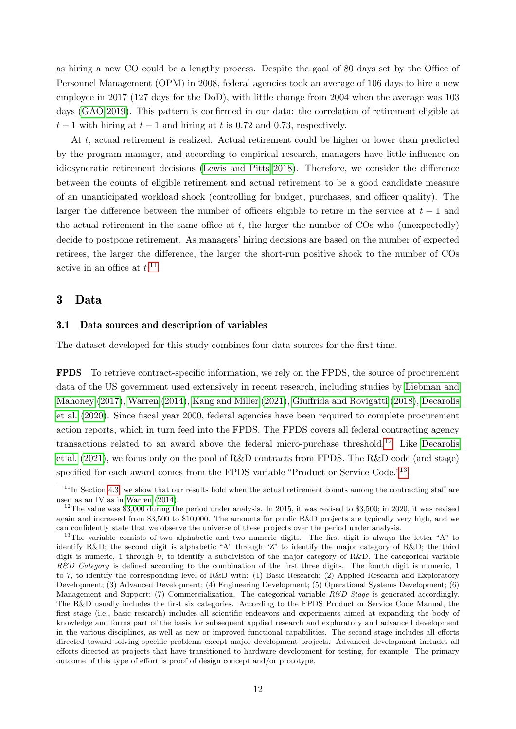as hiring a new CO could be a lengthy process. Despite the goal of 80 days set by the Office of Personnel Management (OPM) in 2008, federal agencies took an average of 106 days to hire a new employee in 2017 (127 days for the DoD), with little change from 2004 when the average was 103 days (GAO 2019). This pattern is confirmed in our data: the correlation of retirement eligible at $t-1$ with hiring at $t-1$ and hiring at $t$ is 0.72 and 0.73, respectively.

At $t$, actual retirement is realized. Actual retirement could be higher or lower than predicted by the program manager, and according to empirical research, managers have little influence on idiosyncratic retirement decisions (Lewis and Pitts 2018). Therefore, we consider the difference between the counts of eligible retirement and actual retirement to be a good candidate measure of an unanticipated workload shock (controlling for budget, purchases, and officer quality). The larger the difference between the number of officers eligible to retire in the service at $t-1$ and the actual retirement in the same office at $t$, the larger the number of COs who (unexpectedly) decide to postpone retirement. As managers' hiring decisions are based on the number of expected retirees, the larger the difference, the larger the short-run positive shock to the number of COs active in an office at $t$.[11]

## 3 Data

### 3.1 Data sources and description of variables

The dataset developed for this study combines four data sources for the first time.

**FPDS** To retrieve contract-specific information, we rely on the FPDS, the source of procurement data of the US government used extensively in recent research, including studies by Liebman and Mahoney (2017), Warren (2014), Kang and Miller (2021), Giuffrida and Rovigatti (2018), Decarolis et al. (2020). Since fiscal year 2000, federal agencies have been required to complete procurement action reports, which in turn feed into the FPDS. The FPDS covers all federal contracting agency transactions related to an award above the federal micro-purchase threshold.[12] Like Decarolis et al. (2021), we focus only on the pool of R&D contracts from FPDS. The R&D code (and stage) specified for each award comes from the FPDS variable "Product or Service Code."[13]

---

[11] In Section 4.3, we show that our results hold when the actual retirement counts among the contracting staff are used as an IV as in Warren (2014).

[12] The value was \$3,000 during the period under analysis. In 2015, it was revised to \$3,500; in 2020, it was revised again and increased from \$3,500 to \$10,000. The amounts for public R&D projects are typically very high, and we can confidently state that we observe the universe of these projects over the period under analysis.

[13] The variable consists of two alphabetic and two numeric digits. The first digit is always the letter "A" to identify R&D; the second digit is alphabetic "A" through "Z" to identify the major category of R&D; the third digit is numeric, 1 through 9, to identify a subdivision of the major category of R&D. The categorical variable *R&D Category* is defined according to the combination of the first three digits. The fourth digit is numeric, 1 to 7, to identify the corresponding level of R&D with: (1) Basic Research; (2) Applied Research and Exploratory Development; (3) Advanced Development; (4) Engineering Development; (5) Operational Systems Development; (6) Management and Support; (7) Commercialization. The categorical variable *R&D Stage* is generated accordingly. The R&D usually includes the first six categories. According to the FPDS Product or Service Code Manual, the first stage (i.e., basic research) includes all scientific endeavors and experiments aimed at expanding the body of knowledge and forms part of the basis for subsequent applied research and exploratory and advanced development in the various disciplines, as well as new or improved functional capabilities. The second stage includes all efforts directed toward solving specific problems except major development projects. Advanced development includes all efforts directed at projects that have transitioned to hardware development for testing, for example. The primary outcome of this type of effort is proof of design concept and/or prototype.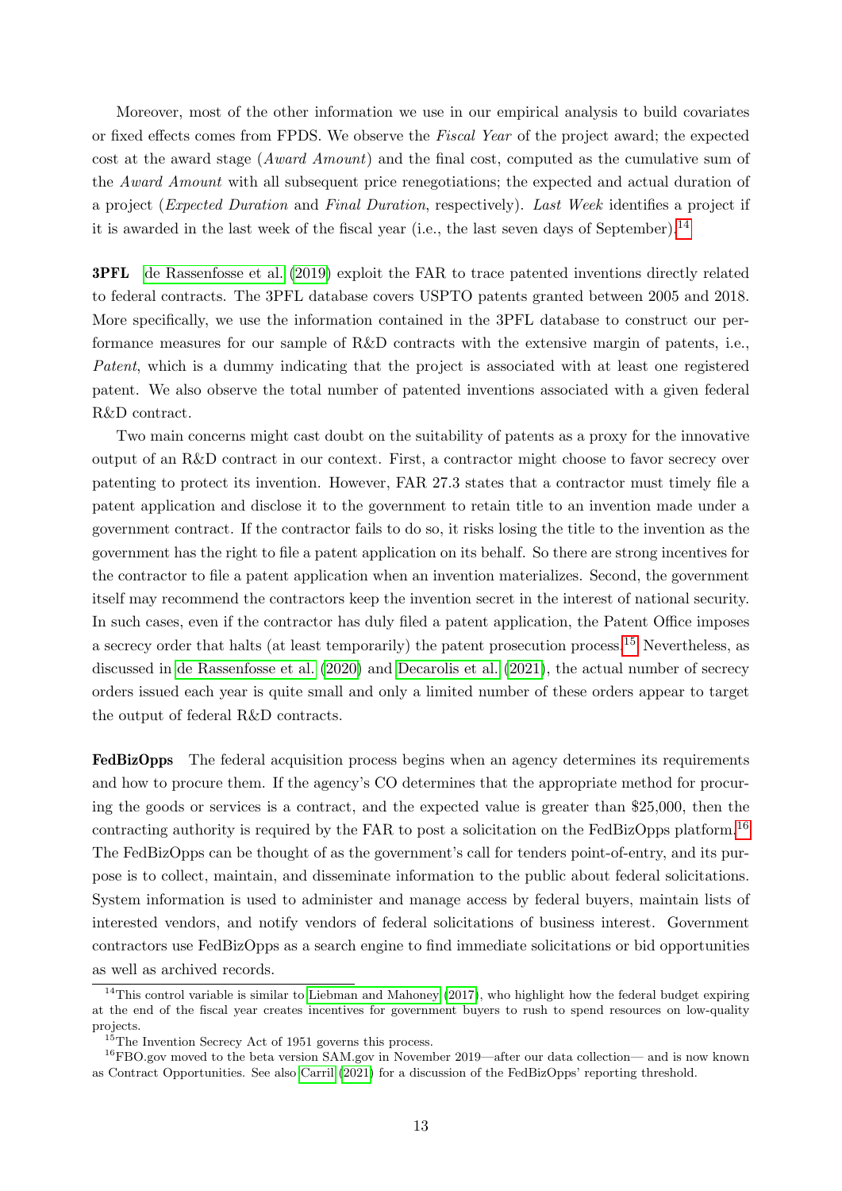Moreover, most of the other information we use in our empirical analysis to build covariates or fixed effects comes from FPDS. We observe the *Fiscal Year* of the project award; the expected cost at the award stage (*Award Amount*) and the final cost, computed as the cumulative sum of the *Award Amount* with all subsequent price renegotiations; the expected and actual duration of a project (*Expected Duration* and *Final Duration*, respectively). *Last Week* identifies a project if it is awarded in the last week of the fiscal year (i.e., the last seven days of September).[14]

**3PFL** de Rassenfosse et al. (2019) exploit the FAR to trace patented inventions directly related to federal contracts. The 3PFL database covers USPTO patents granted between 2005 and 2018. More specifically, we use the information contained in the 3PFL database to construct our performance measures for our sample of R&D contracts with the extensive margin of patents, i.e., *Patent*, which is a dummy indicating that the project is associated with at least one registered patent. We also observe the total number of patented inventions associated with a given federal R&D contract.

Two main concerns might cast doubt on the suitability of patents as a proxy for the innovative output of an R&D contract in our context. First, a contractor might choose to favor secrecy over patenting to protect its invention. However, FAR 27.3 states that a contractor must timely file a patent application and disclose it to the government to retain title to an invention made under a government contract. If the contractor fails to do so, it risks losing the title to the invention as the government has the right to file a patent application on its behalf. So there are strong incentives for the contractor to file a patent application when an invention materializes. Second, the government itself may recommend the contractors keep the invention secret in the interest of national security. In such cases, even if the contractor has duly filed a patent application, the Patent Office imposes a secrecy order that halts (at least temporarily) the patent prosecution process.[15] Nevertheless, as discussed in de Rassenfosse et al. (2020) and Decarolis et al. (2021), the actual number of secrecy orders issued each year is quite small and only a limited number of these orders appear to target the output of federal R&D contracts.

**FedBizOpps** The federal acquisition process begins when an agency determines its requirements and how to procure them. If the agency's CO determines that the appropriate method for procuring the goods or services is a contract, and the expected value is greater than $25,000, then the contracting authority is required by the FAR to post a solicitation on the FedBizOpps platform.[16] The FedBizOpps can be thought of as the government's call for tenders point-of-entry, and its purpose is to collect, maintain, and disseminate information to the public about federal solicitations. System information is used to administer and manage access by federal buyers, maintain lists of interested vendors, and notify vendors of federal solicitations of business interest. Government contractors use FedBizOpps as a search engine to find immediate solicitations or bid opportunities as well as archived records.

[14] This control variable is similar to Liebman and Mahoney (2017), who highlight how the federal budget expiring at the end of the fiscal year creates incentives for government buyers to rush to spend resources on low-quality projects.

[15] The Invention Secrecy Act of 1951 governs this process.

[16] FBO.gov moved to the beta version SAM.gov in November 2019—after our data collection— and is now known as Contract Opportunities. See also Carril (2021) for a discussion of the FedBizOpps' reporting threshold.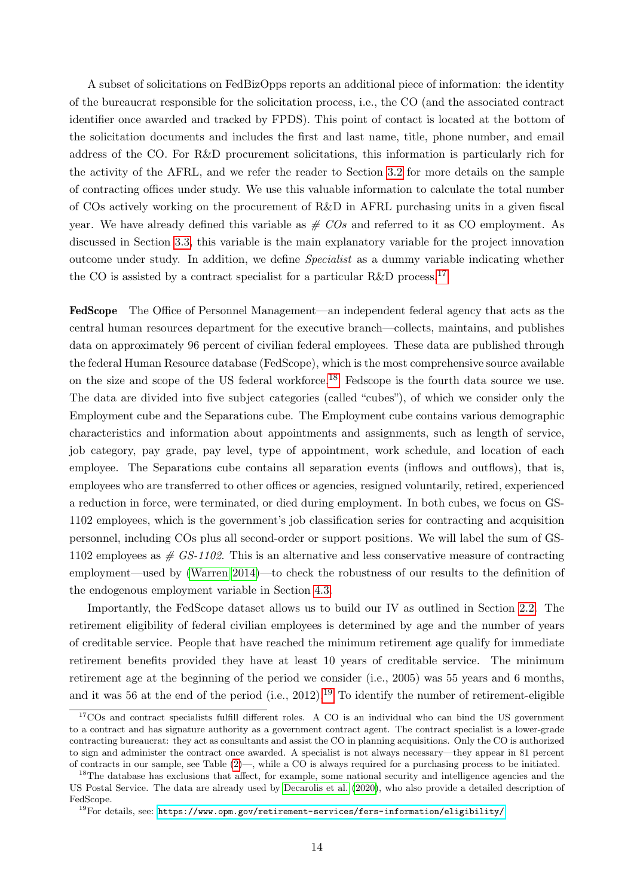A subset of solicitations on FedBizOpps reports an additional piece of information: the identity of the bureaucrat responsible for the solicitation process, i.e., the CO (and the associated contract identifier once awarded and tracked by FPDS). This point of contact is located at the bottom of the solicitation documents and includes the first and last name, title, phone number, and email address of the CO. For R&D procurement solicitations, this information is particularly rich for the activity of the AFRL, and we refer the reader to Section 3.2 for more details on the sample of contracting offices under study. We use this valuable information to calculate the total number of COs actively working on the procurement of R&D in AFRL purchasing units in a given fiscal year. We have already defined this variable as *# COs* and referred to it as CO employment. As discussed in Section 3.3, this variable is the main explanatory variable for the project innovation outcome under study. In addition, we define *Specialist* as a dummy variable indicating whether the CO is assisted by a contract specialist for a particular R&D process.[17]

**FedScope** The Office of Personnel Management—an independent federal agency that acts as the central human resources department for the executive branch—collects, maintains, and publishes data on approximately 96 percent of civilian federal employees. These data are published through the federal Human Resource database (FedScope), which is the most comprehensive source available on the size and scope of the US federal workforce.[18] Fedscope is the fourth data source we use. The data are divided into five subject categories (called "cubes"), of which we consider only the Employment cube and the Separations cube. The Employment cube contains various demographic characteristics and information about appointments and assignments, such as length of service, job category, pay grade, pay level, type of appointment, work schedule, and location of each employee. The Separations cube contains all separation events (inflows and outflows), that is, employees who are transferred to other offices or agencies, resigned voluntarily, retired, experienced a reduction in force, were terminated, or died during employment. In both cubes, we focus on GS-1102 employees, which is the government's job classification series for contracting and acquisition personnel, including COs plus all second-order or support positions. We will label the sum of GS-1102 employees as *# GS-1102*. This is an alternative and less conservative measure of contracting employment—used by (Warren 2014)—to check the robustness of our results to the definition of the endogenous employment variable in Section 4.3.

Importantly, the FedScope dataset allows us to build our IV as outlined in Section 2.2. The retirement eligibility of federal civilian employees is determined by age and the number of years of creditable service. People that have reached the minimum retirement age qualify for immediate retirement benefits provided they have at least 10 years of creditable service. The minimum retirement age at the beginning of the period we consider (i.e., 2005) was 55 years and 6 months, and it was 56 at the end of the period (i.e., 2012).[19] To identify the number of retirement-eligible

[17] COs and contract specialists fulfill different roles. A CO is an individual who can bind the US government to a contract and has signature authority as a government contract agent. The contract specialist is a lower-grade contracting bureaucrat: they act as consultants and assist the CO in planning acquisitions. Only the CO is authorized to sign and administer the contract once awarded. A specialist is not always necessary—they appear in 81 percent of contracts in our sample, see Table (2)—, while a CO is always required for a purchasing process to be initiated.

[18] The database has exclusions that affect, for example, some national security and intelligence agencies and the US Postal Service. The data are already used by Decarolis et al. (2020), who also provide a detailed description of FedScope.

[19] For details, see: https://www.opm.gov/retirement-services/fers-information/eligibility/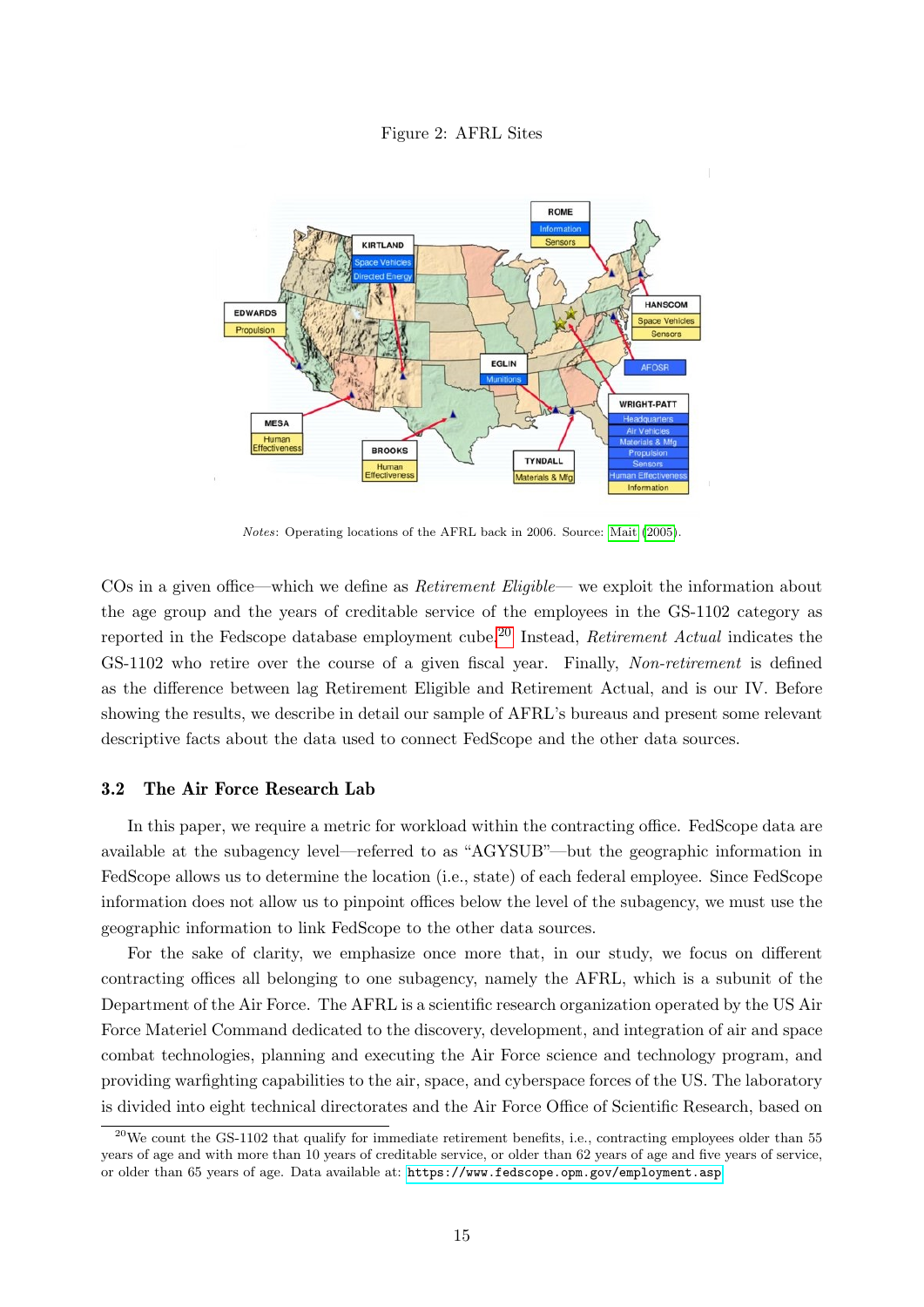Figure 2: AFRL Sites

*Notes*: Operating locations of the AFRL back in 2006. Source: Mait (2005).

COs in a given office—which we define as *Retirement Eligible*— we exploit the information about the age group and the years of creditable service of the employees in the GS-1102 category as reported in the Fedscope database employment cube.[20] Instead, *Retirement Actual* indicates the GS-1102 who retire over the course of a given fiscal year. Finally, *Non-retirement* is defined as the difference between lag Retirement Eligible and Retirement Actual, and is our IV. Before showing the results, we describe in detail our sample of AFRL's bureaus and present some relevant descriptive facts about the data used to connect FedScope and the other data sources.

### 3.2 The Air Force Research Lab

In this paper, we require a metric for workload within the contracting office. FedScope data are available at the subagency level—referred to as "AGYSUB"—but the geographic information in FedScope allows us to determine the location (i.e., state) of each federal employee. Since FedScope information does not allow us to pinpoint offices below the level of the subagency, we must use the geographic information to link FedScope to the other data sources.

For the sake of clarity, we emphasize once more that, in our study, we focus on different contracting offices all belonging to one subagency, namely the AFRL, which is a subunit of the Department of the Air Force. The AFRL is a scientific research organization operated by the US Air Force Materiel Command dedicated to the discovery, development, and integration of air and space combat technologies, planning and executing the Air Force science and technology program, and providing warfighting capabilities to the air, space, and cyberspace forces of the US. The laboratory is divided into eight technical directorates and the Air Force Office of Scientific Research, based on

[20] We count the GS-1102 that qualify for immediate retirement benefits, i.e., contracting employees older than 55 years of age and with more than 10 years of creditable service, or older than 62 years of age and five years of service, or older than 65 years of age. Data available at: https://www.fedscope.opm.gov/employment.asp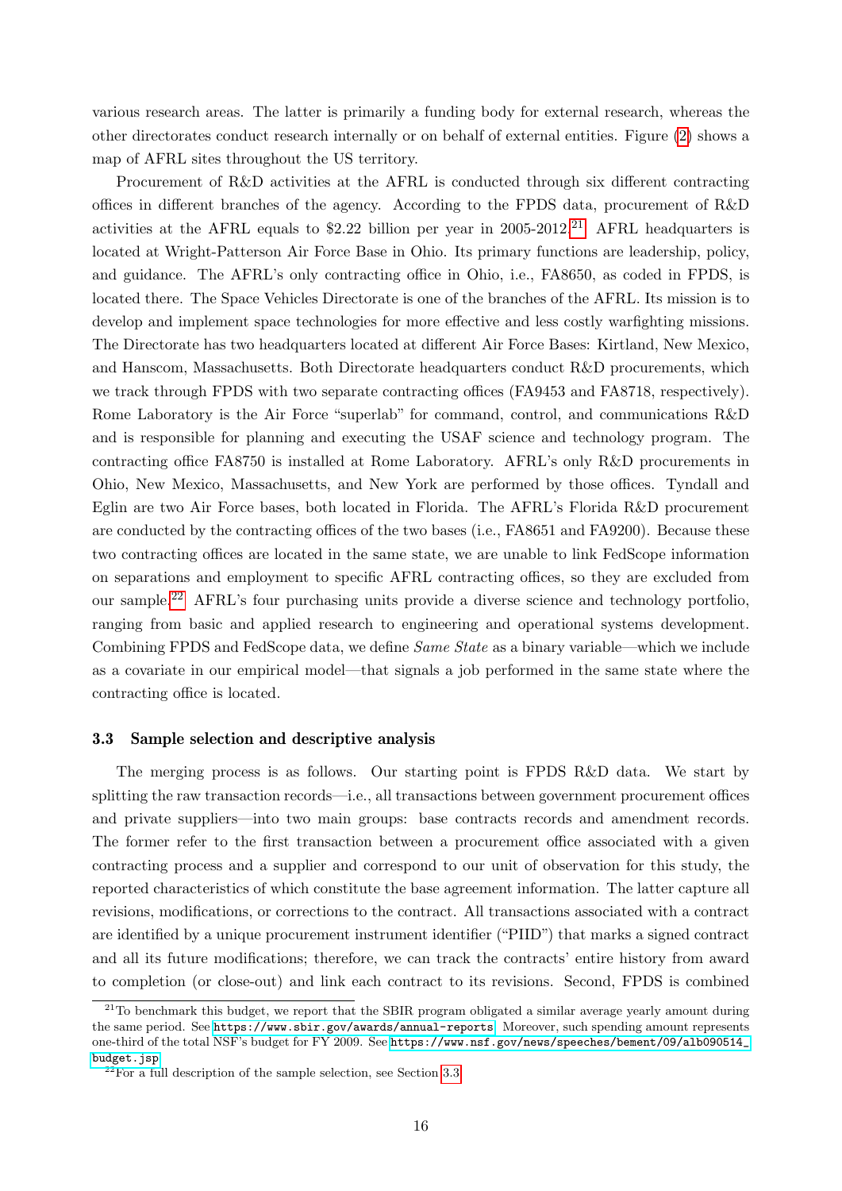various research areas. The latter is primarily a funding body for external research, whereas the other directorates conduct research internally or on behalf of external entities. Figure (2) shows a map of AFRL sites throughout the US territory.

Procurement of R&D activities at the AFRL is conducted through six different contracting offices in different branches of the agency. According to the FPDS data, procurement of R&D activities at the AFRL equals to $2.22 billion per year in 2005-2012.[21] AFRL headquarters is located at Wright-Patterson Air Force Base in Ohio. Its primary functions are leadership, policy, and guidance. The AFRL's only contracting office in Ohio, i.e., FA8650, as coded in FPDS, is located there. The Space Vehicles Directorate is one of the branches of the AFRL. Its mission is to develop and implement space technologies for more effective and less costly warfighting missions. The Directorate has two headquarters located at different Air Force Bases: Kirtland, New Mexico, and Hanscom, Massachusetts. Both Directorate headquarters conduct R&D procurements, which we track through FPDS with two separate contracting offices (FA9453 and FA8718, respectively). Rome Laboratory is the Air Force "superlab" for command, control, and communications R&D and is responsible for planning and executing the USAF science and technology program. The contracting office FA8750 is installed at Rome Laboratory. AFRL's only R&D procurements in Ohio, New Mexico, Massachusetts, and New York are performed by those offices. Tyndall and Eglin are two Air Force bases, both located in Florida. The AFRL's Florida R&D procurement are conducted by the contracting offices of the two bases (i.e., FA8651 and FA9200). Because these two contracting offices are located in the same state, we are unable to link FedScope information on separations and employment to specific AFRL contracting offices, so they are excluded from our sample.[22] AFRL's four purchasing units provide a diverse science and technology portfolio, ranging from basic and applied research to engineering and operational systems development. Combining FPDS and FedScope data, we define *Same State* as a binary variable—which we include as a covariate in our empirical model—that signals a job performed in the same state where the contracting office is located.

### 3.3 Sample selection and descriptive analysis

The merging process is as follows. Our starting point is FPDS R&D data. We start by splitting the raw transaction records—i.e., all transactions between government procurement offices and private suppliers—into two main groups: base contracts records and amendment records. The former refer to the first transaction between a procurement office associated with a given contracting process and a supplier and correspond to our unit of observation for this study, the reported characteristics of which constitute the base agreement information. The latter capture all revisions, modifications, or corrections to the contract. All transactions associated with a contract are identified by a unique procurement instrument identifier ("PIID") that marks a signed contract and all its future modifications; therefore, we can track the contracts' entire history from award to completion (or close-out) and link each contract to its revisions. Second, FPDS is combined

[21]To benchmark this budget, we report that the SBIR program obligated a similar average yearly amount during the same period. See https://www.sbir.gov/awards/annual-reports. Moreover, such spending amount represents one-third of the total NSF's budget for FY 2009. See https://www.nsf.gov/news/speeches/bement/09/alb090514_budget.jsp

[22]For a full description of the sample selection, see Section 3.3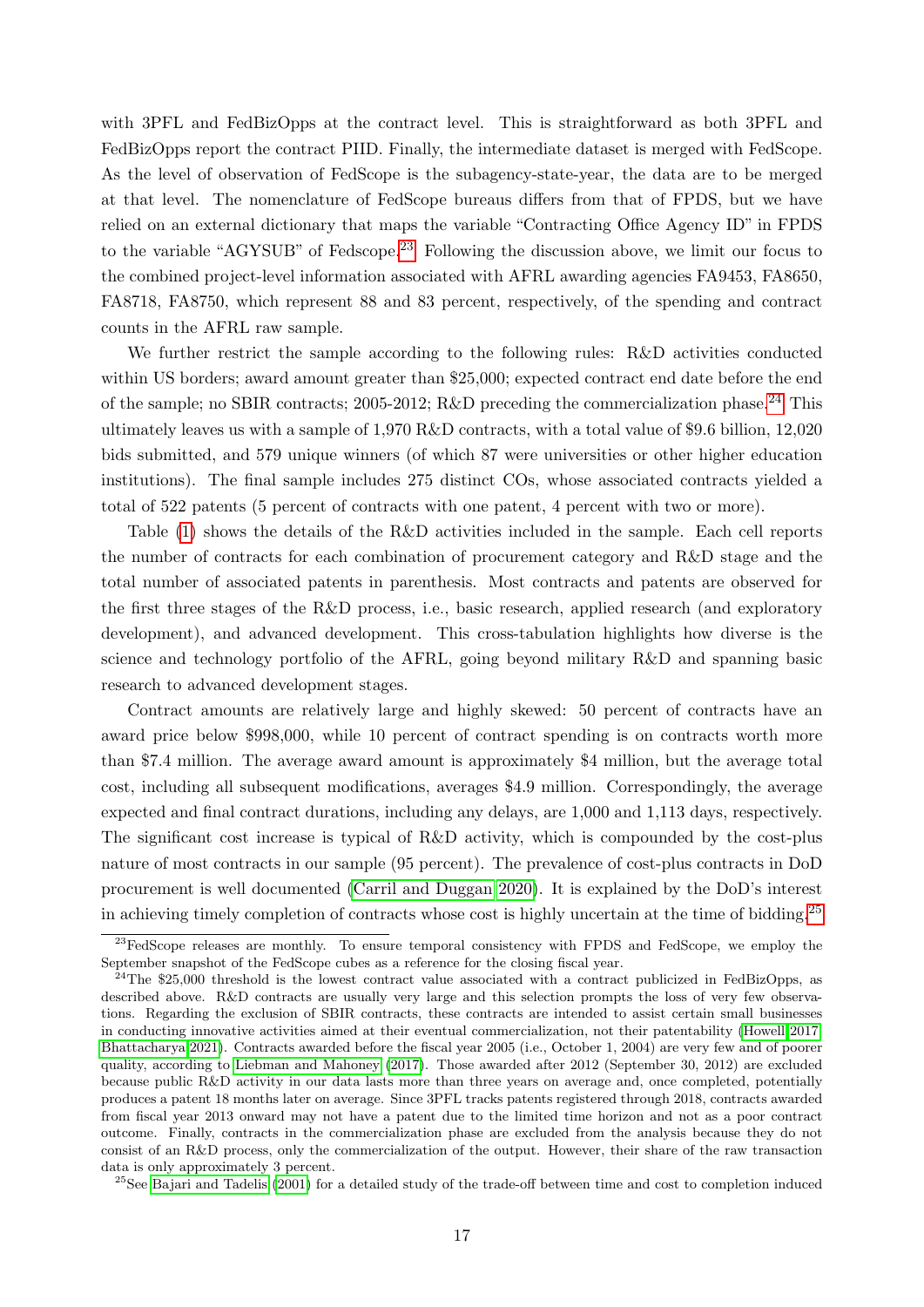with 3PFL and FedBizOpps at the contract level. This is straightforward as both 3PFL and FedBizOpps report the contract PIID. Finally, the intermediate dataset is merged with FedScope. As the level of observation of FedScope is the subagency-state-year, the data are to be merged at that level. The nomenclature of FedScope bureaus differs from that of FPDS, but we have relied on an external dictionary that maps the variable "Contracting Office Agency ID" in FPDS to the variable "AGYSUB" of Fedscope.[23] Following the discussion above, we limit our focus to the combined project-level information associated with AFRL awarding agencies FA9453, FA8650, FA8718, FA8750, which represent 88 and 83 percent, respectively, of the spending and contract counts in the AFRL raw sample.

We further restrict the sample according to the following rules: R&D activities conducted within US borders; award amount greater than $25,000; expected contract end date before the end of the sample; no SBIR contracts; 2005-2012; R&D preceding the commercialization phase.[24] This ultimately leaves us with a sample of 1,970 R&D contracts, with a total value of $9.6 billion, 12,020 bids submitted, and 579 unique winners (of which 87 were universities or other higher education institutions). The final sample includes 275 distinct COs, whose associated contracts yielded a total of 522 patents (5 percent of contracts with one patent, 4 percent with two or more).

Table (1) shows the details of the R&D activities included in the sample. Each cell reports the number of contracts for each combination of procurement category and R&D stage and the total number of associated patents in parenthesis. Most contracts and patents are observed for the first three stages of the R&D process, i.e., basic research, applied research (and exploratory development), and advanced development. This cross-tabulation highlights how diverse is the science and technology portfolio of the AFRL, going beyond military R&D and spanning basic research to advanced development stages.

Contract amounts are relatively large and highly skewed: 50 percent of contracts have an award price below $998,000, while 10 percent of contract spending is on contracts worth more than $7.4 million. The average award amount is approximately $4 million, but the average total cost, including all subsequent modifications, averages $4.9 million. Correspondingly, the average expected and final contract durations, including any delays, are 1,000 and 1,113 days, respectively. The significant cost increase is typical of R&D activity, which is compounded by the cost-plus nature of most contracts in our sample (95 percent). The prevalence of cost-plus contracts in DoD procurement is well documented (Carril and Duggan 2020). It is explained by the DoD's interest in achieving timely completion of contracts whose cost is highly uncertain at the time of bidding.[25]

---

[23] FedScope releases are monthly. To ensure temporal consistency with FPDS and FedScope, we employ the September snapshot of the FedScope cubes as a reference for the closing fiscal year.

[24] The $25,000 threshold is the lowest contract value associated with a contract publicized in FedBizOpps, as described above. R&D contracts are usually very large and this selection prompts the loss of very few observations. Regarding the exclusion of SBIR contracts, these contracts are intended to assist certain small businesses in conducting innovative activities aimed at their eventual commercialization, not their patentability (Howell 2017; Bhattacharya 2021). Contracts awarded before the fiscal year 2005 (i.e., October 1, 2004) are very few and of poorer quality, according to Liebman and Mahoney (2017). Those awarded after 2012 (September 30, 2012) are excluded because public R&D activity in our data lasts more than three years on average and, once completed, potentially produces a patent 18 months later on average. Since 3PFL tracks patents registered through 2018, contracts awarded from fiscal year 2013 onward may not have a patent due to the limited time horizon and not as a poor contract outcome. Finally, contracts in the commercialization phase are excluded from the analysis because they do not consist of an R&D process, only the commercialization of the output. However, their share of the raw transaction data is only approximately 3 percent.

[25] See Bajari and Tadelis (2001) for a detailed study of the trade-off between time and cost to completion induced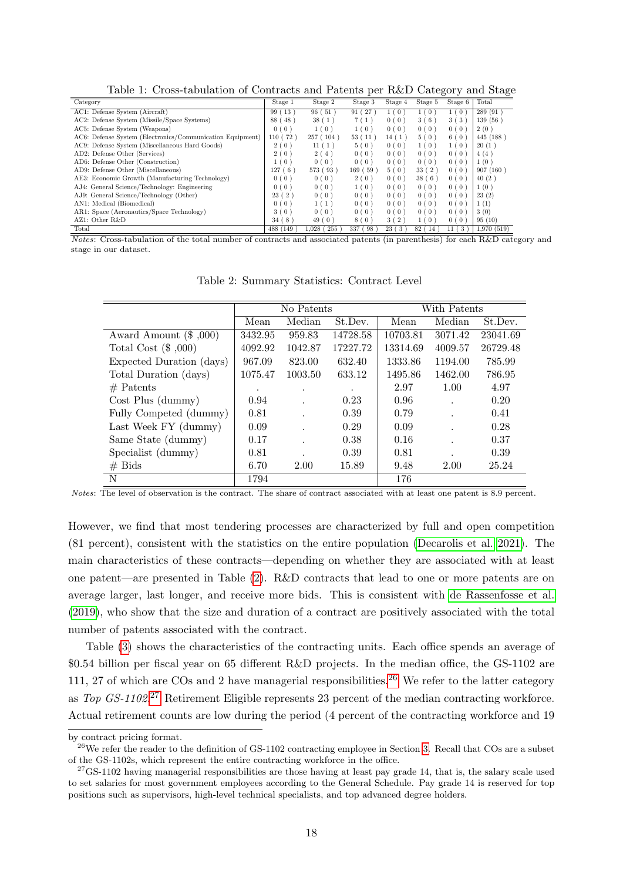Table 1: Cross-tabulation of Contracts and Patents per R&D Category and Stage

| Category | Stage 1 | Stage 2 | Stage 3 | Stage 4 | Stage 5 | Stage 6 | Total |
|---|---|---|---|---|---|---|---|
| AC1: Defense System (Aircraft) | 99 ( 13 ) | 96 ( 51 ) | 91 ( 27 ) | 1 ( 0 ) | 1 ( 0 ) | 1 ( 0 ) | 289 (91 ) |
| AC2: Defense System (Missile/Space Systems) | 88 ( 48 ) | 38 ( 1 ) | 7 ( 1 ) | 0 ( 0 ) | 3 ( 6 ) | 3 ( 3 ) | 139 (56 ) |
| AC5: Defense System (Weapons) | 0 ( 0 ) | 1 ( 0 ) | 1 ( 0 ) | 0 ( 0 ) | 0 ( 0 ) | 0 ( 0 ) | 2 (0 ) |
| AC6: Defense System (Electronics/Communication Equipment) | 110 ( 72 ) | 257 ( 104 ) | 53 ( 11 ) | 14 ( 1 ) | 5 ( 0 ) | 6 ( 0 ) | 445 (188 ) |
| AC9: Defense System (Miscellaneous Hard Goods) | 2 ( 0 ) | 11 ( 1 ) | 5 ( 0 ) | 0 ( 0 ) | 1 ( 0 ) | 1 ( 0 ) | 20 (1 ) |
| AD2: Defense Other (Services) | 2 ( 0 ) | 2 ( 4 ) | 0 ( 0 ) | 0 ( 0 ) | 0 ( 0 ) | 0 ( 0 ) | 4 (4 ) |
| AD6: Defense Other (Construction) | 1 ( 0 ) | 0 ( 0 ) | 0 ( 0 ) | 0 ( 0 ) | 0 ( 0 ) | 0 ( 0 ) | 1 (0 ) |
| AD9: Defense Other (Miscellaneous) | 127 ( 6 ) | 573 ( 93 ) | 169 ( 59 ) | 5 ( 0 ) | 33 ( 2 ) | 0 ( 0 ) | 907 (160 ) |
| AE3: Economic Growth (Manufacturing Technology) | 0 ( 0 ) | 0 ( 0 ) | 2 ( 0 ) | 0 ( 0 ) | 38 ( 6 ) | 0 ( 0 ) | 40 (2 ) |
| AJ4: General Science/Technology: Engineering | 0 ( 0 ) | 0 ( 0 ) | 1 ( 0 ) | 0 ( 0 ) | 0 ( 0 ) | 0 ( 0 ) | 1 (0 ) |
| AJ9: General Science/Technology (Other) | 23 ( 2 ) | 0 ( 0 ) | 0 ( 0 ) | 0 ( 0 ) | 0 ( 0 ) | 0 ( 0 ) | 23 (2) |
| AN1: Medical (Biomedical) | 0 ( 0 ) | 1 ( 1 ) | 0 ( 0 ) | 0 ( 0 ) | 0 ( 0 ) | 0 ( 0 ) | 1 (1) |
| AR1: Space (Aeronautics/Space Technology) | 3 ( 0 ) | 0 ( 0 ) | 0 ( 0 ) | 0 ( 0 ) | 0 ( 0 ) | 0 ( 0 ) | 3 (0) |
| AZ1: Other R&D | 34 ( 8 ) | 49 ( 0 ) | 8 ( 0 ) | 3 ( 2 ) | 1 ( 0 ) | 0 ( 0 ) | 95 (10) |
| Total | 488 (149 ) | 1,028 ( 255 ) | 337 ( 98 ) | 23 ( 3 ) | 82 ( 14 ) | 11 ( 3 ) | 1,970 (519) |

*Notes*: Cross-tabulation of the total number of contracts and associated patents (in parenthesis) for each R&D category and stage in our dataset.

Table 2: Summary Statistics: Contract Level

| | No Patents | | | With Patents | | |
|---|---|---|---|---|---|---|
| | Mean | Median | St.Dev. | Mean | Median | St.Dev. |
| Award Amount ($ ,000) | 3432.95 | 959.83 | 14728.58 | 10703.81 | 3071.42 | 23041.69 |
| Total Cost ($ ,000) | 4092.92 | 1042.87 | 17227.72 | 13314.69 | 4009.57 | 26729.48 |
| Expected Duration (days) | 967.09 | 823.00 | 632.40 | 1333.86 | 1194.00 | 785.99 |
| Total Duration (days) | 1075.47 | 1003.50 | 633.12 | 1495.86 | 1462.00 | 786.95 |
| # Patents | . | . | . | 2.97 | 1.00 | 4.97 |
| Cost Plus (dummy) | 0.94 | . | 0.23 | 0.96 | . | 0.20 |
| Fully Competed (dummy) | 0.81 | . | 0.39 | 0.79 | . | 0.41 |
| Last Week FY (dummy) | 0.09 | . | 0.29 | 0.09 | . | 0.28 |
| Same State (dummy) | 0.17 | . | 0.38 | 0.16 | . | 0.37 |
| Specialist (dummy) | 0.81 | . | 0.39 | 0.81 | . | 0.39 |
| # Bids | 6.70 | 2.00 | 15.89 | 9.48 | 2.00 | 25.24 |
| N | 1794 | | | 176 | | |

*Notes*: The level of observation is the contract. The share of contract associated with at least one patent is 8.9 percent.

However, we find that most tendering processes are characterized by full and open competition (81 percent), consistent with the statistics on the entire population (Decarolis et al. 2021). The main characteristics of these contracts—depending on whether they are associated with at least one patent—are presented in Table (2). R&D contracts that lead to one or more patents are on average larger, last longer, and receive more bids. This is consistent with de Rassenfosse et al. (2019), who show that the size and duration of a contract are positively associated with the total number of patents associated with the contract.

Table (3) shows the characteristics of the contracting units. Each office spends an average of $0.54 billion per fiscal year on 65 different R&D projects. In the median office, the GS-1102 are 111, 27 of which are COs and 2 have managerial responsibilities.[26] We refer to the latter category as *Top GS-1102*.[27] Retirement Eligible represents 23 percent of the median contracting workforce. Actual retirement counts are low during the period (4 percent of the contracting workforce and 19

---

by contract pricing format.

[26] We refer the reader to the definition of GS-1102 contracting employee in Section 3. Recall that COs are a subset of the GS-1102s, which represent the entire contracting workforce in the office.

[27] GS-1102 having managerial responsibilities are those having at least pay grade 14, that is, the salary scale used to set salaries for most government employees according to the General Schedule. Pay grade 14 is reserved for top positions such as supervisors, high-level technical specialists, and top advanced degree holders.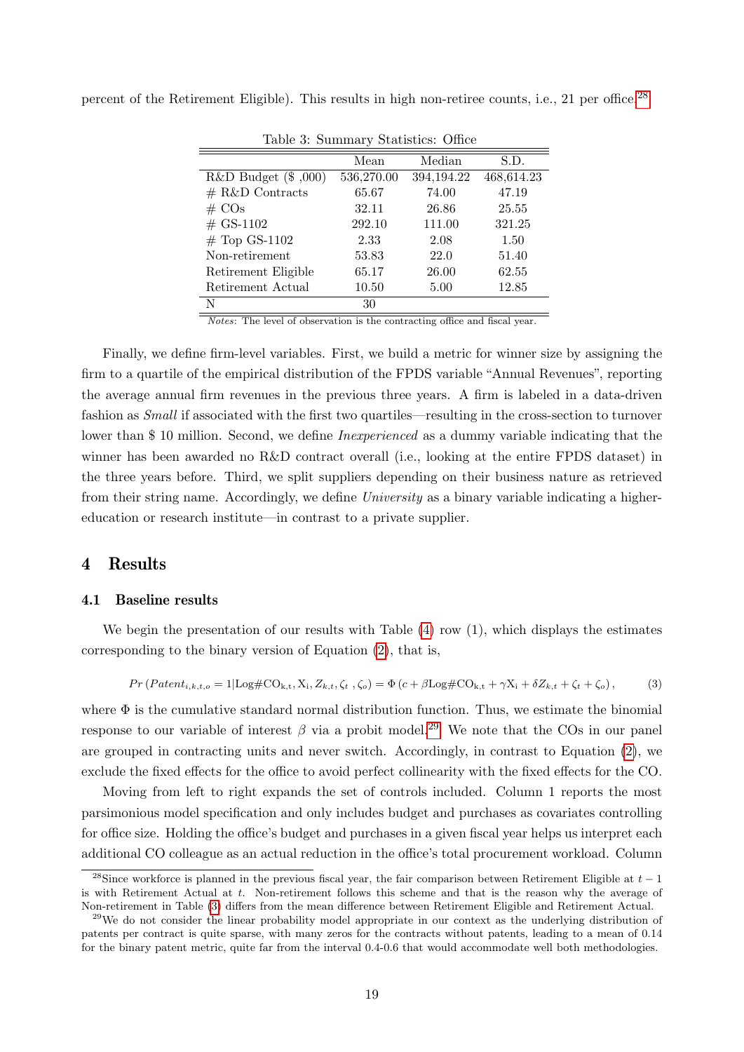percent of the Retirement Eligible). This results in high non-retiree counts, i.e., 21 per office.[28]

Table 3: Summary Statistics: Office

| | Mean | Median | S.D. |
|---|---|---|---|
| R&D Budget ($ ,000) | 536,270.00 | 394,194.22 | 468,614.23 |
| # R&D Contracts | 65.67 | 74.00 | 47.19 |
| # COs | 32.11 | 26.86 | 25.55 |
| # GS-1102 | 292.10 | 111.00 | 321.25 |
| # Top GS-1102 | 2.33 | 2.08 | 1.50 |
| Non-retirement | 53.83 | 22.0 | 51.40 |
| Retirement Eligible | 65.17 | 26.00 | 62.55 |
| Retirement Actual | 10.50 | 5.00 | 12.85 |
| N | 30 | | |

*Notes*: The level of observation is the contracting office and fiscal year.

Finally, we define firm-level variables. First, we build a metric for winner size by assigning the firm to a quartile of the empirical distribution of the FPDS variable "Annual Revenues", reporting the average annual firm revenues in the previous three years. A firm is labeled in a data-driven fashion as *Small* if associated with the first two quartiles—resulting in the cross-section to turnover lower than $ 10 million. Second, we define *Inexperienced* as a dummy variable indicating that the winner has been awarded no R&D contract overall (i.e., looking at the entire FPDS dataset) in the three years before. Third, we split suppliers depending on their business nature as retrieved from their string name. Accordingly, we define *University* as a binary variable indicating a higher-education or research institute—in contrast to a private supplier.

## 4 Results

### 4.1 Baseline results

We begin the presentation of our results with Table (4) row (1), which displays the estimates corresponding to the binary version of Equation (2), that is,

$$Pr\left(Patent_{i,k,t,o} = 1|\text{Log\#CO}_{\text{k,t}}, \text{X}_{\text{i}}, Z_{k,t}, \zeta_t, \zeta_o\right) = \Phi\left(c + \beta\text{Log\#CO}_{\text{k,t}} + \gamma\text{X}_{\text{i}} + \delta Z_{k,t} + \zeta_t + \zeta_o\right), \tag{3}$$

where $\Phi$ is the cumulative standard normal distribution function. Thus, we estimate the binomial response to our variable of interest $\beta$ via a probit model.[29] We note that the COs in our panel are grouped in contracting units and never switch. Accordingly, in contrast to Equation (2), we exclude the fixed effects for the office to avoid perfect collinearity with the fixed effects for the CO.

Moving from left to right expands the set of controls included. Column 1 reports the most parsimonious model specification and only includes budget and purchases as covariates controlling for office size. Holding the office's budget and purchases in a given fiscal year helps us interpret each additional CO colleague as an actual reduction in the office's total procurement workload. Column

[28]Since workforce is planned in the previous fiscal year, the fair comparison between Retirement Eligible at $t-1$ is with Retirement Actual at $t$. Non-retirement follows this scheme and that is the reason why the average of Non-retirement in Table (3) differs from the mean difference between Retirement Eligible and Retirement Actual.

[29]We do not consider the linear probability model appropriate in our context as the underlying distribution of patents per contract is quite sparse, with many zeros for the contracts without patents, leading to a mean of 0.14 for the binary patent metric, quite far from the interval 0.4-0.6 that would accommodate well both methodologies.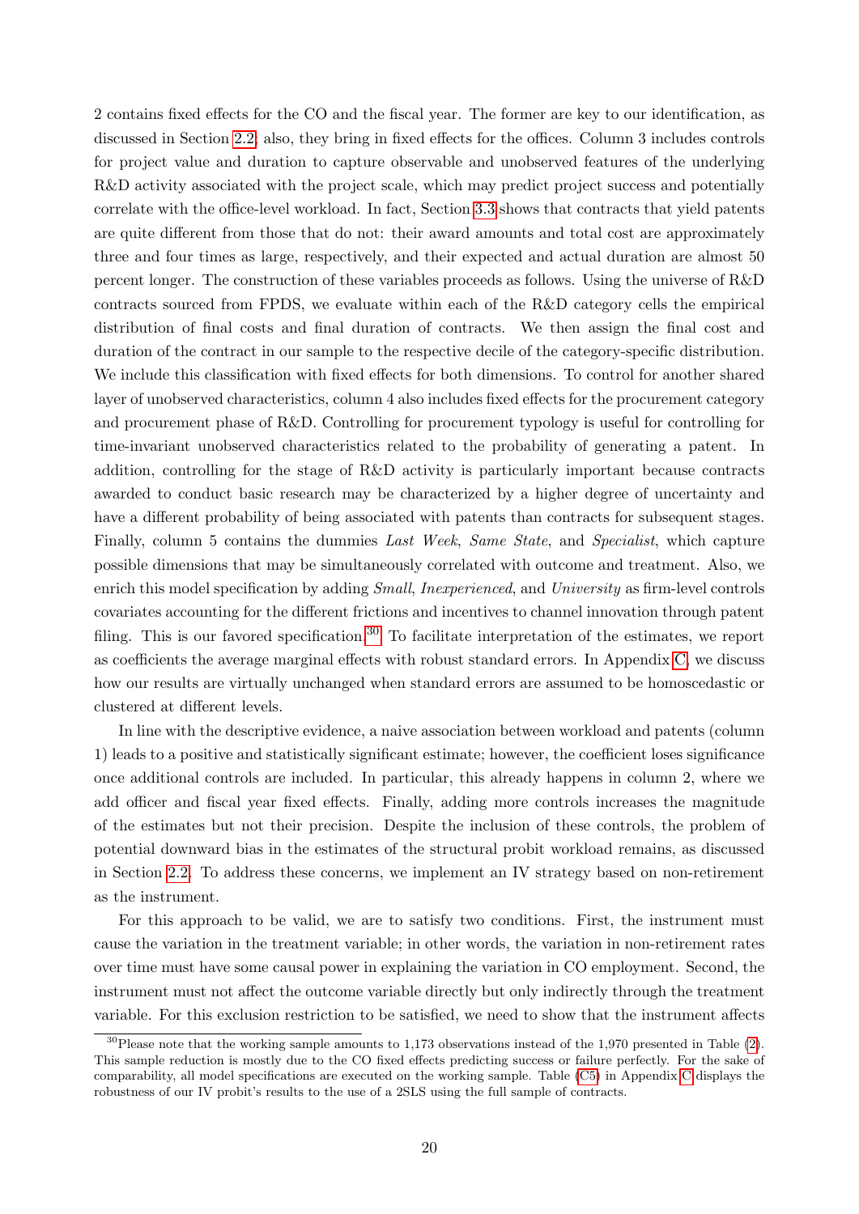2 contains fixed effects for the CO and the fiscal year. The former are key to our identification, as discussed in Section 2.2; also, they bring in fixed effects for the offices. Column 3 includes controls for project value and duration to capture observable and unobserved features of the underlying R&D activity associated with the project scale, which may predict project success and potentially correlate with the office-level workload. In fact, Section 3.3 shows that contracts that yield patents are quite different from those that do not: their award amounts and total cost are approximately three and four times as large, respectively, and their expected and actual duration are almost 50 percent longer. The construction of these variables proceeds as follows. Using the universe of R&D contracts sourced from FPDS, we evaluate within each of the R&D category cells the empirical distribution of final costs and final duration of contracts. We then assign the final cost and duration of the contract in our sample to the respective decile of the category-specific distribution. We include this classification with fixed effects for both dimensions. To control for another shared layer of unobserved characteristics, column 4 also includes fixed effects for the procurement category and procurement phase of R&D. Controlling for procurement typology is useful for controlling for time-invariant unobserved characteristics related to the probability of generating a patent. In addition, controlling for the stage of R&D activity is particularly important because contracts awarded to conduct basic research may be characterized by a higher degree of uncertainty and have a different probability of being associated with patents than contracts for subsequent stages. Finally, column 5 contains the dummies *Last Week*, *Same State*, and *Specialist*, which capture possible dimensions that may be simultaneously correlated with outcome and treatment. Also, we enrich this model specification by adding *Small*, *Inexperienced*, and *University* as firm-level controls covariates accounting for the different frictions and incentives to channel innovation through patent filing. This is our favored specification.[30] To facilitate interpretation of the estimates, we report as coefficients the average marginal effects with robust standard errors. In Appendix C, we discuss how our results are virtually unchanged when standard errors are assumed to be homoscedastic or clustered at different levels.

In line with the descriptive evidence, a naive association between workload and patents (column 1) leads to a positive and statistically significant estimate; however, the coefficient loses significance once additional controls are included. In particular, this already happens in column 2, where we add officer and fiscal year fixed effects. Finally, adding more controls increases the magnitude of the estimates but not their precision. Despite the inclusion of these controls, the problem of potential downward bias in the estimates of the structural probit workload remains, as discussed in Section 2.2. To address these concerns, we implement an IV strategy based on non-retirement as the instrument.

For this approach to be valid, we are to satisfy two conditions. First, the instrument must cause the variation in the treatment variable; in other words, the variation in non-retirement rates over time must have some causal power in explaining the variation in CO employment. Second, the instrument must not affect the outcome variable directly but only indirectly through the treatment variable. For this exclusion restriction to be satisfied, we need to show that the instrument affects

[30]Please note that the working sample amounts to 1,173 observations instead of the 1,970 presented in Table (2). This sample reduction is mostly due to the CO fixed effects predicting success or failure perfectly. For the sake of comparability, all model specifications are executed on the working sample. Table (C5) in Appendix C displays the robustness of our IV probit's results to the use of a 2SLS using the full sample of contracts.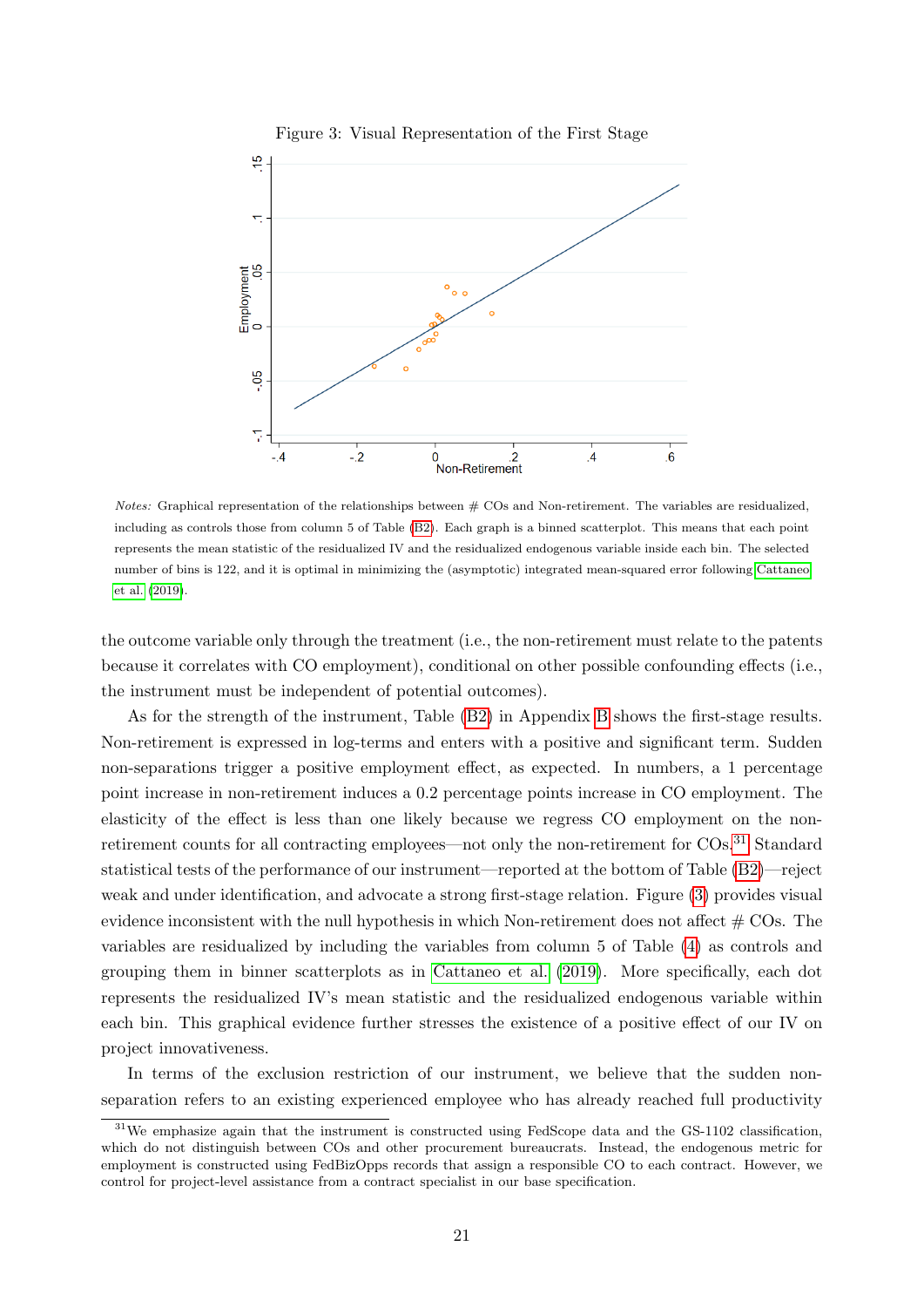Figure 3: Visual Representation of the First Stage

*Notes:* Graphical representation of the relationships between # COs and Non-retirement. The variables are residualized, including as controls those from column 5 of Table (B2). Each graph is a binned scatterplot. This means that each point represents the mean statistic of the residualized IV and the residualized endogenous variable inside each bin. The selected number of bins is 122, and it is optimal in minimizing the (asymptotic) integrated mean-squared error following Cattaneo et al. (2019).

the outcome variable only through the treatment (i.e., the non-retirement must relate to the patents because it correlates with CO employment), conditional on other possible confounding effects (i.e., the instrument must be independent of potential outcomes).

As for the strength of the instrument, Table (B2) in Appendix B shows the first-stage results. Non-retirement is expressed in log-terms and enters with a positive and significant term. Sudden non-separations trigger a positive employment effect, as expected. In numbers, a 1 percentage point increase in non-retirement induces a 0.2 percentage points increase in CO employment. The elasticity of the effect is less than one likely because we regress CO employment on the non-retirement counts for all contracting employees—not only the non-retirement for COs.[31] Standard statistical tests of the performance of our instrument—reported at the bottom of Table (B2)—reject weak and under identification, and advocate a strong first-stage relation. Figure (3) provides visual evidence inconsistent with the null hypothesis in which Non-retirement does not affect # COs. The variables are residualized by including the variables from column 5 of Table (4) as controls and grouping them in binner scatterplots as in Cattaneo et al. (2019). More specifically, each dot represents the residualized IV's mean statistic and the residualized endogenous variable within each bin. This graphical evidence further stresses the existence of a positive effect of our IV on project innovativeness.

In terms of the exclusion restriction of our instrument, we believe that the sudden non-separation refers to an existing experienced employee who has already reached full productivity

[31] We emphasize again that the instrument is constructed using FedScope data and the GS-1102 classification, which do not distinguish between COs and other procurement bureaucrats. Instead, the endogenous metric for employment is constructed using FedBizOpps records that assign a responsible CO to each contract. However, we control for project-level assistance from a contract specialist in our base specification.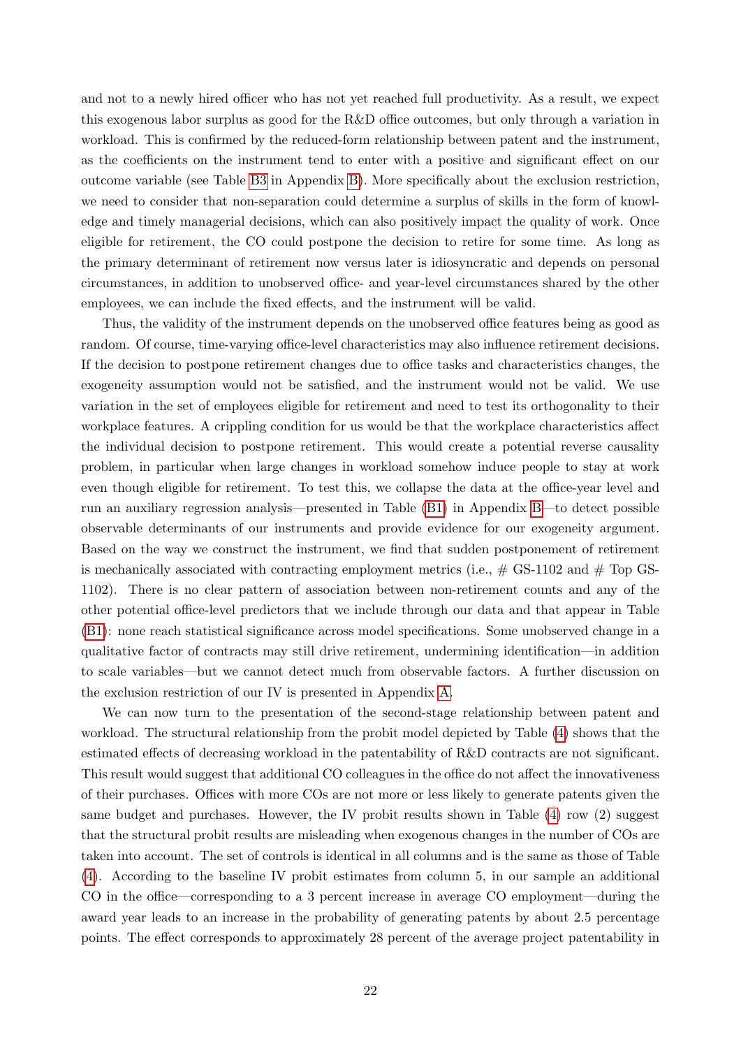and not to a newly hired officer who has not yet reached full productivity. As a result, we expect this exogenous labor surplus as good for the R&D office outcomes, but only through a variation in workload. This is confirmed by the reduced-form relationship between patent and the instrument, as the coefficients on the instrument tend to enter with a positive and significant effect on our outcome variable (see Table B3 in Appendix B). More specifically about the exclusion restriction, we need to consider that non-separation could determine a surplus of skills in the form of knowledge and timely managerial decisions, which can also positively impact the quality of work. Once eligible for retirement, the CO could postpone the decision to retire for some time. As long as the primary determinant of retirement now versus later is idiosyncratic and depends on personal circumstances, in addition to unobserved office- and year-level circumstances shared by the other employees, we can include the fixed effects, and the instrument will be valid.

Thus, the validity of the instrument depends on the unobserved office features being as good as random. Of course, time-varying office-level characteristics may also influence retirement decisions. If the decision to postpone retirement changes due to office tasks and characteristics changes, the exogeneity assumption would not be satisfied, and the instrument would not be valid. We use variation in the set of employees eligible for retirement and need to test its orthogonality to their workplace features. A crippling condition for us would be that the workplace characteristics affect the individual decision to postpone retirement. This would create a potential reverse causality problem, in particular when large changes in workload somehow induce people to stay at work even though eligible for retirement. To test this, we collapse the data at the office-year level and run an auxiliary regression analysis—presented in Table (B1) in Appendix B—to detect possible observable determinants of our instruments and provide evidence for our exogeneity argument. Based on the way we construct the instrument, we find that sudden postponement of retirement is mechanically associated with contracting employment metrics (i.e., # GS-1102 and # Top GS-1102). There is no clear pattern of association between non-retirement counts and any of the other potential office-level predictors that we include through our data and that appear in Table (B1): none reach statistical significance across model specifications. Some unobserved change in a qualitative factor of contracts may still drive retirement, undermining identification—in addition to scale variables—but we cannot detect much from observable factors. A further discussion on the exclusion restriction of our IV is presented in Appendix A.

We can now turn to the presentation of the second-stage relationship between patent and workload. The structural relationship from the probit model depicted by Table (4) shows that the estimated effects of decreasing workload in the patentability of R&D contracts are not significant. This result would suggest that additional CO colleagues in the office do not affect the innovativeness of their purchases. Offices with more COs are not more or less likely to generate patents given the same budget and purchases. However, the IV probit results shown in Table (4) row (2) suggest that the structural probit results are misleading when exogenous changes in the number of COs are taken into account. The set of controls is identical in all columns and is the same as those of Table (4). According to the baseline IV probit estimates from column 5, in our sample an additional CO in the office—corresponding to a 3 percent increase in average CO employment—during the award year leads to an increase in the probability of generating patents by about 2.5 percentage points. The effect corresponds to approximately 28 percent of the average project patentability in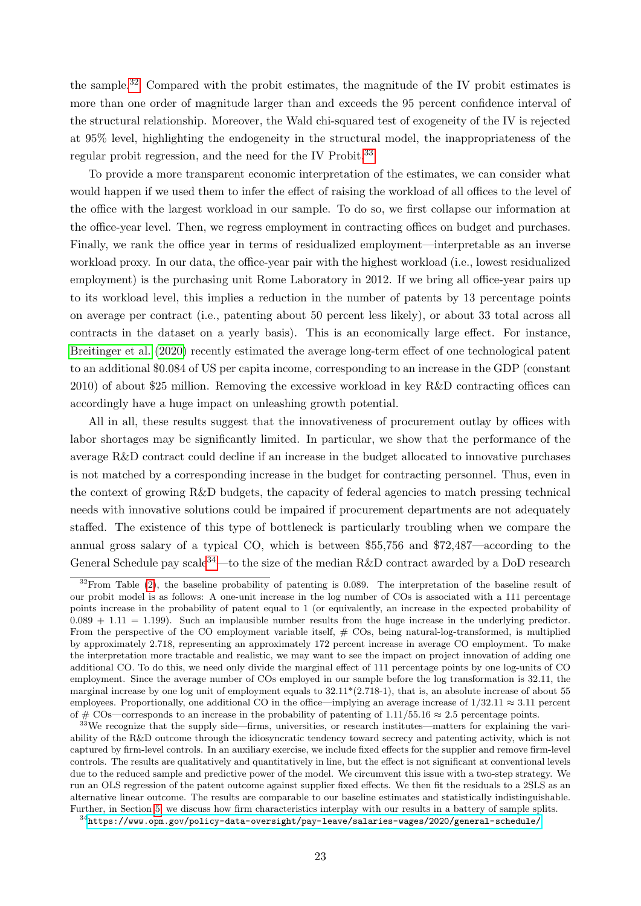the sample.[32] Compared with the probit estimates, the magnitude of the IV probit estimates is more than one order of magnitude larger than and exceeds the 95 percent confidence interval of the structural relationship. Moreover, the Wald chi-squared test of exogeneity of the IV is rejected at 95% level, highlighting the endogeneity in the structural model, the inappropriateness of the regular probit regression, and the need for the IV Probit.[33]

To provide a more transparent economic interpretation of the estimates, we can consider what would happen if we used them to infer the effect of raising the workload of all offices to the level of the office with the largest workload in our sample. To do so, we first collapse our information at the office-year level. Then, we regress employment in contracting offices on budget and purchases. Finally, we rank the office year in terms of residualized employment—interpretable as an inverse workload proxy. In our data, the office-year pair with the highest workload (i.e., lowest residualized employment) is the purchasing unit Rome Laboratory in 2012. If we bring all office-year pairs up to its workload level, this implies a reduction in the number of patents by 13 percentage points on average per contract (i.e., patenting about 50 percent less likely), or about 33 total across all contracts in the dataset on a yearly basis). This is an economically large effect. For instance, Breitinger et al. (2020) recently estimated the average long-term effect of one technological patent to an additional \$0.084 of US per capita income, corresponding to an increase in the GDP (constant 2010) of about \$25 million. Removing the excessive workload in key R&D contracting offices can accordingly have a huge impact on unleashing growth potential.

All in all, these results suggest that the innovativeness of procurement outlay by offices with labor shortages may be significantly limited. In particular, we show that the performance of the average R&D contract could decline if an increase in the budget allocated to innovative purchases is not matched by a corresponding increase in the budget for contracting personnel. Thus, even in the context of growing R&D budgets, the capacity of federal agencies to match pressing technical needs with innovative solutions could be impaired if procurement departments are not adequately staffed. The existence of this type of bottleneck is particularly troubling when we compare the annual gross salary of a typical CO, which is between \$55,756 and \$72,487—according to the General Schedule pay scale[34]—to the size of the median R&D contract awarded by a DoD research

[32] From Table (2), the baseline probability of patenting is 0.089. The interpretation of the baseline result of our probit model is as follows: A one-unit increase in the log number of COs is associated with a 111 percentage points increase in the probability of patent equal to 1 (or equivalently, an increase in the expected probability of $0.089 + 1.11 = 1.199$). Such an implausible number results from the huge increase in the underlying predictor. From the perspective of the CO employment variable itself, # COs, being natural-log-transformed, is multiplied by approximately 2.718, representing an approximately 172 percent increase in average CO employment. To make the interpretation more tractable and realistic, we may want to see the impact on project innovation of adding one additional CO. To do this, we need only divide the marginal effect of 111 percentage points by one log-units of CO employment. Since the average number of COs employed in our sample before the log transformation is 32.11, the marginal increase by one log unit of employment equals to $32.11*(2.718-1)$, that is, an absolute increase of about 55 employees. Proportionally, one additional CO in the office—implying an average increase of $1/32.11 \approx 3.11$ percent of # COs—corresponds to an increase in the probability of patenting of $1.11/55.16 \approx 2.5$ percentage points.

[33] We recognize that the supply side—firms, universities, or research institutes—matters for explaining the variability of the R&D outcome through the idiosyncratic tendency toward secrecy and patenting activity, which is not captured by firm-level controls. In an auxiliary exercise, we include fixed effects for the supplier and remove firm-level controls. The results are qualitatively and quantitatively in line, but the effect is not significant at conventional levels due to the reduced sample and predictive power of the model. We circumvent this issue with a two-step strategy. We run an OLS regression of the patent outcome against supplier fixed effects. We then fit the residuals to a 2SLS as an alternative linear outcome. The results are comparable to our baseline estimates and statistically indistinguishable. Further, in Section 5, we discuss how firm characteristics interplay with our results in a battery of sample splits.

[34] https://www.opm.gov/policy-data-oversight/pay-leave/salaries-wages/2020/general-schedule/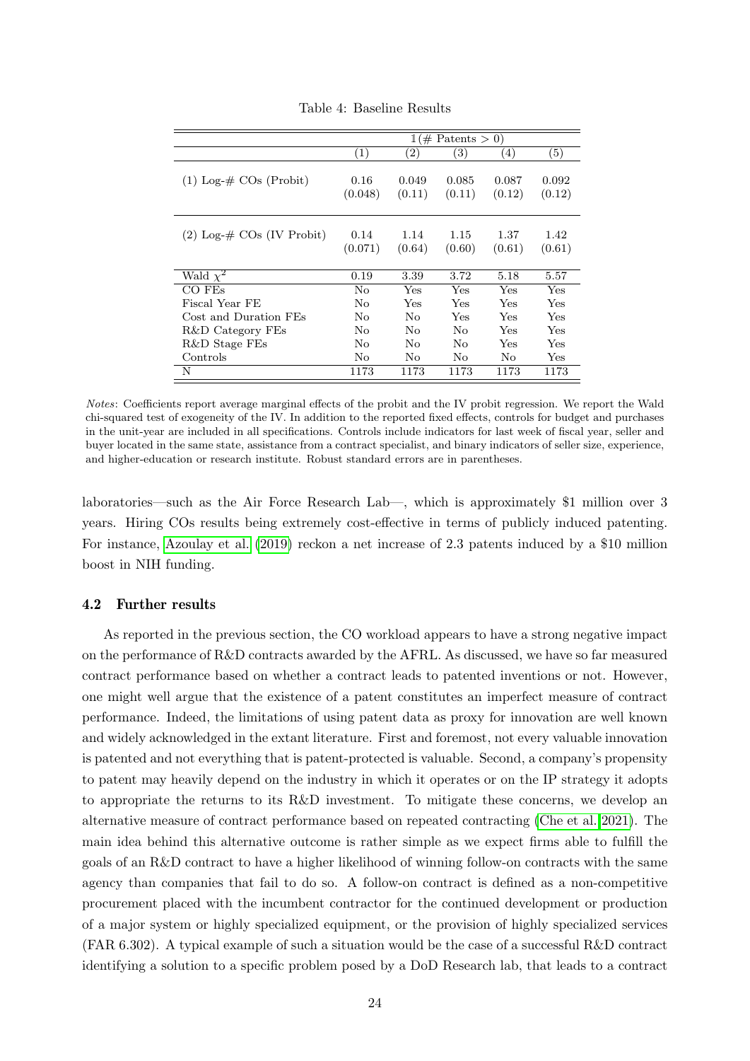Table 4: Baseline Results

| | $\mathbb{1}(\#\ \text{Patents} > 0)$ | | | | |
|---|---|---|---|---|---|
| | (1) | (2) | (3) | (4) | (5) |
| (1) Log-# COs (Probit) | 0.16 | 0.049 | 0.085 | 0.087 | 0.092 |
| | (0.048) | (0.11) | (0.11) | (0.12) | (0.12) |
| (2) Log-# COs (IV Probit) | 0.14 | 1.14 | 1.15 | 1.37 | 1.42 |
| | (0.071) | (0.64) | (0.60) | (0.61) | (0.61) |
| Wald $\chi^2$ | 0.19 | 3.39 | 3.72 | 5.18 | 5.57 |
| CO FEs | No | Yes | Yes | Yes | Yes |
| Fiscal Year FE | No | Yes | Yes | Yes | Yes |
| Cost and Duration FEs | No | No | Yes | Yes | Yes |
| R&D Category FEs | No | No | No | Yes | Yes |
| R&D Stage FEs | No | No | No | Yes | Yes |
| Controls | No | No | No | No | Yes |
| N | 1173 | 1173 | 1173 | 1173 | 1173 |

*Notes*: Coefficients report average marginal effects of the probit and the IV probit regression. We report the Wald chi-squared test of exogeneity of the IV. In addition to the reported fixed effects, controls for budget and purchases in the unit-year are included in all specifications. Controls include indicators for last week of fiscal year, seller and buyer located in the same state, assistance from a contract specialist, and binary indicators of seller size, experience, and higher-education or research institute. Robust standard errors are in parentheses.

laboratories—such as the Air Force Research Lab—, which is approximately \$1 million over 3 years. Hiring COs results being extremely cost-effective in terms of publicly induced patenting. For instance, Azoulay et al. (2019) reckon a net increase of 2.3 patents induced by a \$10 million boost in NIH funding.

### 4.2 Further results

As reported in the previous section, the CO workload appears to have a strong negative impact on the performance of R&D contracts awarded by the AFRL. As discussed, we have so far measured contract performance based on whether a contract leads to patented inventions or not. However, one might well argue that the existence of a patent constitutes an imperfect measure of contract performance. Indeed, the limitations of using patent data as proxy for innovation are well known and widely acknowledged in the extant literature. First and foremost, not every valuable innovation is patented and not everything that is patent-protected is valuable. Second, a company's propensity to patent may heavily depend on the industry in which it operates or on the IP strategy it adopts to appropriate the returns to its R&D investment. To mitigate these concerns, we develop an alternative measure of contract performance based on repeated contracting (Che et al. 2021). The main idea behind this alternative outcome is rather simple as we expect firms able to fulfill the goals of an R&D contract to have a higher likelihood of winning follow-on contracts with the same agency than companies that fail to do so. A follow-on contract is defined as a non-competitive procurement placed with the incumbent contractor for the continued development or production of a major system or highly specialized equipment, or the provision of highly specialized services (FAR 6.302). A typical example of such a situation would be the case of a successful R&D contract identifying a solution to a specific problem posed by a DoD Research lab, that leads to a contract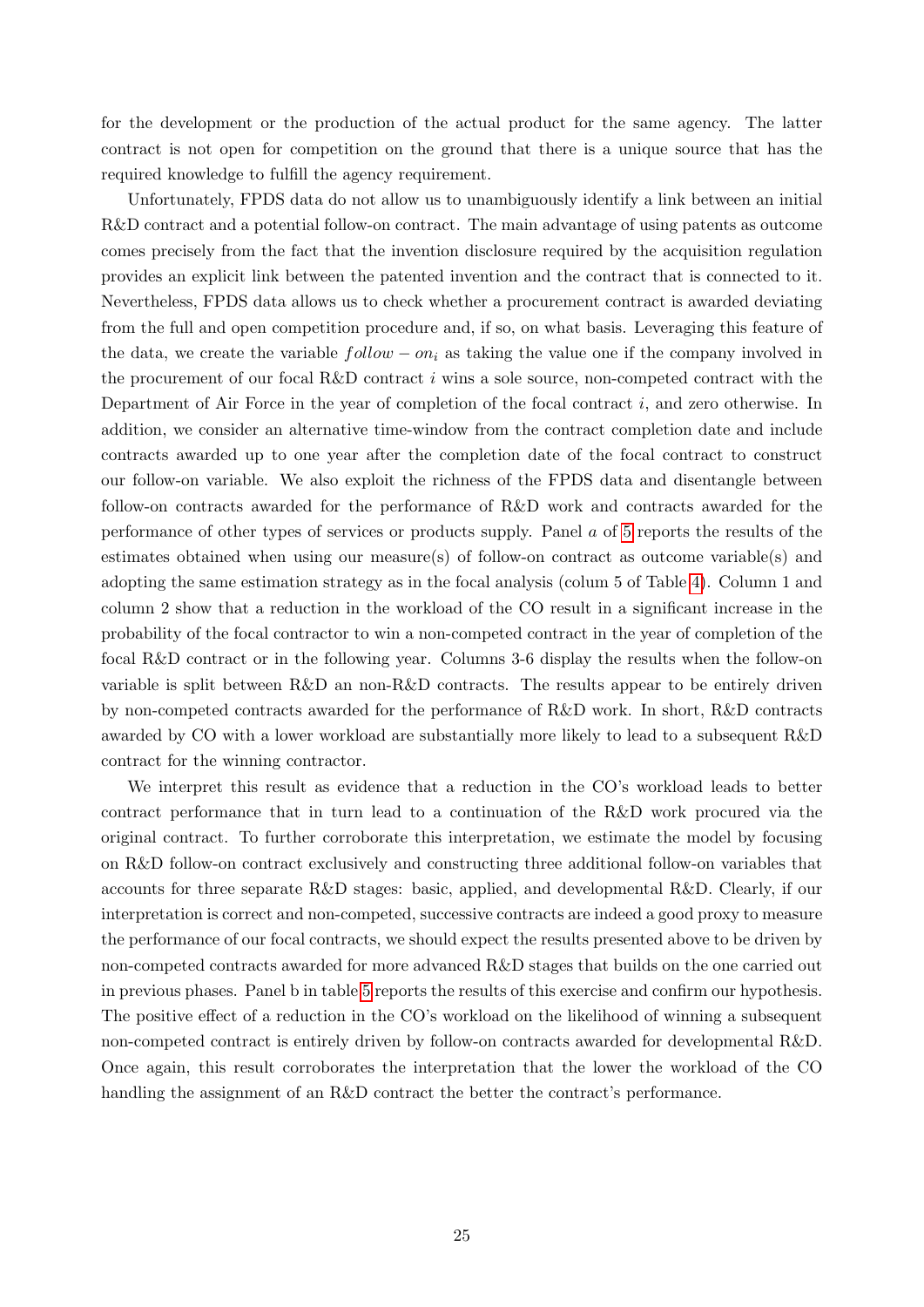for the development or the production of the actual product for the same agency. The latter contract is not open for competition on the ground that there is a unique source that has the required knowledge to fulfill the agency requirement.

Unfortunately, FPDS data do not allow us to unambiguously identify a link between an initial R&D contract and a potential follow-on contract. The main advantage of using patents as outcome comes precisely from the fact that the invention disclosure required by the acquisition regulation provides an explicit link between the patented invention and the contract that is connected to it. Nevertheless, FPDS data allows us to check whether a procurement contract is awarded deviating from the full and open competition procedure and, if so, on what basis. Leveraging this feature of the data, we create the variable $follow-on_i$ as taking the value one if the company involved in the procurement of our focal R&D contract $i$ wins a sole source, non-competed contract with the Department of Air Force in the year of completion of the focal contract $i$, and zero otherwise. In addition, we consider an alternative time-window from the contract completion date and include contracts awarded up to one year after the completion date of the focal contract to construct our follow-on variable. We also exploit the richness of the FPDS data and disentangle between follow-on contracts awarded for the performance of R&D work and contracts awarded for the performance of other types of services or products supply. Panel $a$ of 5 reports the results of the estimates obtained when using our measure(s) of follow-on contract as outcome variable(s) and adopting the same estimation strategy as in the focal analysis (colum 5 of Table 4). Column 1 and column 2 show that a reduction in the workload of the CO result in a significant increase in the probability of the focal contractor to win a non-competed contract in the year of completion of the focal R&D contract or in the following year. Columns 3-6 display the results when the follow-on variable is split between R&D an non-R&D contracts. The results appear to be entirely driven by non-competed contracts awarded for the performance of R&D work. In short, R&D contracts awarded by CO with a lower workload are substantially more likely to lead to a subsequent R&D contract for the winning contractor.

We interpret this result as evidence that a reduction in the CO's workload leads to better contract performance that in turn lead to a continuation of the R&D work procured via the original contract. To further corroborate this interpretation, we estimate the model by focusing on R&D follow-on contract exclusively and constructing three additional follow-on variables that accounts for three separate R&D stages: basic, applied, and developmental R&D. Clearly, if our interpretation is correct and non-competed, successive contracts are indeed a good proxy to measure the performance of our focal contracts, we should expect the results presented above to be driven by non-competed contracts awarded for more advanced R&D stages that builds on the one carried out in previous phases. Panel b in table 5 reports the results of this exercise and confirm our hypothesis. The positive effect of a reduction in the CO's workload on the likelihood of winning a subsequent non-competed contract is entirely driven by follow-on contracts awarded for developmental R&D. Once again, this result corroborates the interpretation that the lower the workload of the CO handling the assignment of an R&D contract the better the contract's performance.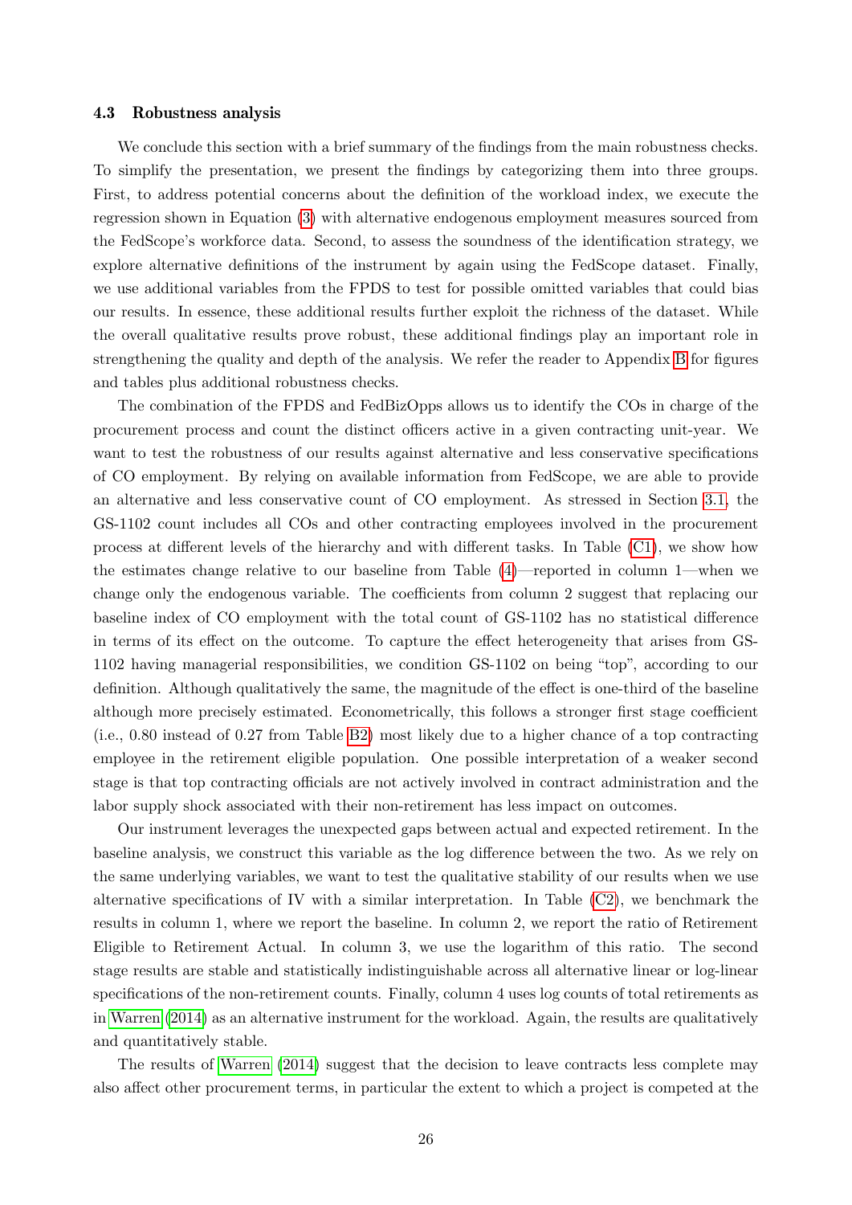### 4.3 Robustness analysis

We conclude this section with a brief summary of the findings from the main robustness checks. To simplify the presentation, we present the findings by categorizing them into three groups. First, to address potential concerns about the definition of the workload index, we execute the regression shown in Equation (3) with alternative endogenous employment measures sourced from the FedScope's workforce data. Second, to assess the soundness of the identification strategy, we explore alternative definitions of the instrument by again using the FedScope dataset. Finally, we use additional variables from the FPDS to test for possible omitted variables that could bias our results. In essence, these additional results further exploit the richness of the dataset. While the overall qualitative results prove robust, these additional findings play an important role in strengthening the quality and depth of the analysis. We refer the reader to Appendix B for figures and tables plus additional robustness checks.

The combination of the FPDS and FedBizOpps allows us to identify the COs in charge of the procurement process and count the distinct officers active in a given contracting unit-year. We want to test the robustness of our results against alternative and less conservative specifications of CO employment. By relying on available information from FedScope, we are able to provide an alternative and less conservative count of CO employment. As stressed in Section 3.1, the GS-1102 count includes all COs and other contracting employees involved in the procurement process at different levels of the hierarchy and with different tasks. In Table (C1), we show how the estimates change relative to our baseline from Table (4)—reported in column 1—when we change only the endogenous variable. The coefficients from column 2 suggest that replacing our baseline index of CO employment with the total count of GS-1102 has no statistical difference in terms of its effect on the outcome. To capture the effect heterogeneity that arises from GS-1102 having managerial responsibilities, we condition GS-1102 on being "top", according to our definition. Although qualitatively the same, the magnitude of the effect is one-third of the baseline although more precisely estimated. Econometrically, this follows a stronger first stage coefficient (i.e., 0.80 instead of 0.27 from Table B2) most likely due to a higher chance of a top contracting employee in the retirement eligible population. One possible interpretation of a weaker second stage is that top contracting officials are not actively involved in contract administration and the labor supply shock associated with their non-retirement has less impact on outcomes.

Our instrument leverages the unexpected gaps between actual and expected retirement. In the baseline analysis, we construct this variable as the log difference between the two. As we rely on the same underlying variables, we want to test the qualitative stability of our results when we use alternative specifications of IV with a similar interpretation. In Table (C2), we benchmark the results in column 1, where we report the baseline. In column 2, we report the ratio of Retirement Eligible to Retirement Actual. In column 3, we use the logarithm of this ratio. The second stage results are stable and statistically indistinguishable across all alternative linear or log-linear specifications of the non-retirement counts. Finally, column 4 uses log counts of total retirements as in Warren (2014) as an alternative instrument for the workload. Again, the results are qualitatively and quantitatively stable.

The results of Warren (2014) suggest that the decision to leave contracts less complete may also affect other procurement terms, in particular the extent to which a project is competed at the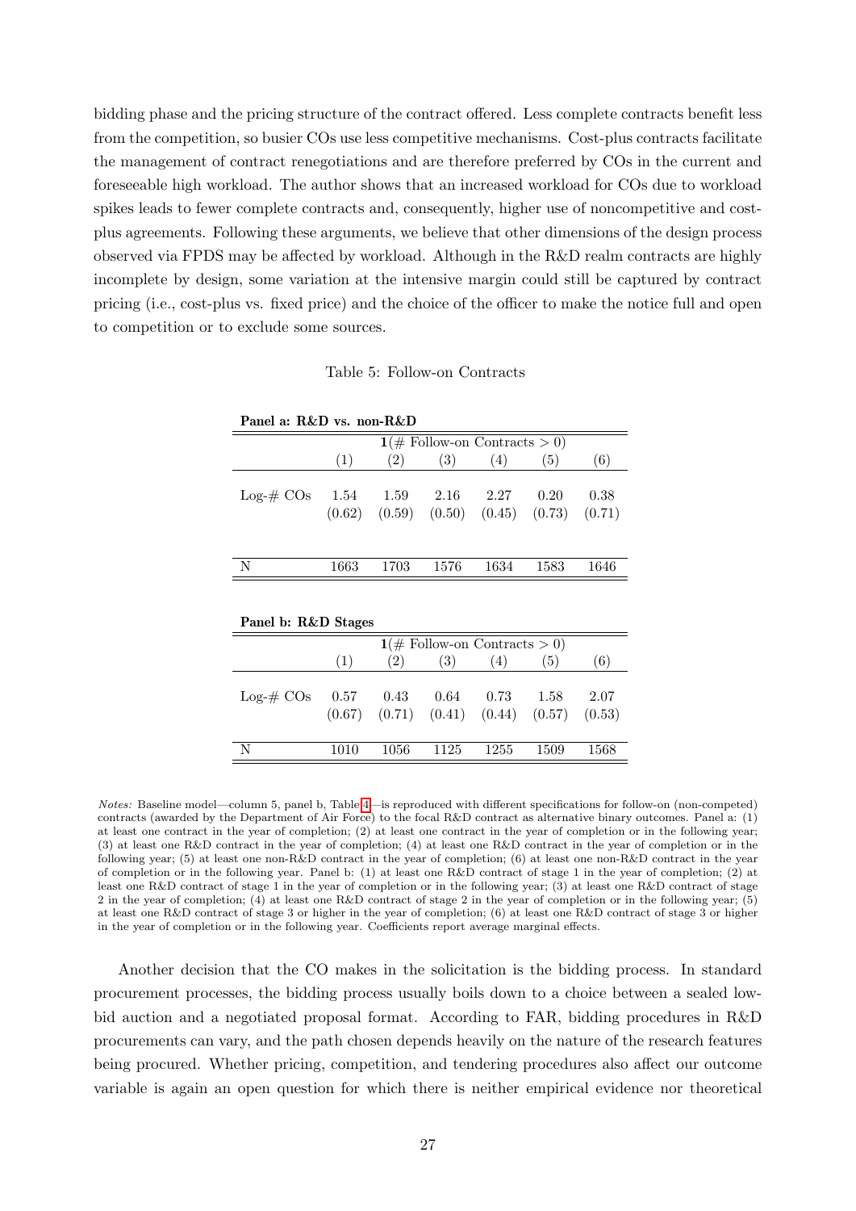bidding phase and the pricing structure of the contract offered. Less complete contracts benefit less from the competition, so busier COs use less competitive mechanisms. Cost-plus contracts facilitate the management of contract renegotiations and are therefore preferred by COs in the current and foreseeable high workload. The author shows that an increased workload for COs due to workload spikes leads to fewer complete contracts and, consequently, higher use of noncompetitive and cost-plus agreements. Following these arguments, we believe that other dimensions of the design process observed via FPDS may be affected by workload. Although in the R&D realm contracts are highly incomplete by design, some variation at the intensive margin could still be captured by contract pricing (i.e., cost-plus vs. fixed price) and the choice of the officer to make the notice full and open to competition or to exclude some sources.

Table 5: Follow-on Contracts

**Panel a: R&D vs. non-R&D**

| | $\mathbf{1}$(# Follow-on Contracts $> 0$) | | | | | |
|---|---|---|---|---|---|---|
| | (1) | (2) | (3) | (4) | (5) | (6) |
| Log-# COs | 1.54 | 1.59 | 2.16 | 2.27 | 0.20 | 0.38 |
| | (0.62) | (0.59) | (0.50) | (0.45) | (0.73) | (0.71) |
| N | 1663 | 1703 | 1576 | 1634 | 1583 | 1646 |

**Panel b: R&D Stages**

| | $\mathbf{1}$(# Follow-on Contracts $> 0$) | | | | | |
|---|---|---|---|---|---|---|
| | (1) | (2) | (3) | (4) | (5) | (6) |
| Log-# COs | 0.57 | 0.43 | 0.64 | 0.73 | 1.58 | 2.07 |
| | (0.67) | (0.71) | (0.41) | (0.44) | (0.57) | (0.53) |
| N | 1010 | 1056 | 1125 | 1255 | 1509 | 1568 |

*Notes:* Baseline model—column 5, panel b, Table 4—is reproduced with different specifications for follow-on (non-competed) contracts (awarded by the Department of Air Force) to the focal R&D contract as alternative binary outcomes. Panel a: (1) at least one contract in the year of completion; (2) at least one contract in the year of completion or in the following year; (3) at least one R&D contract in the year of completion; (4) at least one R&D contract in the year of completion or in the following year; (5) at least one non-R&D contract in the year of completion; (6) at least one non-R&D contract in the year of completion or in the following year. Panel b: (1) at least one R&D contract of stage 1 in the year of completion; (2) at least one R&D contract of stage 1 in the year of completion or in the following year; (3) at least one R&D contract of stage 2 in the year of completion; (4) at least one R&D contract of stage 2 in the year of completion or in the following year; (5) at least one R&D contract of stage 3 or higher in the year of completion; (6) at least one R&D contract of stage 3 or higher in the year of completion or in the following year. Coefficients report average marginal effects.

Another decision that the CO makes in the solicitation is the bidding process. In standard procurement processes, the bidding process usually boils down to a choice between a sealed low-bid auction and a negotiated proposal format. According to FAR, bidding procedures in R&D procurements can vary, and the path chosen depends heavily on the nature of the research features being procured. Whether pricing, competition, and tendering procedures also affect our outcome variable is again an open question for which there is neither empirical evidence nor theoretical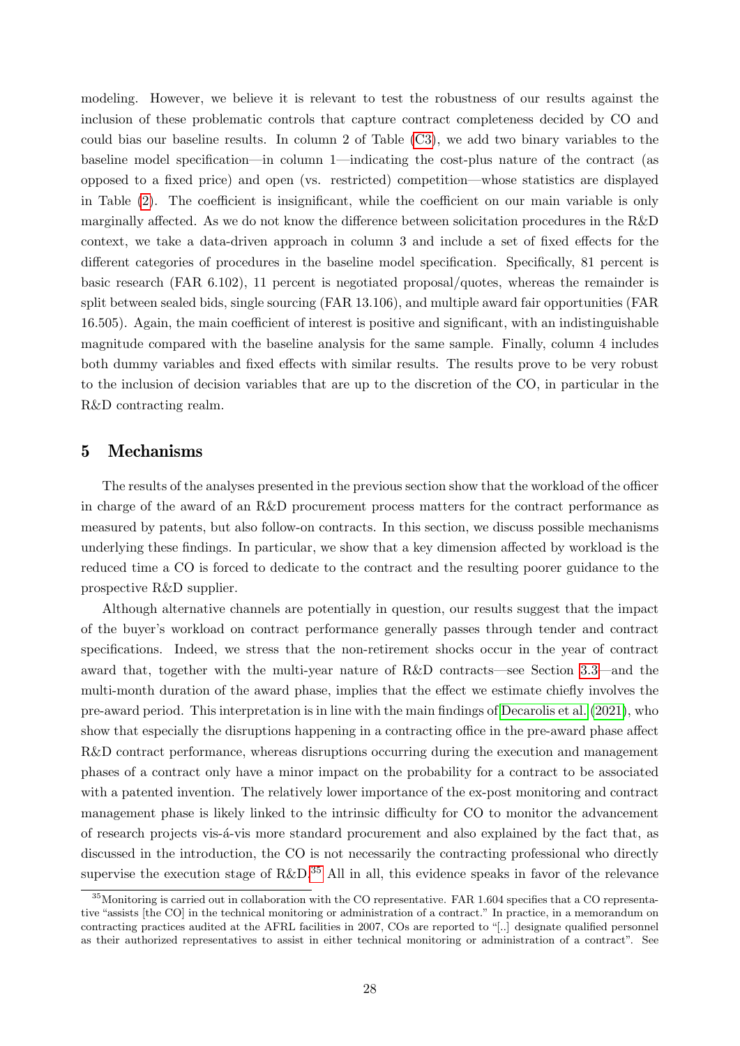modeling. However, we believe it is relevant to test the robustness of our results against the inclusion of these problematic controls that capture contract completeness decided by CO and could bias our baseline results. In column 2 of Table (C3), we add two binary variables to the baseline model specification—in column 1—indicating the cost-plus nature of the contract (as opposed to a fixed price) and open (vs. restricted) competition—whose statistics are displayed in Table (2). The coefficient is insignificant, while the coefficient on our main variable is only marginally affected. As we do not know the difference between solicitation procedures in the R&D context, we take a data-driven approach in column 3 and include a set of fixed effects for the different categories of procedures in the baseline model specification. Specifically, 81 percent is basic research (FAR 6.102), 11 percent is negotiated proposal/quotes, whereas the remainder is split between sealed bids, single sourcing (FAR 13.106), and multiple award fair opportunities (FAR 16.505). Again, the main coefficient of interest is positive and significant, with an indistinguishable magnitude compared with the baseline analysis for the same sample. Finally, column 4 includes both dummy variables and fixed effects with similar results. The results prove to be very robust to the inclusion of decision variables that are up to the discretion of the CO, in particular in the R&D contracting realm.

# 5 Mechanisms

The results of the analyses presented in the previous section show that the workload of the officer in charge of the award of an R&D procurement process matters for the contract performance as measured by patents, but also follow-on contracts. In this section, we discuss possible mechanisms underlying these findings. In particular, we show that a key dimension affected by workload is the reduced time a CO is forced to dedicate to the contract and the resulting poorer guidance to the prospective R&D supplier.

Although alternative channels are potentially in question, our results suggest that the impact of the buyer's workload on contract performance generally passes through tender and contract specifications. Indeed, we stress that the non-retirement shocks occur in the year of contract award that, together with the multi-year nature of R&D contracts—see Section 3.3—and the multi-month duration of the award phase, implies that the effect we estimate chiefly involves the pre-award period. This interpretation is in line with the main findings of Decarolis et al. (2021), who show that especially the disruptions happening in a contracting office in the pre-award phase affect R&D contract performance, whereas disruptions occurring during the execution and management phases of a contract only have a minor impact on the probability for a contract to be associated with a patented invention. The relatively lower importance of the ex-post monitoring and contract management phase is likely linked to the intrinsic difficulty for CO to monitor the advancement of research projects vis-á-vis more standard procurement and also explained by the fact that, as discussed in the introduction, the CO is not necessarily the contracting professional who directly supervise the execution stage of R&D.[35] All in all, this evidence speaks in favor of the relevance

[35] Monitoring is carried out in collaboration with the CO representative. FAR 1.604 specifies that a CO representative "assists [the CO] in the technical monitoring or administration of a contract." In practice, in a memorandum on contracting practices audited at the AFRL facilities in 2007, COs are reported to "[..] designate qualified personnel as their authorized representatives to assist in either technical monitoring or administration of a contract". See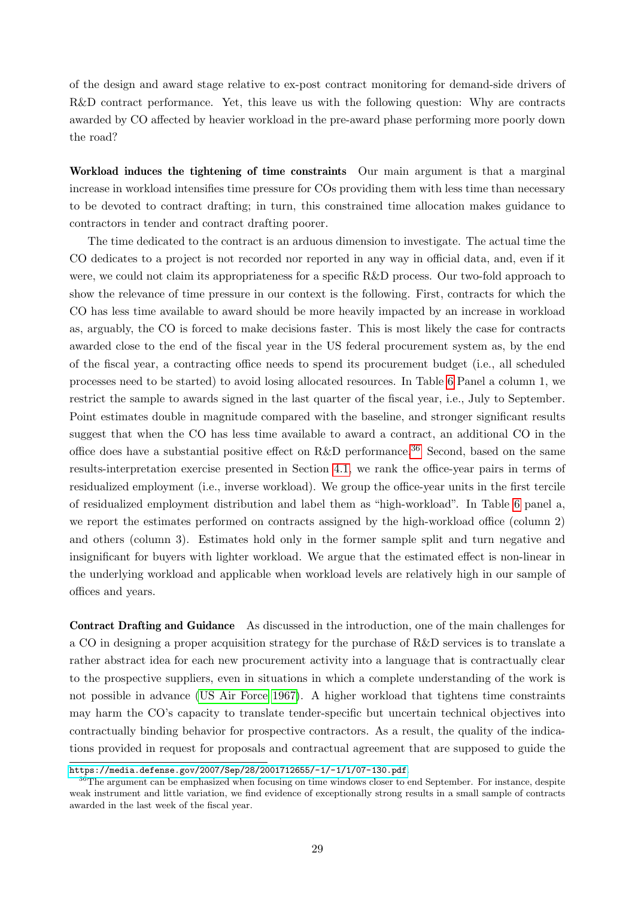of the design and award stage relative to ex-post contract monitoring for demand-side drivers of R&D contract performance. Yet, this leave us with the following question: Why are contracts awarded by CO affected by heavier workload in the pre-award phase performing more poorly down the road?

**Workload induces the tightening of time constraints** Our main argument is that a marginal increase in workload intensifies time pressure for COs providing them with less time than necessary to be devoted to contract drafting; in turn, this constrained time allocation makes guidance to contractors in tender and contract drafting poorer.

The time dedicated to the contract is an arduous dimension to investigate. The actual time the CO dedicates to a project is not recorded nor reported in any way in official data, and, even if it were, we could not claim its appropriateness for a specific R&D process. Our two-fold approach to show the relevance of time pressure in our context is the following. First, contracts for which the CO has less time available to award should be more heavily impacted by an increase in workload as, arguably, the CO is forced to make decisions faster. This is most likely the case for contracts awarded close to the end of the fiscal year in the US federal procurement system as, by the end of the fiscal year, a contracting office needs to spend its procurement budget (i.e., all scheduled processes need to be started) to avoid losing allocated resources. In Table 6 Panel a column 1, we restrict the sample to awards signed in the last quarter of the fiscal year, i.e., July to September. Point estimates double in magnitude compared with the baseline, and stronger significant results suggest that when the CO has less time available to award a contract, an additional CO in the office does have a substantial positive effect on R&D performance.[36] Second, based on the same results-interpretation exercise presented in Section 4.1, we rank the office-year pairs in terms of residualized employment (i.e., inverse workload). We group the office-year units in the first tercile of residualized employment distribution and label them as "high-workload". In Table 6 panel a, we report the estimates performed on contracts assigned by the high-workload office (column 2) and others (column 3). Estimates hold only in the former sample split and turn negative and insignificant for buyers with lighter workload. We argue that the estimated effect is non-linear in the underlying workload and applicable when workload levels are relatively high in our sample of offices and years.

**Contract Drafting and Guidance** As discussed in the introduction, one of the main challenges for a CO in designing a proper acquisition strategy for the purchase of R&D services is to translate a rather abstract idea for each new procurement activity into a language that is contractually clear to the prospective suppliers, even in situations in which a complete understanding of the work is not possible in advance (US Air Force 1967). A higher workload that tightens time constraints may harm the CO's capacity to translate tender-specific but uncertain technical objectives into contractually binding behavior for prospective contractors. As a result, the quality of the indications provided in request for proposals and contractual agreement that are supposed to guide the

https://media.defense.gov/2007/Sep/28/2001712655/-1/-1/1/07-130.pdf

[36] The argument can be emphasized when focusing on time windows closer to end September. For instance, despite weak instrument and little variation, we find evidence of exceptionally strong results in a small sample of contracts awarded in the last week of the fiscal year.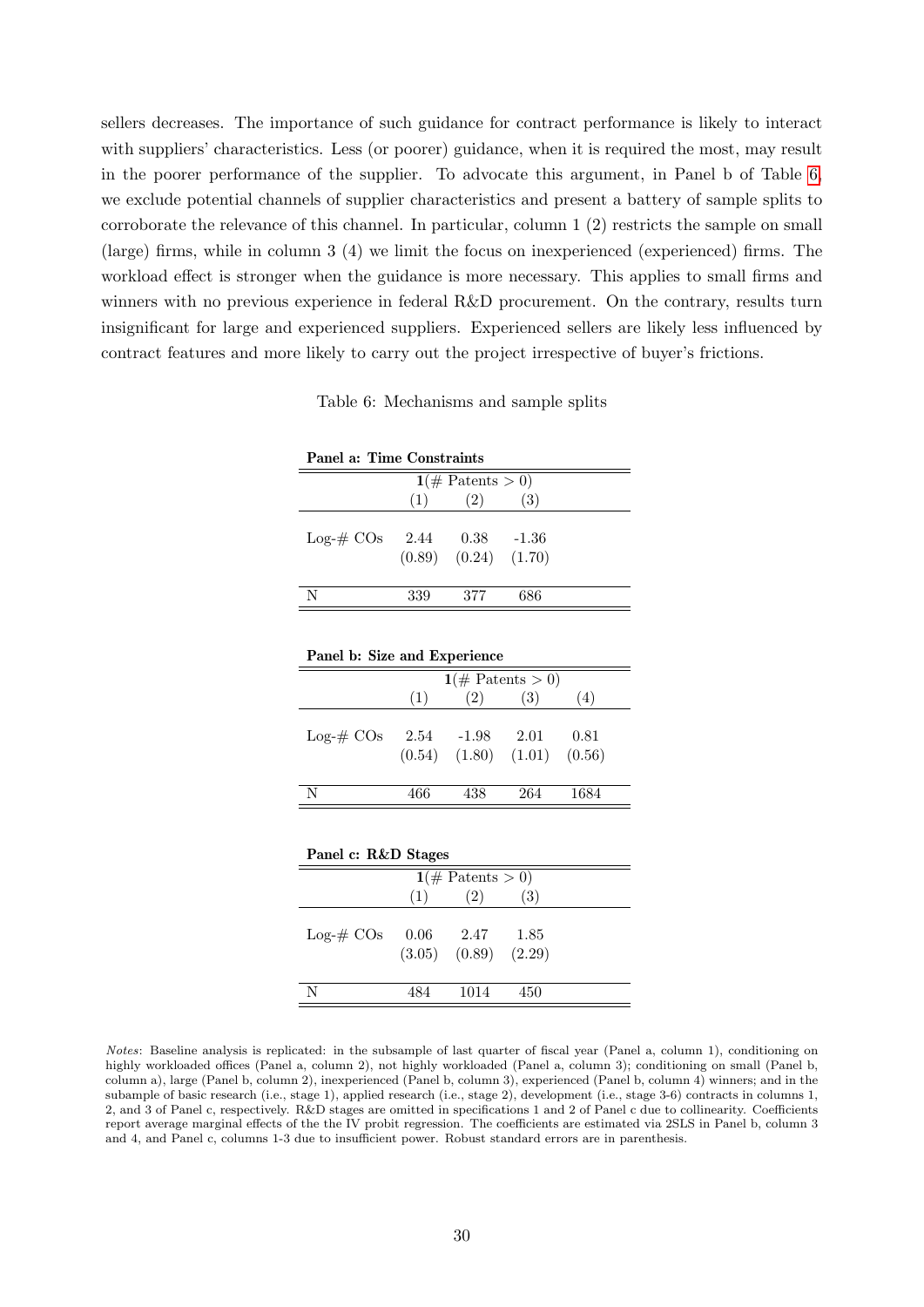sellers decreases. The importance of such guidance for contract performance is likely to interact with suppliers' characteristics. Less (or poorer) guidance, when it is required the most, may result in the poorer performance of the supplier. To advocate this argument, in Panel b of Table 6, we exclude potential channels of supplier characteristics and present a battery of sample splits to corroborate the relevance of this channel. In particular, column 1 (2) restricts the sample on small (large) firms, while in column 3 (4) we limit the focus on inexperienced (experienced) firms. The workload effect is stronger when the guidance is more necessary. This applies to small firms and winners with no previous experience in federal R&D procurement. On the contrary, results turn insignificant for large and experienced suppliers. Experienced sellers are likely less influenced by contract features and more likely to carry out the project irrespective of buyer's frictions.

Table 6: Mechanisms and sample splits

**Panel a: Time Constraints**

| | $\mathbf{1}(\#\text{ Patents} > 0)$ | | |
|---|---|---|---|
| | (1) | (2) | (3) |
| Log-# COs | 2.44 | 0.38 | -1.36 |
| | (0.89) | (0.24) | (1.70) |
| N | 339 | 377 | 686 |

**Panel b: Size and Experience**

| | $\mathbf{1}(\#\text{ Patents} > 0)$ | | | |
|---|---|---|---|---|
| | (1) | (2) | (3) | (4) |
| Log-# COs | 2.54 | -1.98 | 2.01 | 0.81 |
| | (0.54) | (1.80) | (1.01) | (0.56) |
| N | 466 | 438 | 264 | 1684 |

**Panel c: R&D Stages**

| | $\mathbf{1}(\#\text{ Patents} > 0)$ | | |
|---|---|---|---|
| | (1) | (2) | (3) |
| Log-# COs | 0.06 | 2.47 | 1.85 |
| | (3.05) | (0.89) | (2.29) |
| N | 484 | 1014 | 450 |

*Notes*: Baseline analysis is replicated: in the subsample of last quarter of fiscal year (Panel a, column 1), conditioning on highly workloaded offices (Panel a, column 2), not highly workloaded (Panel a, column 3); conditioning on small (Panel b, column a), large (Panel b, column 2), inexperienced (Panel b, column 3), experienced (Panel b, column 4) winners; and in the subsample of basic research (i.e., stage 1), applied research (i.e., stage 2), development (i.e., stage 3-6) contracts in columns 1, 2, and 3 of Panel c, respectively. R&D stages are omitted in specifications 1 and 2 of Panel c due to collinearity. Coefficients report average marginal effects of the the IV probit regression. The coefficients are estimated via 2SLS in Panel b, column 3 and 4, and Panel c, columns 1-3 due to insufficient power. Robust standard errors are in parenthesis.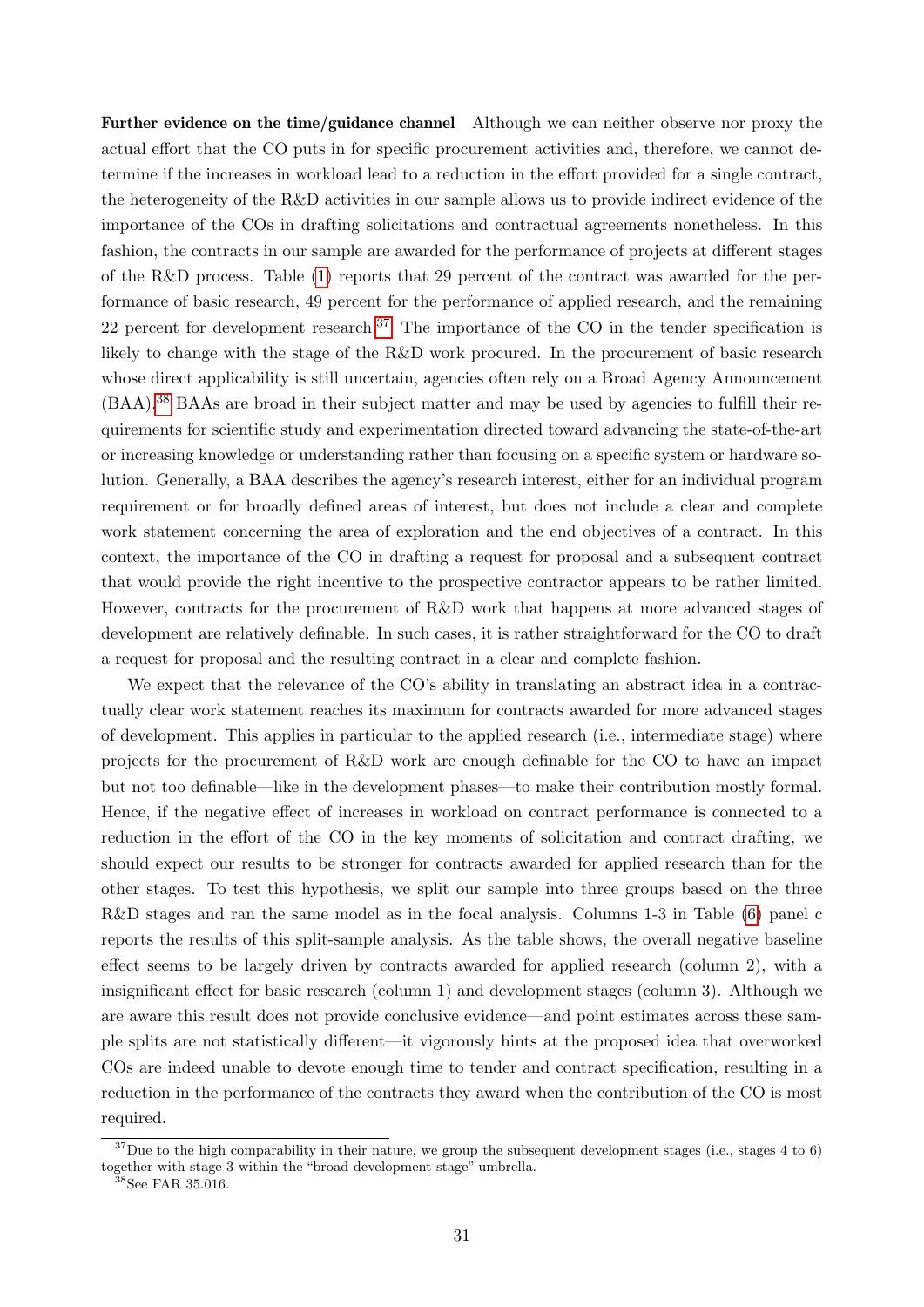**Further evidence on the time/guidance channel** Although we can neither observe nor proxy the actual effort that the CO puts in for specific procurement activities and, therefore, we cannot determine if the increases in workload lead to a reduction in the effort provided for a single contract, the heterogeneity of the R&D activities in our sample allows us to provide indirect evidence of the importance of the COs in drafting solicitations and contractual agreements nonetheless. In this fashion, the contracts in our sample are awarded for the performance of projects at different stages of the R&D process. Table (1) reports that 29 percent of the contract was awarded for the performance of basic research, 49 percent for the performance of applied research, and the remaining 22 percent for development research.[37] The importance of the CO in the tender specification is likely to change with the stage of the R&D work procured. In the procurement of basic research whose direct applicability is still uncertain, agencies often rely on a Broad Agency Announcement (BAA).[38] BAAs are broad in their subject matter and may be used by agencies to fulfill their requirements for scientific study and experimentation directed toward advancing the state-of-the-art or increasing knowledge or understanding rather than focusing on a specific system or hardware solution. Generally, a BAA describes the agency's research interest, either for an individual program requirement or for broadly defined areas of interest, but does not include a clear and complete work statement concerning the area of exploration and the end objectives of a contract. In this context, the importance of the CO in drafting a request for proposal and a subsequent contract that would provide the right incentive to the prospective contractor appears to be rather limited. However, contracts for the procurement of R&D work that happens at more advanced stages of development are relatively definable. In such cases, it is rather straightforward for the CO to draft a request for proposal and the resulting contract in a clear and complete fashion.

We expect that the relevance of the CO's ability in translating an abstract idea in a contractually clear work statement reaches its maximum for contracts awarded for more advanced stages of development. This applies in particular to the applied research (i.e., intermediate stage) where projects for the procurement of R&D work are enough definable for the CO to have an impact but not too definable—like in the development phases—to make their contribution mostly formal. Hence, if the negative effect of increases in workload on contract performance is connected to a reduction in the effort of the CO in the key moments of solicitation and contract drafting, we should expect our results to be stronger for contracts awarded for applied research than for the other stages. To test this hypothesis, we split our sample into three groups based on the three R&D stages and ran the same model as in the focal analysis. Columns 1-3 in Table (6) panel c reports the results of this split-sample analysis. As the table shows, the overall negative baseline effect seems to be largely driven by contracts awarded for applied research (column 2), with a insignificant effect for basic research (column 1) and development stages (column 3). Although we are aware this result does not provide conclusive evidence—and point estimates across these sample splits are not statistically different—it vigorously hints at the proposed idea that overworked COs are indeed unable to devote enough time to tender and contract specification, resulting in a reduction in the performance of the contracts they award when the contribution of the CO is most required.

[37] Due to the high comparability in their nature, we group the subsequent development stages (i.e., stages 4 to 6) together with stage 3 within the "broad development stage" umbrella.

[38] See FAR 35.016.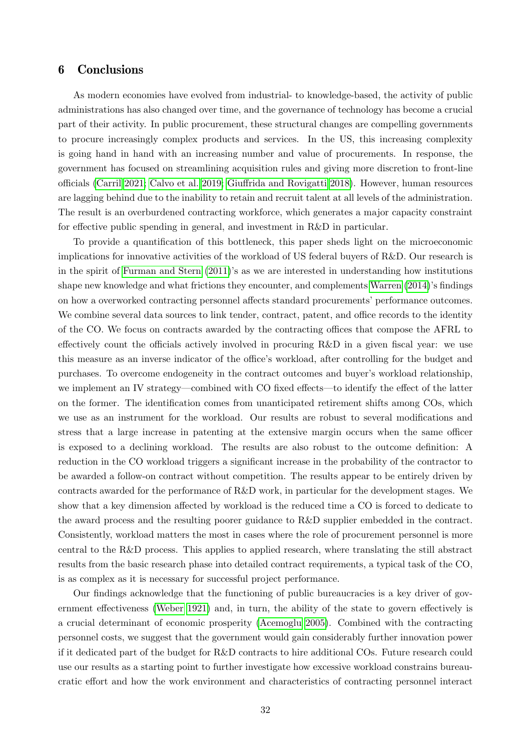## 6 Conclusions

As modern economies have evolved from industrial- to knowledge-based, the activity of public administrations has also changed over time, and the governance of technology has become a crucial part of their activity. In public procurement, these structural changes are compelling governments to procure increasingly complex products and services. In the US, this increasing complexity is going hand in hand with an increasing number and value of procurements. In response, the government has focused on streamlining acquisition rules and giving more discretion to front-line officials (Carril 2021; Calvo et al. 2019; Giuffrida and Rovigatti 2018). However, human resources are lagging behind due to the inability to retain and recruit talent at all levels of the administration. The result is an overburdened contracting workforce, which generates a major capacity constraint for effective public spending in general, and investment in R&D in particular.

To provide a quantification of this bottleneck, this paper sheds light on the microeconomic implications for innovative activities of the workload of US federal buyers of R&D. Our research is in the spirit of Furman and Stern (2011)'s as we are interested in understanding how institutions shape new knowledge and what frictions they encounter, and complements Warren (2014)'s findings on how a overworked contracting personnel affects standard procurements' performance outcomes. We combine several data sources to link tender, contract, patent, and office records to the identity of the CO. We focus on contracts awarded by the contracting offices that compose the AFRL to effectively count the officials actively involved in procuring R&D in a given fiscal year: we use this measure as an inverse indicator of the office's workload, after controlling for the budget and purchases. To overcome endogeneity in the contract outcomes and buyer's workload relationship, we implement an IV strategy—combined with CO fixed effects—to identify the effect of the latter on the former. The identification comes from unanticipated retirement shifts among COs, which we use as an instrument for the workload. Our results are robust to several modifications and stress that a large increase in patenting at the extensive margin occurs when the same officer is exposed to a declining workload. The results are also robust to the outcome definition: A reduction in the CO workload triggers a significant increase in the probability of the contractor to be awarded a follow-on contract without competition. The results appear to be entirely driven by contracts awarded for the performance of R&D work, in particular for the development stages. We show that a key dimension affected by workload is the reduced time a CO is forced to dedicate to the award process and the resulting poorer guidance to R&D supplier embedded in the contract. Consistently, workload matters the most in cases where the role of procurement personnel is more central to the R&D process. This applies to applied research, where translating the still abstract results from the basic research phase into detailed contract requirements, a typical task of the CO, is as complex as it is necessary for successful project performance.

Our findings acknowledge that the functioning of public bureaucracies is a key driver of government effectiveness (Weber 1921) and, in turn, the ability of the state to govern effectively is a crucial determinant of economic prosperity (Acemoglu 2005). Combined with the contracting personnel costs, we suggest that the government would gain considerably further innovation power if it dedicated part of the budget for R&D contracts to hire additional COs. Future research could use our results as a starting point to further investigate how excessive workload constrains bureaucratic effort and how the work environment and characteristics of contracting personnel interact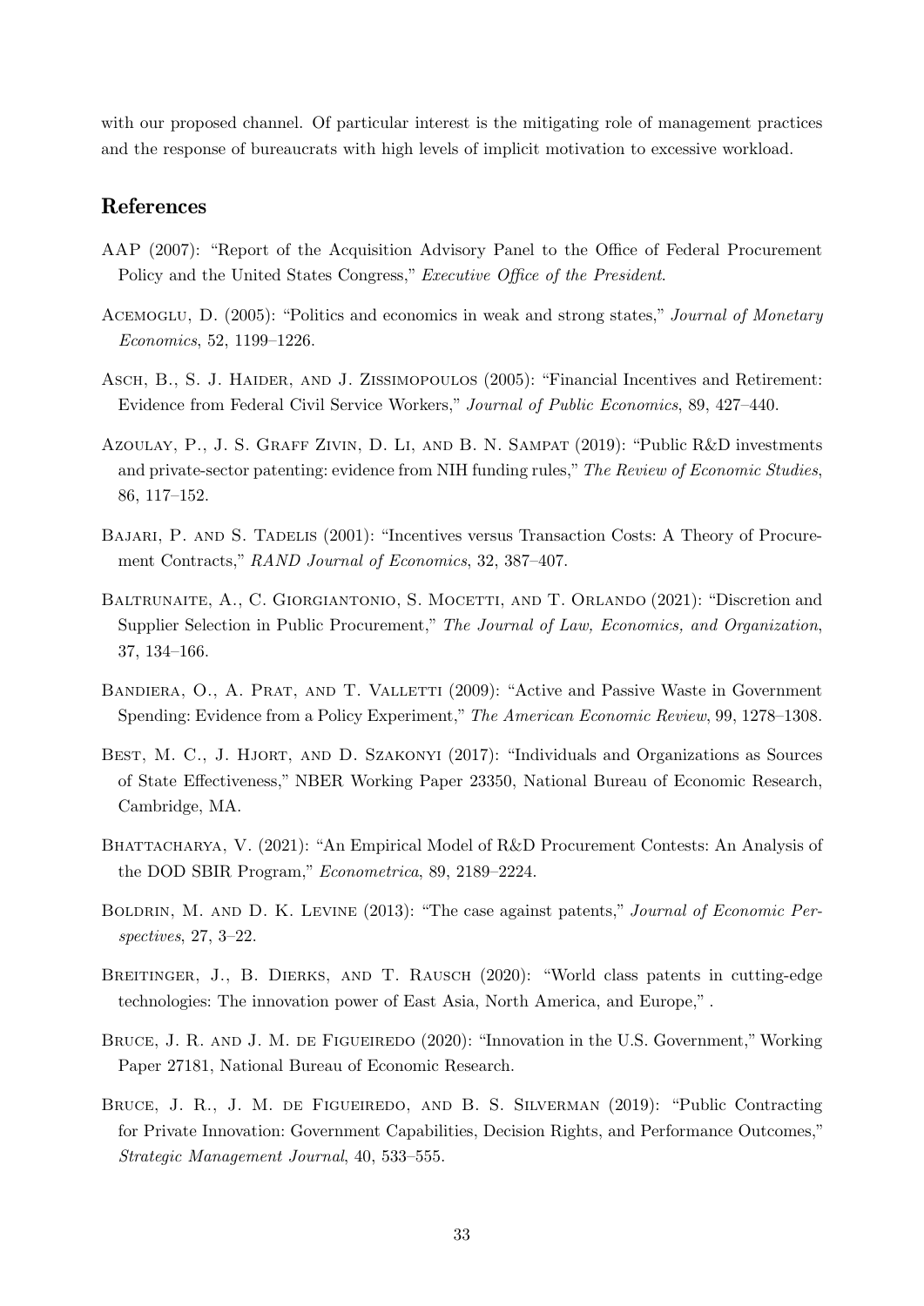with our proposed channel. Of particular interest is the mitigating role of management practices and the response of bureaucrats with high levels of implicit motivation to excessive workload.

## References

AAP (2007): "Report of the Acquisition Advisory Panel to the Office of Federal Procurement Policy and the United States Congress," *Executive Office of the President*.

Acemoglu, D. (2005): "Politics and economics in weak and strong states," *Journal of Monetary Economics*, 52, 1199–1226.

Asch, B., S. J. Haider, and J. Zissimopoulos (2005): "Financial Incentives and Retirement: Evidence from Federal Civil Service Workers," *Journal of Public Economics*, 89, 427–440.

Azoulay, P., J. S. Graff Zivin, D. Li, and B. N. Sampat (2019): "Public R&D investments and private-sector patenting: evidence from NIH funding rules," *The Review of Economic Studies*, 86, 117–152.

Bajari, P. and S. Tadelis (2001): "Incentives versus Transaction Costs: A Theory of Procurement Contracts," *RAND Journal of Economics*, 32, 387–407.

Baltrunaite, A., C. Giorgiantonio, S. Mocetti, and T. Orlando (2021): "Discretion and Supplier Selection in Public Procurement," *The Journal of Law, Economics, and Organization*, 37, 134–166.

Bandiera, O., A. Prat, and T. Valletti (2009): "Active and Passive Waste in Government Spending: Evidence from a Policy Experiment," *The American Economic Review*, 99, 1278–1308.

Best, M. C., J. Hjort, and D. Szakonyi (2017): "Individuals and Organizations as Sources of State Effectiveness," NBER Working Paper 23350, National Bureau of Economic Research, Cambridge, MA.

Bhattacharya, V. (2021): "An Empirical Model of R&D Procurement Contests: An Analysis of the DOD SBIR Program," *Econometrica*, 89, 2189–2224.

Boldrin, M. and D. K. Levine (2013): "The case against patents," *Journal of Economic Perspectives*, 27, 3–22.

Breitinger, J., B. Dierks, and T. Rausch (2020): "World class patents in cutting-edge technologies: The innovation power of East Asia, North America, and Europe," .

Bruce, J. R. and J. M. de Figueiredo (2020): "Innovation in the U.S. Government," Working Paper 27181, National Bureau of Economic Research.

Bruce, J. R., J. M. de Figueiredo, and B. S. Silverman (2019): "Public Contracting for Private Innovation: Government Capabilities, Decision Rights, and Performance Outcomes," *Strategic Management Journal*, 40, 533–555.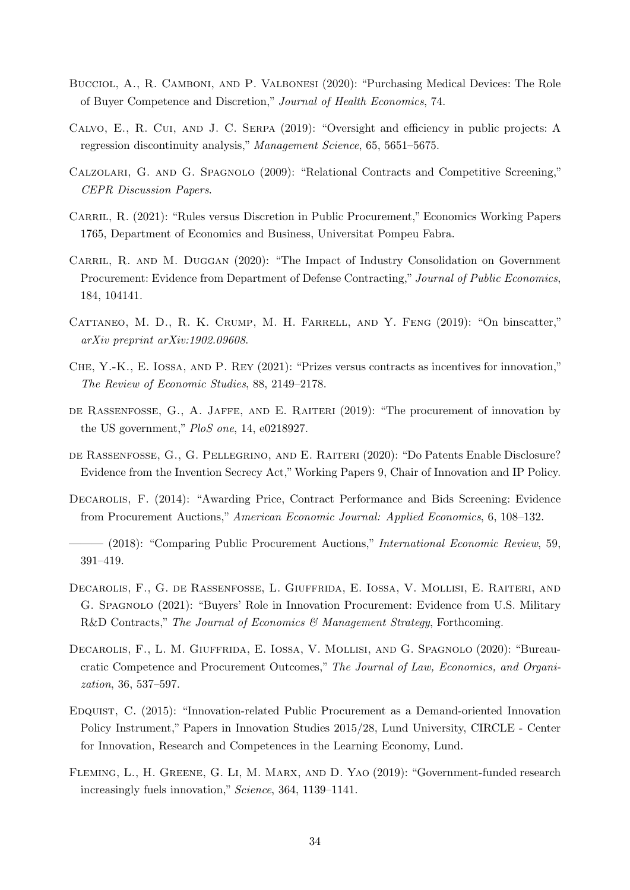Bucciol, A., R. Camboni, and P. Valbonesi (2020): "Purchasing Medical Devices: The Role of Buyer Competence and Discretion," *Journal of Health Economics*, 74.

Calvo, E., R. Cui, and J. C. Serpa (2019): "Oversight and efficiency in public projects: A regression discontinuity analysis," *Management Science*, 65, 5651–5675.

Calzolari, G. and G. Spagnolo (2009): "Relational Contracts and Competitive Screening," *CEPR Discussion Papers*.

Carril, R. (2021): "Rules versus Discretion in Public Procurement," Economics Working Papers 1765, Department of Economics and Business, Universitat Pompeu Fabra.

Carril, R. and M. Duggan (2020): "The Impact of Industry Consolidation on Government Procurement: Evidence from Department of Defense Contracting," *Journal of Public Economics*, 184, 104141.

Cattaneo, M. D., R. K. Crump, M. H. Farrell, and Y. Feng (2019): "On binscatter," *arXiv preprint arXiv:1902.09608*.

Che, Y.-K., E. Iossa, and P. Rey (2021): "Prizes versus contracts as incentives for innovation," *The Review of Economic Studies*, 88, 2149–2178.

de Rassenfosse, G., A. Jaffe, and E. Raiteri (2019): "The procurement of innovation by the US government," *PloS one*, 14, e0218927.

de Rassenfosse, G., G. Pellegrino, and E. Raiteri (2020): "Do Patents Enable Disclosure? Evidence from the Invention Secrecy Act," Working Papers 9, Chair of Innovation and IP Policy.

Decarolis, F. (2014): "Awarding Price, Contract Performance and Bids Screening: Evidence from Procurement Auctions," *American Economic Journal: Applied Economics*, 6, 108–132.

——— (2018): "Comparing Public Procurement Auctions," *International Economic Review*, 59, 391–419.

Decarolis, F., G. de Rassenfosse, L. Giuffrida, E. Iossa, V. Mollisi, E. Raiteri, and G. Spagnolo (2021): "Buyers' Role in Innovation Procurement: Evidence from U.S. Military R&D Contracts," *The Journal of Economics & Management Strategy*, Forthcoming.

Decarolis, F., L. M. Giuffrida, E. Iossa, V. Mollisi, and G. Spagnolo (2020): "Bureaucratic Competence and Procurement Outcomes," *The Journal of Law, Economics, and Organization*, 36, 537–597.

Edquist, C. (2015): "Innovation-related Public Procurement as a Demand-oriented Innovation Policy Instrument," Papers in Innovation Studies 2015/28, Lund University, CIRCLE - Center for Innovation, Research and Competences in the Learning Economy, Lund.

Fleming, L., H. Greene, G. Li, M. Marx, and D. Yao (2019): "Government-funded research increasingly fuels innovation," *Science*, 364, 1139–1141.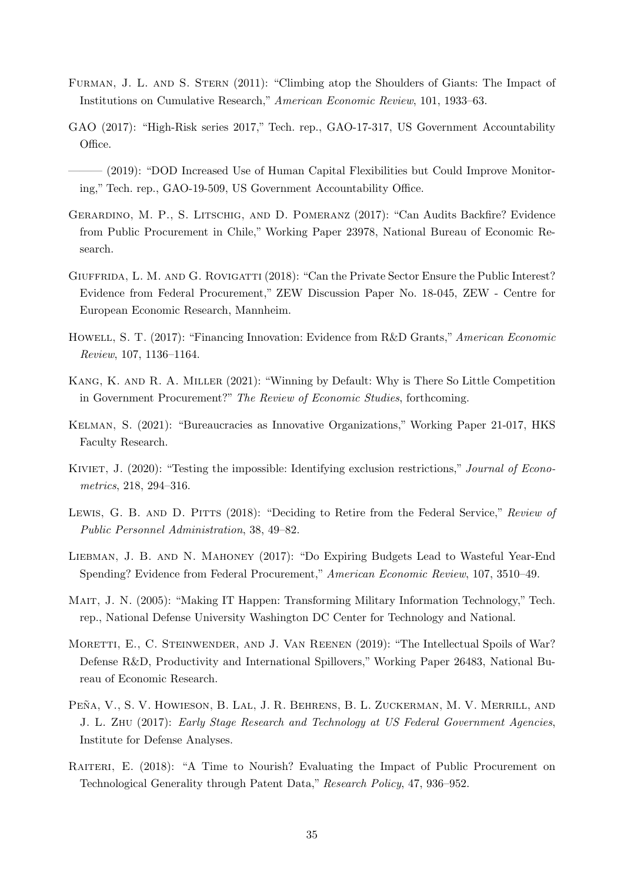Furman, J. L. and S. Stern (2011): "Climbing atop the Shoulders of Giants: The Impact of Institutions on Cumulative Research," *American Economic Review*, 101, 1933–63.

GAO (2017): "High-Risk series 2017," Tech. rep., GAO-17-317, US Government Accountability Office.

——— (2019): "DOD Increased Use of Human Capital Flexibilities but Could Improve Monitoring," Tech. rep., GAO-19-509, US Government Accountability Office.

Gerardino, M. P., S. Litschig, and D. Pomeranz (2017): "Can Audits Backfire? Evidence from Public Procurement in Chile," Working Paper 23978, National Bureau of Economic Research.

Giuffrida, L. M. and G. Rovigatti (2018): "Can the Private Sector Ensure the Public Interest? Evidence from Federal Procurement," ZEW Discussion Paper No. 18-045, ZEW - Centre for European Economic Research, Mannheim.

Howell, S. T. (2017): "Financing Innovation: Evidence from R&D Grants," *American Economic Review*, 107, 1136–1164.

Kang, K. and R. A. Miller (2021): "Winning by Default: Why is There So Little Competition in Government Procurement?" *The Review of Economic Studies*, forthcoming.

Kelman, S. (2021): "Bureaucracies as Innovative Organizations," Working Paper 21-017, HKS Faculty Research.

Kiviet, J. (2020): "Testing the impossible: Identifying exclusion restrictions," *Journal of Econometrics*, 218, 294–316.

Lewis, G. B. and D. Pitts (2018): "Deciding to Retire from the Federal Service," *Review of Public Personnel Administration*, 38, 49–82.

Liebman, J. B. and N. Mahoney (2017): "Do Expiring Budgets Lead to Wasteful Year-End Spending? Evidence from Federal Procurement," *American Economic Review*, 107, 3510–49.

Mait, J. N. (2005): "Making IT Happen: Transforming Military Information Technology," Tech. rep., National Defense University Washington DC Center for Technology and National.

Moretti, E., C. Steinwender, and J. Van Reenen (2019): "The Intellectual Spoils of War? Defense R&D, Productivity and International Spillovers," Working Paper 26483, National Bureau of Economic Research.

Peña, V., S. V. Howieson, B. Lal, J. R. Behrens, B. L. Zuckerman, M. V. Merrill, and J. L. Zhu (2017): *Early Stage Research and Technology at US Federal Government Agencies*, Institute for Defense Analyses.

Raiteri, E. (2018): "A Time to Nourish? Evaluating the Impact of Public Procurement on Technological Generality through Patent Data," *Research Policy*, 47, 936–952.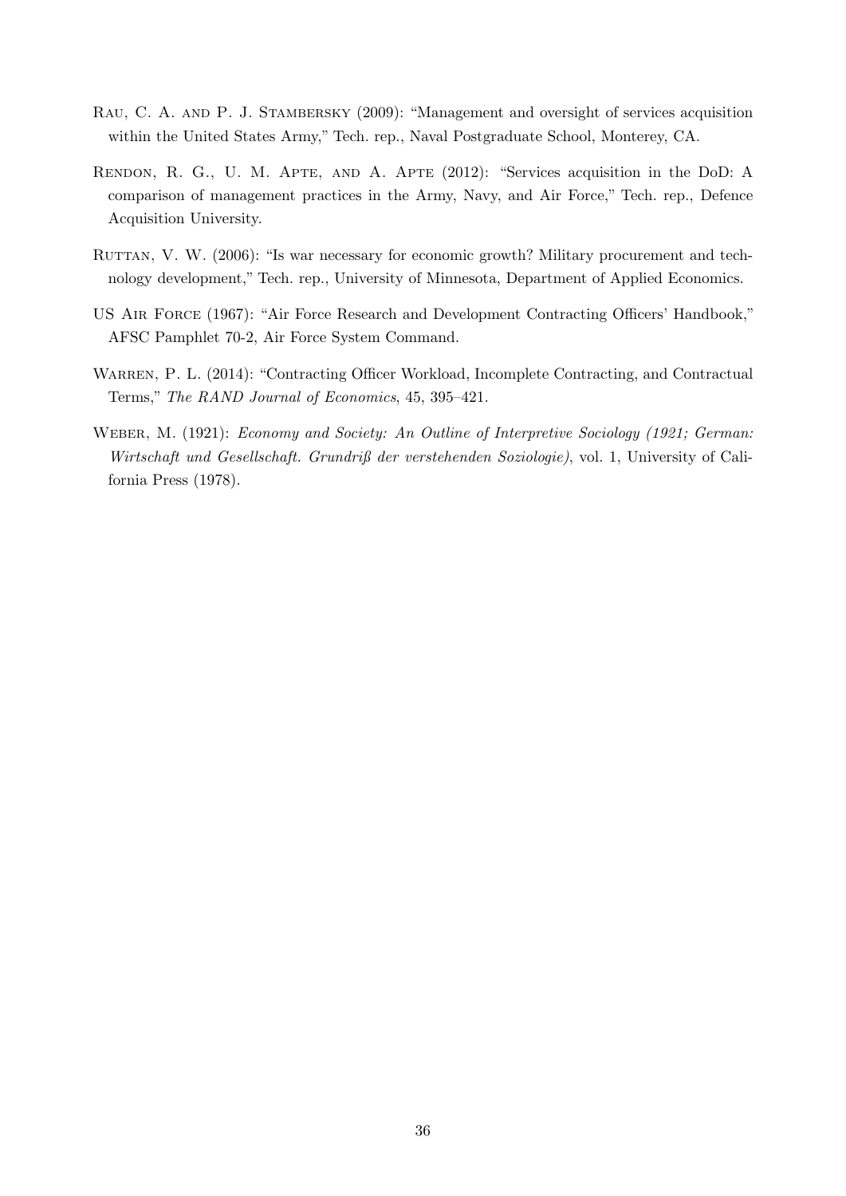Rau, C. A. and P. J. Stambersky (2009): "Management and oversight of services acquisition within the United States Army," Tech. rep., Naval Postgraduate School, Monterey, CA.

Rendon, R. G., U. M. Apte, and A. Apte (2012): "Services acquisition in the DoD: A comparison of management practices in the Army, Navy, and Air Force," Tech. rep., Defence Acquisition University.

Ruttan, V. W. (2006): "Is war necessary for economic growth? Military procurement and technology development," Tech. rep., University of Minnesota, Department of Applied Economics.

US Air Force (1967): "Air Force Research and Development Contracting Officers' Handbook," AFSC Pamphlet 70-2, Air Force System Command.

Warren, P. L. (2014): "Contracting Officer Workload, Incomplete Contracting, and Contractual Terms," *The RAND Journal of Economics*, 45, 395–421.

Weber, M. (1921): *Economy and Society: An Outline of Interpretive Sociology (1921; German: Wirtschaft und Gesellschaft. Grundriß der verstehenden Soziologie)*, vol. 1, University of California Press (1978).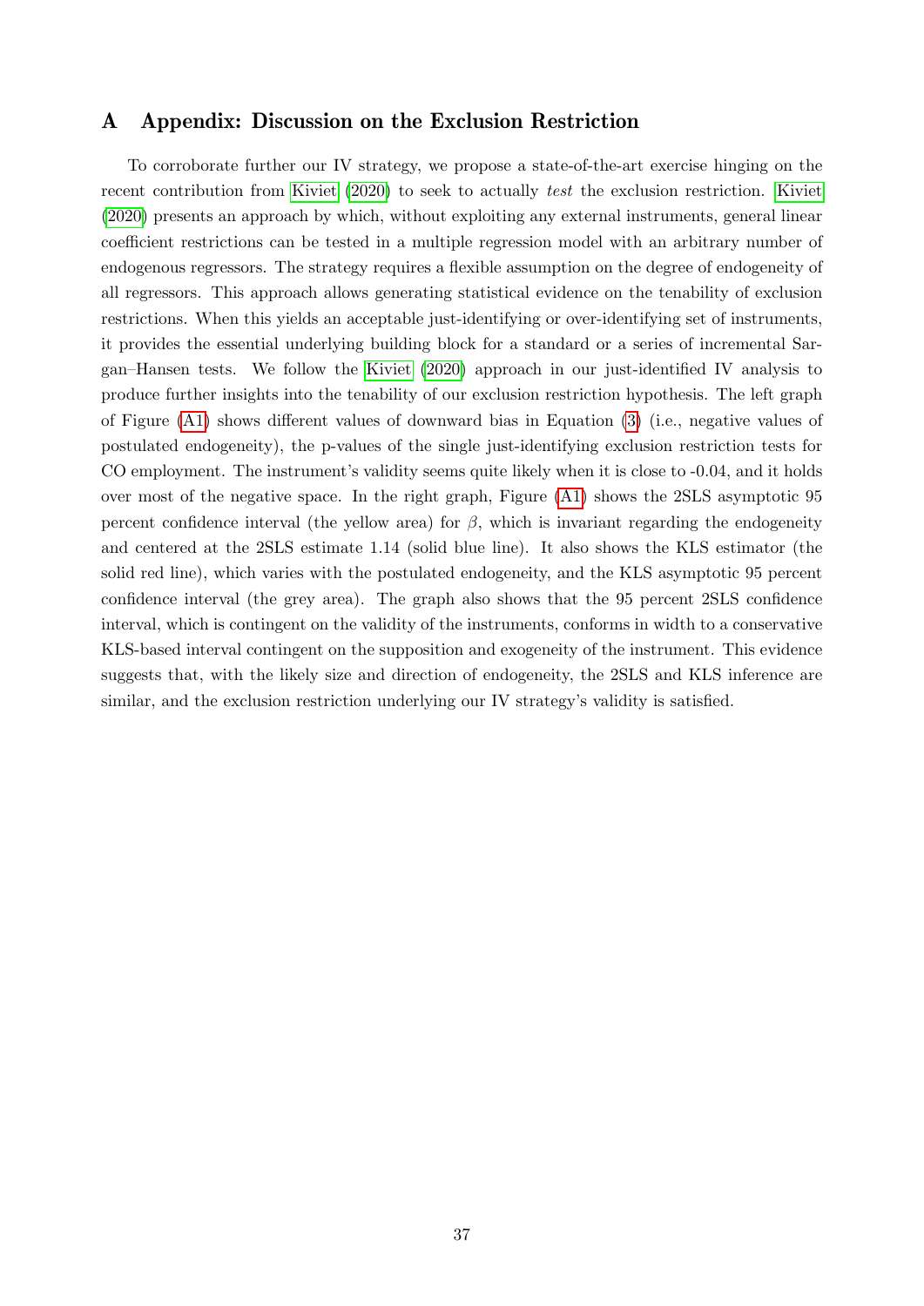# A Appendix: Discussion on the Exclusion Restriction

To corroborate further our IV strategy, we propose a state-of-the-art exercise hinging on the recent contribution from Kiviet (2020) to seek to actually *test* the exclusion restriction. Kiviet (2020) presents an approach by which, without exploiting any external instruments, general linear coefficient restrictions can be tested in a multiple regression model with an arbitrary number of endogenous regressors. The strategy requires a flexible assumption on the degree of endogeneity of all regressors. This approach allows generating statistical evidence on the tenability of exclusion restrictions. When this yields an acceptable just-identifying or over-identifying set of instruments, it provides the essential underlying building block for a standard or a series of incremental Sargan–Hansen tests. We follow the Kiviet (2020) approach in our just-identified IV analysis to produce further insights into the tenability of our exclusion restriction hypothesis. The left graph of Figure (A1) shows different values of downward bias in Equation (3) (i.e., negative values of postulated endogeneity), the p-values of the single just-identifying exclusion restriction tests for CO employment. The instrument's validity seems quite likely when it is close to -0.04, and it holds over most of the negative space. In the right graph, Figure (A1) shows the 2SLS asymptotic 95 percent confidence interval (the yellow area) for $\beta$, which is invariant regarding the endogeneity and centered at the 2SLS estimate 1.14 (solid blue line). It also shows the KLS estimator (the solid red line), which varies with the postulated endogeneity, and the KLS asymptotic 95 percent confidence interval (the grey area). The graph also shows that the 95 percent 2SLS confidence interval, which is contingent on the validity of the instruments, conforms in width to a conservative KLS-based interval contingent on the supposition and exogeneity of the instrument. This evidence suggests that, with the likely size and direction of endogeneity, the 2SLS and KLS inference are similar, and the exclusion restriction underlying our IV strategy's validity is satisfied.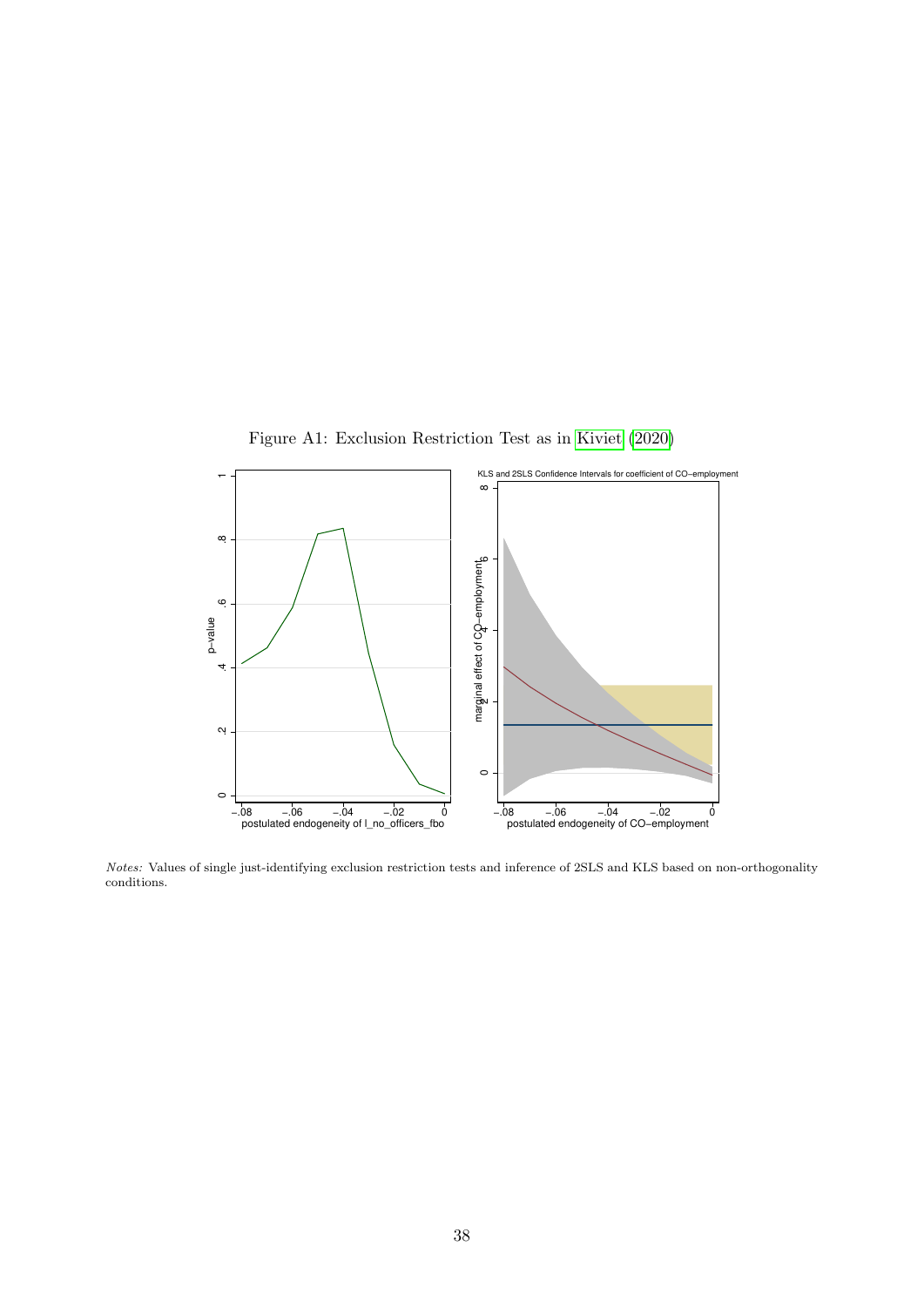Figure A1: Exclusion Restriction Test as in Kiviet (2020)

*Notes:* Values of single just-identifying exclusion restriction tests and inference of 2SLS and KLS based on non-orthogonality conditions.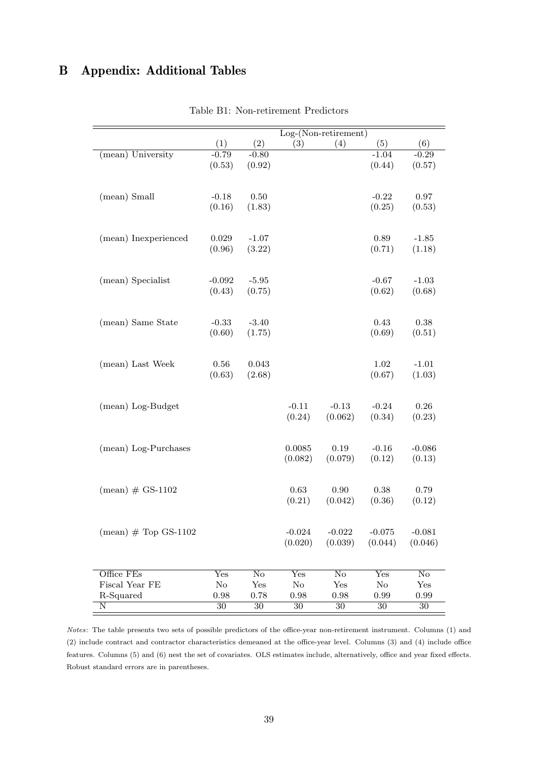# B Appendix: Additional Tables

Table B1: Non-retirement Predictors

| | Log-(Non-retirement) | | | | | |
|---|---|---|---|---|---|---|
| | (1) | (2) | (3) | (4) | (5) | (6) |
| (mean) University | -0.79 | -0.80 | | | -1.04 | -0.29 |
| | (0.53) | (0.92) | | | (0.44) | (0.57) |
| (mean) Small | -0.18 | 0.50 | | | -0.22 | 0.97 |
| | (0.16) | (1.83) | | | (0.25) | (0.53) |
| (mean) Inexperienced | 0.029 | -1.07 | | | 0.89 | -1.85 |
| | (0.96) | (3.22) | | | (0.71) | (1.18) |
| (mean) Specialist | -0.092 | -5.95 | | | -0.67 | -1.03 |
| | (0.43) | (0.75) | | | (0.62) | (0.68) |
| (mean) Same State | -0.33 | -3.40 | | | 0.43 | 0.38 |
| | (0.60) | (1.75) | | | (0.69) | (0.51) |
| (mean) Last Week | 0.56 | 0.043 | | | 1.02 | -1.01 |
| | (0.63) | (2.68) | | | (0.67) | (1.03) |
| (mean) Log-Budget | | | -0.11 | -0.13 | -0.24 | 0.26 |
| | | | (0.24) | (0.062) | (0.34) | (0.23) |
| (mean) Log-Purchases | | | 0.0085 | 0.19 | -0.16 | -0.086 |
| | | | (0.082) | (0.079) | (0.12) | (0.13) |
| (mean) # GS-1102 | | | 0.63 | 0.90 | 0.38 | 0.79 |
| | | | (0.21) | (0.042) | (0.36) | (0.12) |
| (mean) # Top GS-1102 | | | -0.024 | -0.022 | -0.075 | -0.081 |
| | | | (0.020) | (0.039) | (0.044) | (0.046) |
| Office FEs | Yes | No | Yes | No | Yes | No |
| Fiscal Year FE | No | Yes | No | Yes | No | Yes |
| R-Squared | 0.98 | 0.78 | 0.98 | 0.98 | 0.99 | 0.99 |
| N | 30 | 30 | 30 | 30 | 30 | 30 |

*Notes*: The table presents two sets of possible predictors of the office-year non-retirement instrument. Columns (1) and (2) include contract and contractor characteristics demeaned at the office-year level. Columns (3) and (4) include office features. Columns (5) and (6) nest the set of covariates. OLS estimates include, alternatively, office and year fixed effects. Robust standard errors are in parentheses.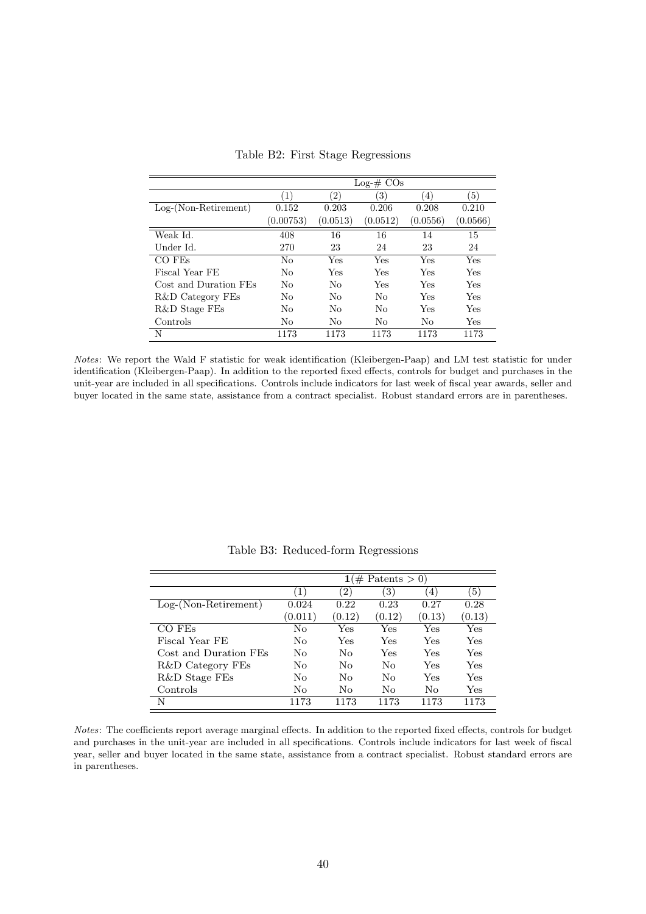Table B2: First Stage Regressions

| | Log-# COs | | | | |
|---|---|---|---|---|---|
| | (1) | (2) | (3) | (4) | (5) |
| Log-(Non-Retirement) | 0.152 | 0.203 | 0.206 | 0.208 | 0.210 |
| | (0.00753) | (0.0513) | (0.0512) | (0.0556) | (0.0566) |
| Weak Id. | 408 | 16 | 16 | 14 | 15 |
| Under Id. | 270 | 23 | 24 | 23 | 24 |
| CO FEs | No | Yes | Yes | Yes | Yes |
| Fiscal Year FE | No | Yes | Yes | Yes | Yes |
| Cost and Duration FEs | No | No | Yes | Yes | Yes |
| R&D Category FEs | No | No | No | Yes | Yes |
| R&D Stage FEs | No | No | No | Yes | Yes |
| Controls | No | No | No | No | Yes |
| N | 1173 | 1173 | 1173 | 1173 | 1173 |

*Notes*: We report the Wald F statistic for weak identification (Kleibergen-Paap) and LM test statistic for under identification (Kleibergen-Paap). In addition to the reported fixed effects, controls for budget and purchases in the unit-year are included in all specifications. Controls include indicators for last week of fiscal year awards, seller and buyer located in the same state, assistance from a contract specialist. Robust standard errors are in parentheses.

Table B3: Reduced-form Regressions

| | $\mathbf{1}(\#\text{ Patents} > 0)$ | | | | |
|---|---|---|---|---|---|
| | (1) | (2) | (3) | (4) | (5) |
| Log-(Non-Retirement) | 0.024 | 0.22 | 0.23 | 0.27 | 0.28 |
| | (0.011) | (0.12) | (0.12) | (0.13) | (0.13) |
| CO FEs | No | Yes | Yes | Yes | Yes |
| Fiscal Year FE | No | Yes | Yes | Yes | Yes |
| Cost and Duration FEs | No | No | Yes | Yes | Yes |
| R&D Category FEs | No | No | No | Yes | Yes |
| R&D Stage FEs | No | No | No | Yes | Yes |
| Controls | No | No | No | No | Yes |
| N | 1173 | 1173 | 1173 | 1173 | 1173 |

*Notes*: The coefficients report average marginal effects. In addition to the reported fixed effects, controls for budget and purchases in the unit-year are included in all specifications. Controls include indicators for last week of fiscal year, seller and buyer located in the same state, assistance from a contract specialist. Robust standard errors are in parentheses.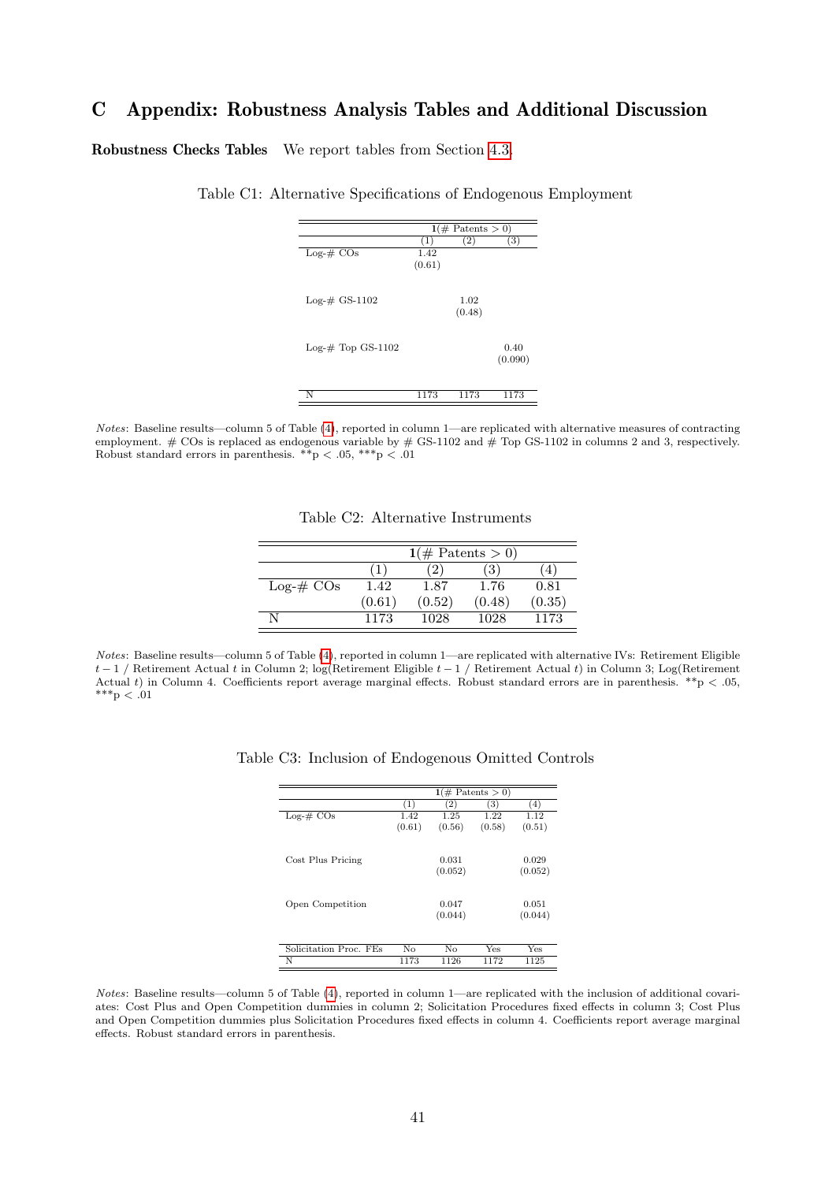# C Appendix: Robustness Analysis Tables and Additional Discussion

**Robustness Checks Tables** We report tables from Section 4.3.

Table C1: Alternative Specifications of Endogenous Employment

| | $\mathbf{1}(\#\text{ Patents} > 0)$ | | |
|---|---|---|---|
| | (1) | (2) | (3) |
| Log-# COs | 1.42 | | |
| | (0.61) | | |
| Log-# GS-1102 | | 1.02 | |
| | | (0.48) | |
| Log-# Top GS-1102 | | | 0.40 |
| | | | (0.090) |
| N | 1173 | 1173 | 1173 |

*Notes*: Baseline results—column 5 of Table (4), reported in column 1—are replicated with alternative measures of contracting employment. # COs is replaced as endogenous variable by # GS-1102 and # Top GS-1102 in columns 2 and 3, respectively. Robust standard errors in parenthesis. **p < .05, ***p < .01

Table C2: Alternative Instruments

| | $\mathbf{1}(\#\text{ Patents} > 0)$ | | | |
|---|---|---|---|---|
| | (1) | (2) | (3) | (4) |
| Log-# COs | 1.42 | 1.87 | 1.76 | 0.81 |
| | (0.61) | (0.52) | (0.48) | (0.35) |
| N | 1173 | 1028 | 1028 | 1173 |

*Notes*: Baseline results—column 5 of Table (4), reported in column 1—are replicated with alternative IVs: Retirement Eligible $t-1$ / Retirement Actual $t$ in Column 2; log(Retirement Eligible $t-1$ / Retirement Actual $t$) in Column 3; Log(Retirement Actual $t$) in Column 4. Coefficients report average marginal effects. Robust standard errors are in parenthesis. **p < .05, ***p < .01

Table C3: Inclusion of Endogenous Omitted Controls

| | $\mathbf{1}(\#\text{ Patents} > 0)$ | | | |
|---|---|---|---|---|
| | (1) | (2) | (3) | (4) |
| Log-# COs | 1.42 | 1.25 | 1.22 | 1.12 |
| | (0.61) | (0.56) | (0.58) | (0.51) |
| Cost Plus Pricing | | 0.031 | | 0.029 |
| | | (0.052) | | (0.052) |
| Open Competition | | 0.047 | | 0.051 |
| | | (0.044) | | (0.044) |
| Solicitation Proc. FEs | No | No | Yes | Yes |
| N | 1173 | 1126 | 1172 | 1125 |

*Notes*: Baseline results—column 5 of Table (4), reported in column 1—are replicated with the inclusion of additional covariates: Cost Plus and Open Competition dummies in column 2; Solicitation Procedures fixed effects in column 3; Cost Plus and Open Competition dummies plus Solicitation Procedures fixed effects in column 4. Coefficients report average marginal effects. Robust standard errors in parenthesis.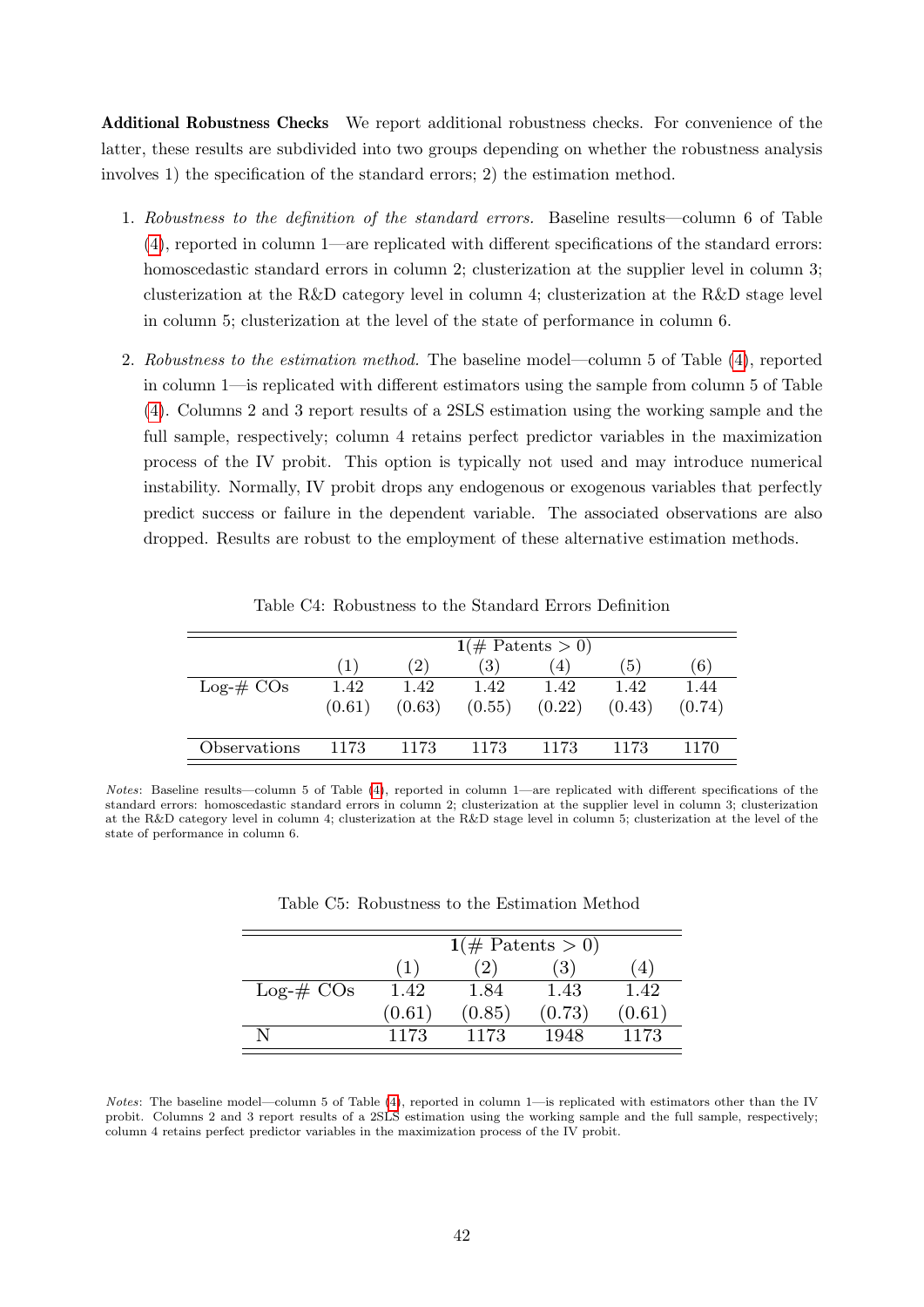**Additional Robustness Checks** We report additional robustness checks. For convenience of the latter, these results are subdivided into two groups depending on whether the robustness analysis involves 1) the specification of the standard errors; 2) the estimation method.

1. *Robustness to the definition of the standard errors.* Baseline results—column 6 of Table (4), reported in column 1—are replicated with different specifications of the standard errors: homoscedastic standard errors in column 2; clusterization at the supplier level in column 3; clusterization at the R&D category level in column 4; clusterization at the R&D stage level in column 5; clusterization at the level of the state of performance in column 6.

2. *Robustness to the estimation method.* The baseline model—column 5 of Table (4), reported in column 1—is replicated with different estimators using the sample from column 5 of Table (4). Columns 2 and 3 report results of a 2SLS estimation using the working sample and the full sample, respectively; column 4 retains perfect predictor variables in the maximization process of the IV probit. This option is typically not used and may introduce numerical instability. Normally, IV probit drops any endogenous or exogenous variables that perfectly predict success or failure in the dependent variable. The associated observations are also dropped. Results are robust to the employment of these alternative estimation methods.

Table C4: Robustness to the Standard Errors Definition

| | $\mathbf{1}(\#\text{ Patents} > 0)$ | | | | | |
|---|---|---|---|---|---|---|
| | (1) | (2) | (3) | (4) | (5) | (6) |
| Log-# COs | 1.42 | 1.42 | 1.42 | 1.42 | 1.42 | 1.44 |
| | (0.61) | (0.63) | (0.55) | (0.22) | (0.43) | (0.74) |
| Observations | 1173 | 1173 | 1173 | 1173 | 1173 | 1170 |

*Notes*: Baseline results—column 5 of Table (4), reported in column 1—are replicated with different specifications of the standard errors: homoscedastic standard errors in column 2; clusterization at the supplier level in column 3; clusterization at the R&D category level in column 4; clusterization at the R&D stage level in column 5; clusterization at the level of the state of performance in column 6.

Table C5: Robustness to the Estimation Method

| | $\mathbf{1}(\#\text{ Patents} > 0)$ | | | |
|---|---|---|---|---|
| | (1) | (2) | (3) | (4) |
| Log-# COs | 1.42 | 1.84 | 1.43 | 1.42 |
| | (0.61) | (0.85) | (0.73) | (0.61) |
| N | 1173 | 1173 | 1948 | 1173 |

*Notes*: The baseline model—column 5 of Table (4), reported in column 1—is replicated with estimators other than the IV probit. Columns 2 and 3 report results of a 2SLS estimation using the working sample and the full sample, respectively; column 4 retains perfect predictor variables in the maximization process of the IV probit.